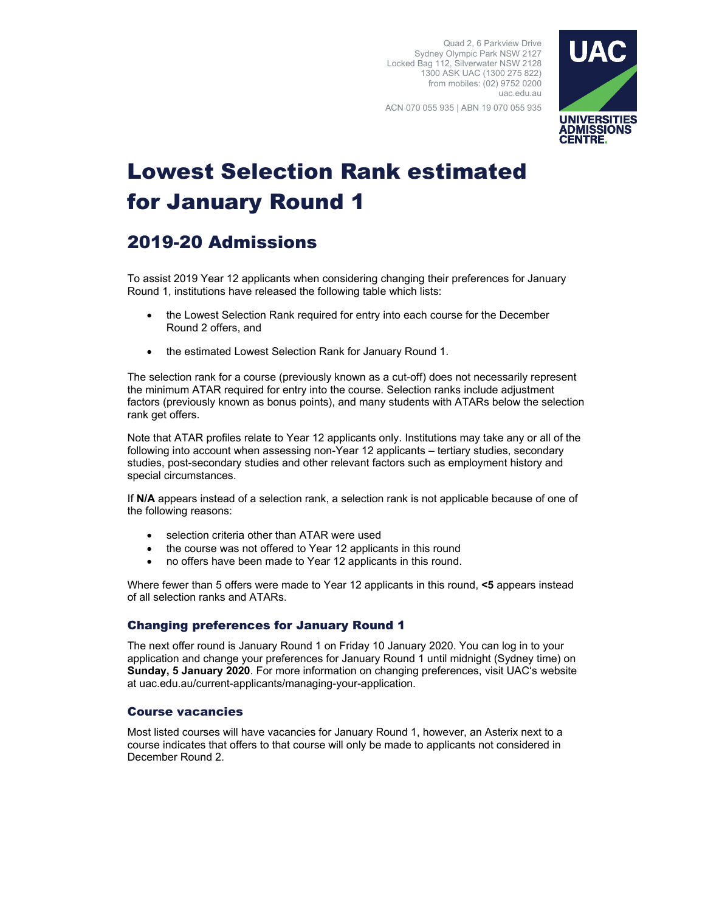Quad 2, 6 Parkview Drive
Sydney Olympic Park NSW 2127
Locked Bag 112, Silverwater NSW 2128
1300 ASK UAC (1300 275 822)
from mobiles: (02) 9752 0200
uac.edu.au

ACN 070 055 935 | ABN 19 070 055 935

UAC
UNIVERSITIES ADMISSIONS CENTRE.

# Lowest Selection Rank estimated for January Round 1

## 2019-20 Admissions

To assist 2019 Year 12 applicants when considering changing their preferences for January Round 1, institutions have released the following table which lists:

- the Lowest Selection Rank required for entry into each course for the December Round 2 offers, and
- the estimated Lowest Selection Rank for January Round 1.

The selection rank for a course (previously known as a cut-off) does not necessarily represent the minimum ATAR required for entry into the course. Selection ranks include adjustment factors (previously known as bonus points), and many students with ATARs below the selection rank get offers.

Note that ATAR profiles relate to Year 12 applicants only. Institutions may take any or all of the following into account when assessing non-Year 12 applicants – tertiary studies, secondary studies, post-secondary studies and other relevant factors such as employment history and special circumstances.

If **N/A** appears instead of a selection rank, a selection rank is not applicable because of one of the following reasons:

- selection criteria other than ATAR were used
- the course was not offered to Year 12 applicants in this round
- no offers have been made to Year 12 applicants in this round.

Where fewer than 5 offers were made to Year 12 applicants in this round, **<5** appears instead of all selection ranks and ATARs.

### Changing preferences for January Round 1

The next offer round is January Round 1 on Friday 10 January 2020. You can log in to your application and change your preferences for January Round 1 until midnight (Sydney time) on **Sunday, 5 January 2020**. For more information on changing preferences, visit UAC's website at uac.edu.au/current-applicants/managing-your-application.

### Course vacancies

Most listed courses will have vacancies for January Round 1, however, an Asterix next to a course indicates that offers to that course will only be made to applicants not considered in December Round 2.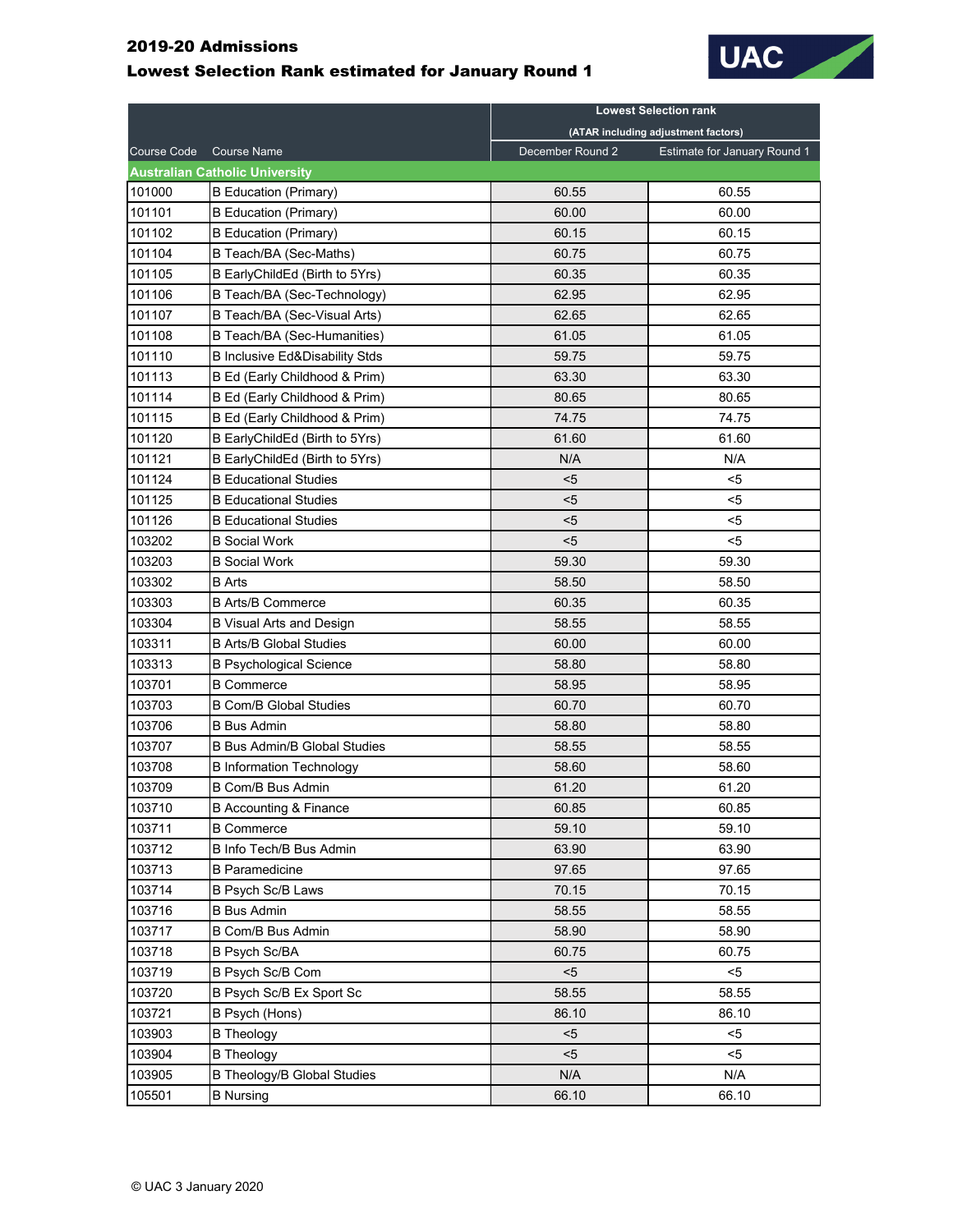## 2019-20 Admissions

### Lowest Selection Rank estimated for January Round 1

| Course Code | Course Name | Lowest Selection rank (ATAR including adjustment factors) December Round 2 | Estimate for January Round 1 |
|---|---|---|---|
| **Australian Catholic University** | | | |
| 101000 | B Education (Primary) | 60.55 | 60.55 |
| 101101 | B Education (Primary) | 60.00 | 60.00 |
| 101102 | B Education (Primary) | 60.15 | 60.15 |
| 101104 | B Teach/BA (Sec-Maths) | 60.75 | 60.75 |
| 101105 | B EarlyChildEd (Birth to 5Yrs) | 60.35 | 60.35 |
| 101106 | B Teach/BA (Sec-Technology) | 62.95 | 62.95 |
| 101107 | B Teach/BA (Sec-Visual Arts) | 62.65 | 62.65 |
| 101108 | B Teach/BA (Sec-Humanities) | 61.05 | 61.05 |
| 101110 | B Inclusive Ed&Disability Stds | 59.75 | 59.75 |
| 101113 | B Ed (Early Childhood & Prim) | 63.30 | 63.30 |
| 101114 | B Ed (Early Childhood & Prim) | 80.65 | 80.65 |
| 101115 | B Ed (Early Childhood & Prim) | 74.75 | 74.75 |
| 101120 | B EarlyChildEd (Birth to 5Yrs) | 61.60 | 61.60 |
| 101121 | B EarlyChildEd (Birth to 5Yrs) | N/A | N/A |
| 101124 | B Educational Studies | <5 | <5 |
| 101125 | B Educational Studies | <5 | <5 |
| 101126 | B Educational Studies | <5 | <5 |
| 103202 | B Social Work | <5 | <5 |
| 103203 | B Social Work | 59.30 | 59.30 |
| 103302 | B Arts | 58.50 | 58.50 |
| 103303 | B Arts/B Commerce | 60.35 | 60.35 |
| 103304 | B Visual Arts and Design | 58.55 | 58.55 |
| 103311 | B Arts/B Global Studies | 60.00 | 60.00 |
| 103313 | B Psychological Science | 58.80 | 58.80 |
| 103701 | B Commerce | 58.95 | 58.95 |
| 103703 | B Com/B Global Studies | 60.70 | 60.70 |
| 103706 | B Bus Admin | 58.80 | 58.80 |
| 103707 | B Bus Admin/B Global Studies | 58.55 | 58.55 |
| 103708 | B Information Technology | 58.60 | 58.60 |
| 103709 | B Com/B Bus Admin | 61.20 | 61.20 |
| 103710 | B Accounting & Finance | 60.85 | 60.85 |
| 103711 | B Commerce | 59.10 | 59.10 |
| 103712 | B Info Tech/B Bus Admin | 63.90 | 63.90 |
| 103713 | B Paramedicine | 97.65 | 97.65 |
| 103714 | B Psych Sc/B Laws | 70.15 | 70.15 |
| 103716 | B Bus Admin | 58.55 | 58.55 |
| 103717 | B Com/B Bus Admin | 58.90 | 58.90 |
| 103718 | B Psych Sc/BA | 60.75 | 60.75 |
| 103719 | B Psych Sc/B Com | <5 | <5 |
| 103720 | B Psych Sc/B Ex Sport Sc | 58.55 | 58.55 |
| 103721 | B Psych (Hons) | 86.10 | 86.10 |
| 103903 | B Theology | <5 | <5 |
| 103904 | B Theology | <5 | <5 |
| 103905 | B Theology/B Global Studies | N/A | N/A |
| 105501 | B Nursing | 66.10 | 66.10 |

© UAC 3 January 2020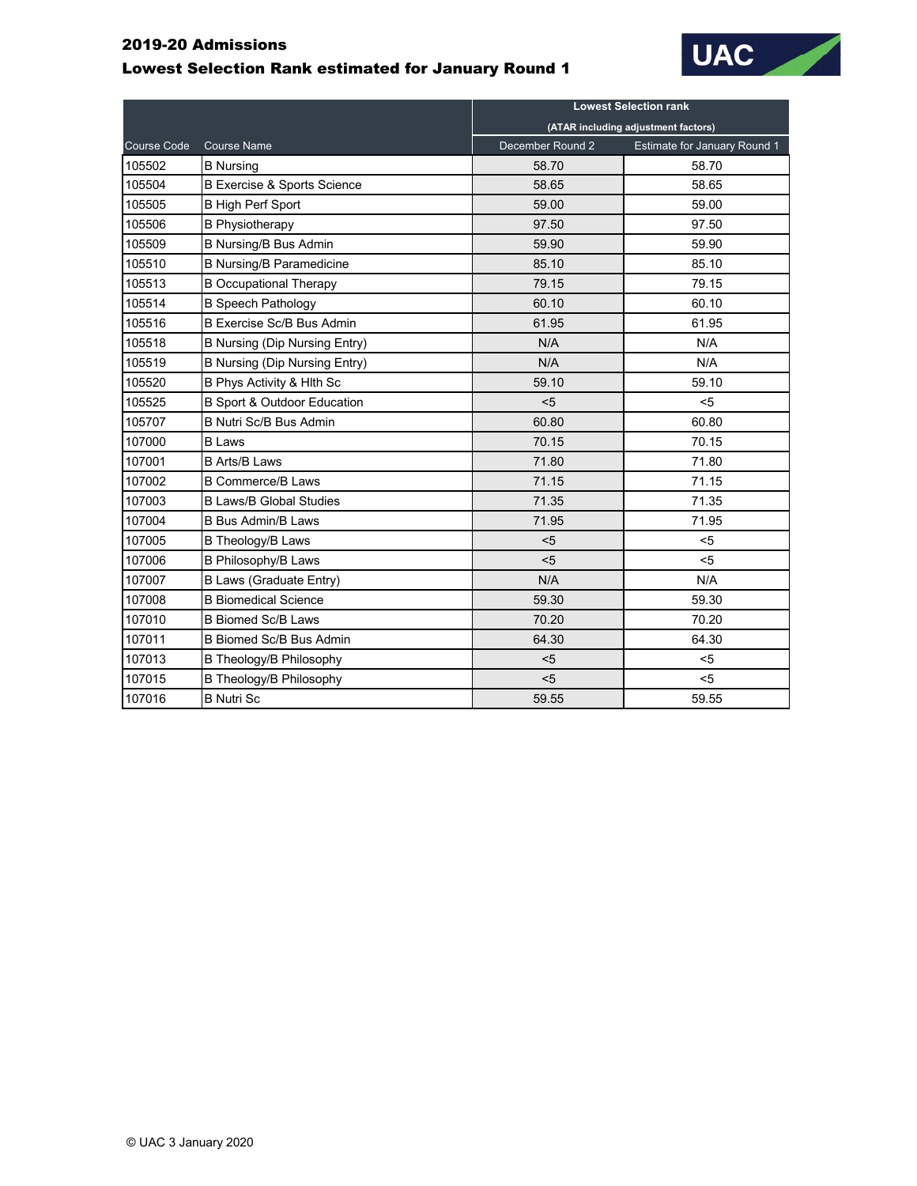## 2019-20 Admissions

## Lowest Selection Rank estimated for January Round 1

| | | Lowest Selection rank (ATAR including adjustment factors) | |
|---|---|---|---|
| Course Code | Course Name | December Round 2 | Estimate for January Round 1 |
| 105502 | B Nursing | 58.70 | 58.70 |
| 105504 | B Exercise & Sports Science | 58.65 | 58.65 |
| 105505 | B High Perf Sport | 59.00 | 59.00 |
| 105506 | B Physiotherapy | 97.50 | 97.50 |
| 105509 | B Nursing/B Bus Admin | 59.90 | 59.90 |
| 105510 | B Nursing/B Paramedicine | 85.10 | 85.10 |
| 105513 | B Occupational Therapy | 79.15 | 79.15 |
| 105514 | B Speech Pathology | 60.10 | 60.10 |
| 105516 | B Exercise Sc/B Bus Admin | 61.95 | 61.95 |
| 105518 | B Nursing (Dip Nursing Entry) | N/A | N/A |
| 105519 | B Nursing (Dip Nursing Entry) | N/A | N/A |
| 105520 | B Phys Activity & Hlth Sc | 59.10 | 59.10 |
| 105525 | B Sport & Outdoor Education | <5 | <5 |
| 105707 | B Nutri Sc/B Bus Admin | 60.80 | 60.80 |
| 107000 | B Laws | 70.15 | 70.15 |
| 107001 | B Arts/B Laws | 71.80 | 71.80 |
| 107002 | B Commerce/B Laws | 71.15 | 71.15 |
| 107003 | B Laws/B Global Studies | 71.35 | 71.35 |
| 107004 | B Bus Admin/B Laws | 71.95 | 71.95 |
| 107005 | B Theology/B Laws | <5 | <5 |
| 107006 | B Philosophy/B Laws | <5 | <5 |
| 107007 | B Laws (Graduate Entry) | N/A | N/A |
| 107008 | B Biomedical Science | 59.30 | 59.30 |
| 107010 | B Biomed Sc/B Laws | 70.20 | 70.20 |
| 107011 | B Biomed Sc/B Bus Admin | 64.30 | 64.30 |
| 107013 | B Theology/B Philosophy | <5 | <5 |
| 107015 | B Theology/B Philosophy | <5 | <5 |
| 107016 | B Nutri Sc | 59.55 | 59.55 |

© UAC 3 January 2020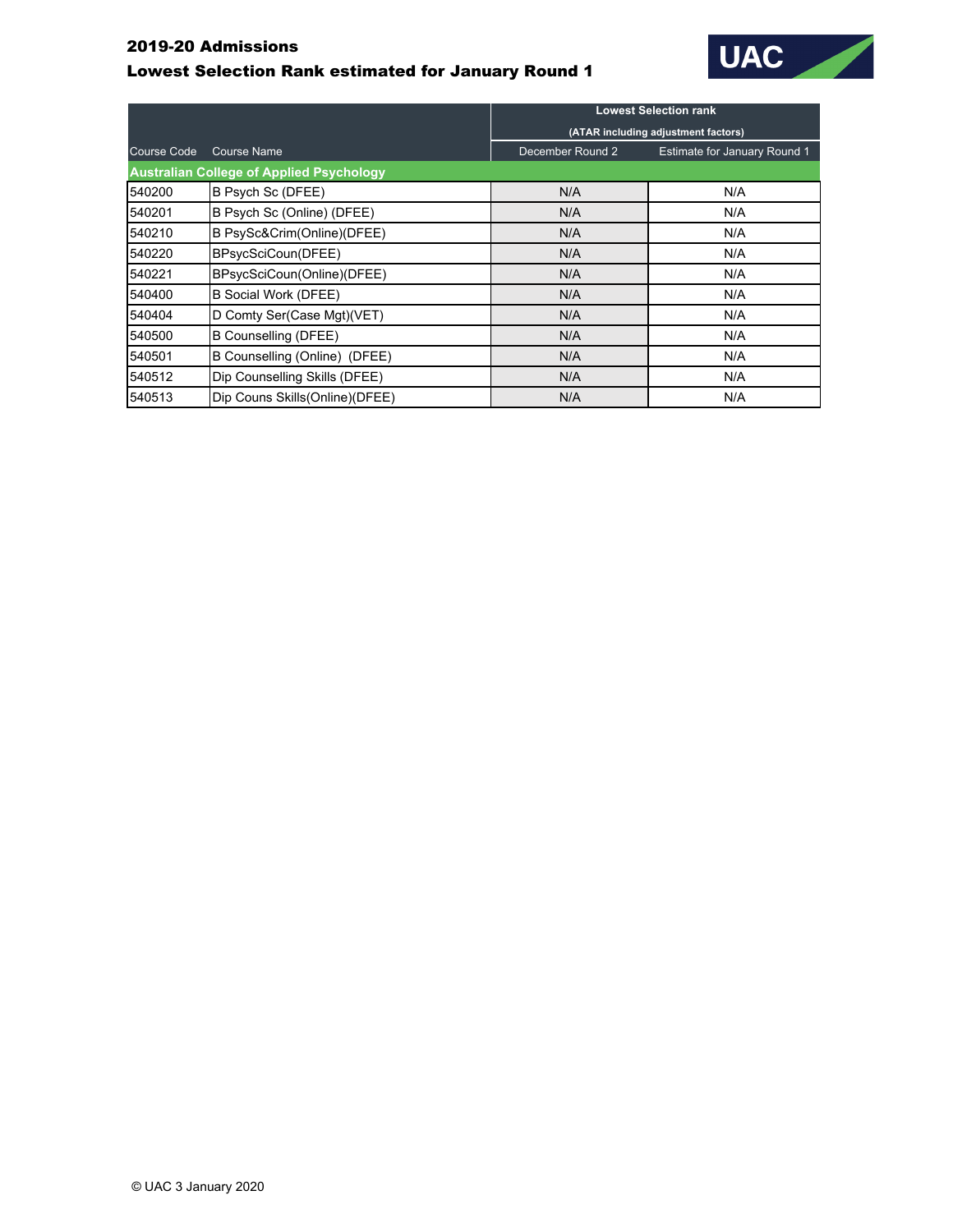## 2019-20 Admissions

## Lowest Selection Rank estimated for January Round 1

| | | Lowest Selection rank (ATAR including adjustment factors) | |
|---|---|---|---|
| Course Code | Course Name | December Round 2 | Estimate for January Round 1 |
| **Australian College of Applied Psychology** | | | |
| 540200 | B Psych Sc (DFEE) | N/A | N/A |
| 540201 | B Psych Sc (Online) (DFEE) | N/A | N/A |
| 540210 | B PsySc&Crim(Online)(DFEE) | N/A | N/A |
| 540220 | BPsycSciCoun(DFEE) | N/A | N/A |
| 540221 | BPsycSciCoun(Online)(DFEE) | N/A | N/A |
| 540400 | B Social Work (DFEE) | N/A | N/A |
| 540404 | D Comty Ser(Case Mgt)(VET) | N/A | N/A |
| 540500 | B Counselling (DFEE) | N/A | N/A |
| 540501 | B Counselling (Online) (DFEE) | N/A | N/A |
| 540512 | Dip Counselling Skills (DFEE) | N/A | N/A |
| 540513 | Dip Couns Skills(Online)(DFEE) | N/A | N/A |

© UAC 3 January 2020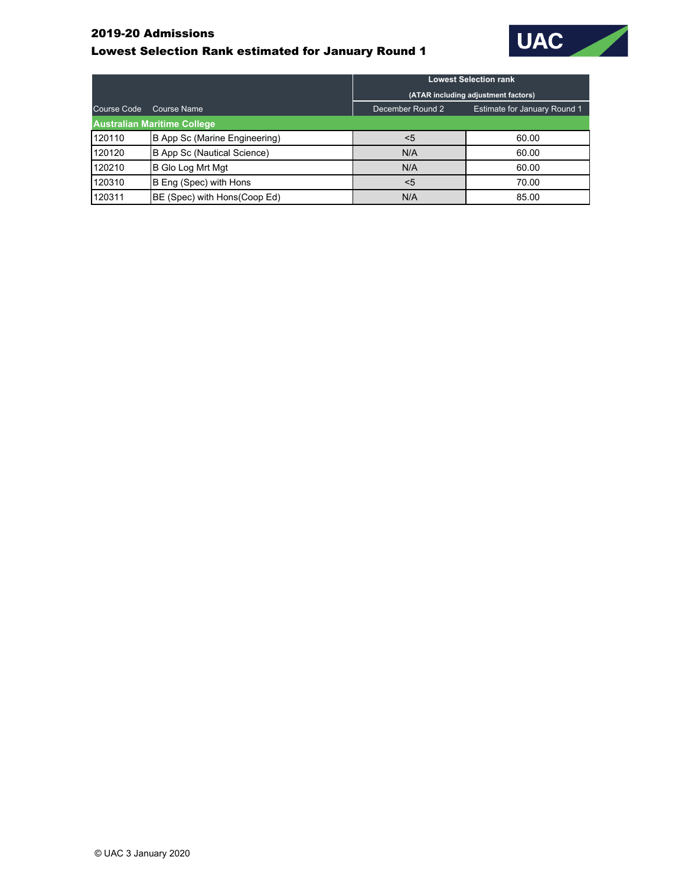## 2019-20 Admissions

## Lowest Selection Rank estimated for January Round 1

| | | Lowest Selection rank (ATAR including adjustment factors) | |
|---|---|---|---|
| Course Code | Course Name | December Round 2 | Estimate for January Round 1 |
| **Australian Maritime College** | | | |
| 120110 | B App Sc (Marine Engineering) | <5 | 60.00 |
| 120120 | B App Sc (Nautical Science) | N/A | 60.00 |
| 120210 | B Glo Log Mrt Mgt | N/A | 60.00 |
| 120310 | B Eng (Spec) with Hons | <5 | 70.00 |
| 120311 | BE (Spec) with Hons(Coop Ed) | N/A | 85.00 |

© UAC 3 January 2020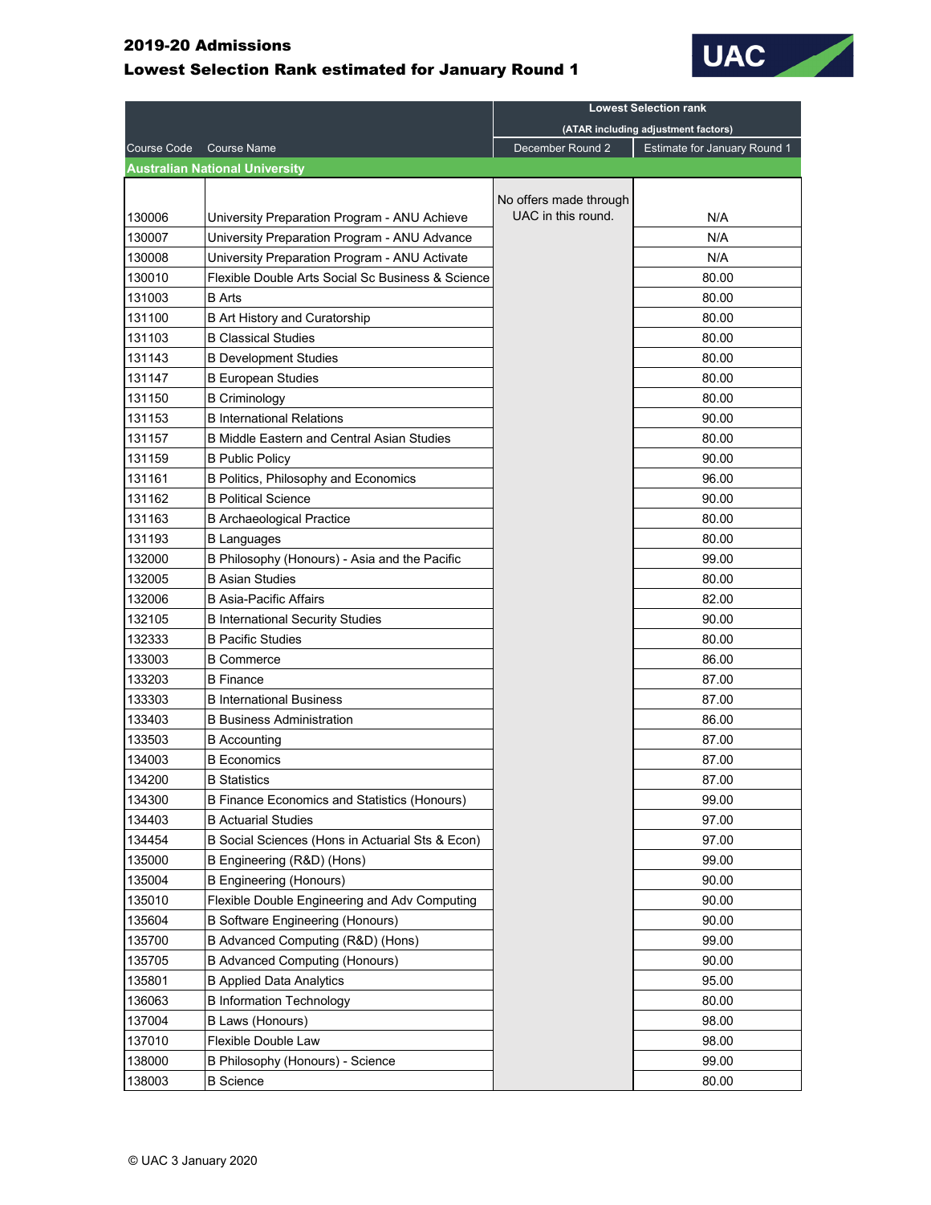## 2019-20 Admissions

## Lowest Selection Rank estimated for January Round 1

| Course Code | Course Name | Lowest Selection rank (ATAR including adjustment factors) December Round 2 | Estimate for January Round 1 |
|---|---|---|---|
| **Australian National University** | | | |
| 130006 | University Preparation Program - ANU Achieve | No offers made through UAC in this round. | N/A |
| 130007 | University Preparation Program - ANU Advance | | N/A |
| 130008 | University Preparation Program - ANU Activate | | N/A |
| 130010 | Flexible Double Arts Social Sc Business & Science | | 80.00 |
| 131003 | B Arts | | 80.00 |
| 131100 | B Art History and Curatorship | | 80.00 |
| 131103 | B Classical Studies | | 80.00 |
| 131143 | B Development Studies | | 80.00 |
| 131147 | B European Studies | | 80.00 |
| 131150 | B Criminology | | 80.00 |
| 131153 | B International Relations | | 90.00 |
| 131157 | B Middle Eastern and Central Asian Studies | | 80.00 |
| 131159 | B Public Policy | | 90.00 |
| 131161 | B Politics, Philosophy and Economics | | 96.00 |
| 131162 | B Political Science | | 90.00 |
| 131163 | B Archaeological Practice | | 80.00 |
| 131193 | B Languages | | 80.00 |
| 132000 | B Philosophy (Honours) - Asia and the Pacific | | 99.00 |
| 132005 | B Asian Studies | | 80.00 |
| 132006 | B Asia-Pacific Affairs | | 82.00 |
| 132105 | B International Security Studies | | 90.00 |
| 132333 | B Pacific Studies | | 80.00 |
| 133003 | B Commerce | | 86.00 |
| 133203 | B Finance | | 87.00 |
| 133303 | B International Business | | 87.00 |
| 133403 | B Business Administration | | 86.00 |
| 133503 | B Accounting | | 87.00 |
| 134003 | B Economics | | 87.00 |
| 134200 | B Statistics | | 87.00 |
| 134300 | B Finance Economics and Statistics (Honours) | | 99.00 |
| 134403 | B Actuarial Studies | | 97.00 |
| 134454 | B Social Sciences (Hons in Actuarial Sts & Econ) | | 97.00 |
| 135000 | B Engineering (R&D) (Hons) | | 99.00 |
| 135004 | B Engineering (Honours) | | 90.00 |
| 135010 | Flexible Double Engineering and Adv Computing | | 90.00 |
| 135604 | B Software Engineering (Honours) | | 90.00 |
| 135700 | B Advanced Computing (R&D) (Hons) | | 99.00 |
| 135705 | B Advanced Computing (Honours) | | 90.00 |
| 135801 | B Applied Data Analytics | | 95.00 |
| 136063 | B Information Technology | | 80.00 |
| 137004 | B Laws (Honours) | | 98.00 |
| 137010 | Flexible Double Law | | 98.00 |
| 138000 | B Philosophy (Honours) - Science | | 99.00 |
| 138003 | B Science | | 80.00 |

© UAC 3 January 2020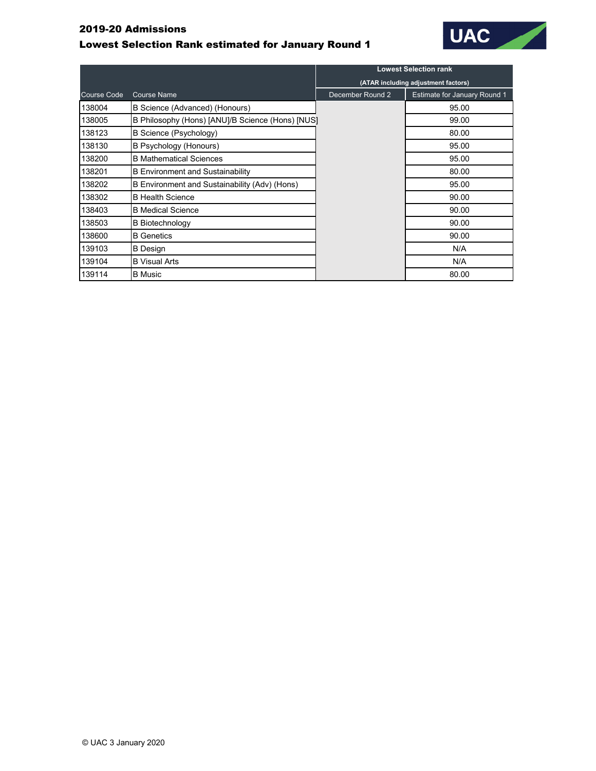## 2019-20 Admissions

## Lowest Selection Rank estimated for January Round 1

| | | Lowest Selection rank (ATAR including adjustment factors) | |
|---|---|---|---|
| Course Code | Course Name | December Round 2 | Estimate for January Round 1 |
| 138004 | B Science (Advanced) (Honours) | | 95.00 |
| 138005 | B Philosophy (Hons) [ANU]/B Science (Hons) [NUS] | | 99.00 |
| 138123 | B Science (Psychology) | | 80.00 |
| 138130 | B Psychology (Honours) | | 95.00 |
| 138200 | B Mathematical Sciences | | 95.00 |
| 138201 | B Environment and Sustainability | | 80.00 |
| 138202 | B Environment and Sustainability (Adv) (Hons) | | 95.00 |
| 138302 | B Health Science | | 90.00 |
| 138403 | B Medical Science | | 90.00 |
| 138503 | B Biotechnology | | 90.00 |
| 138600 | B Genetics | | 90.00 |
| 139103 | B Design | | N/A |
| 139104 | B Visual Arts | | N/A |
| 139114 | B Music | | 80.00 |

© UAC 3 January 2020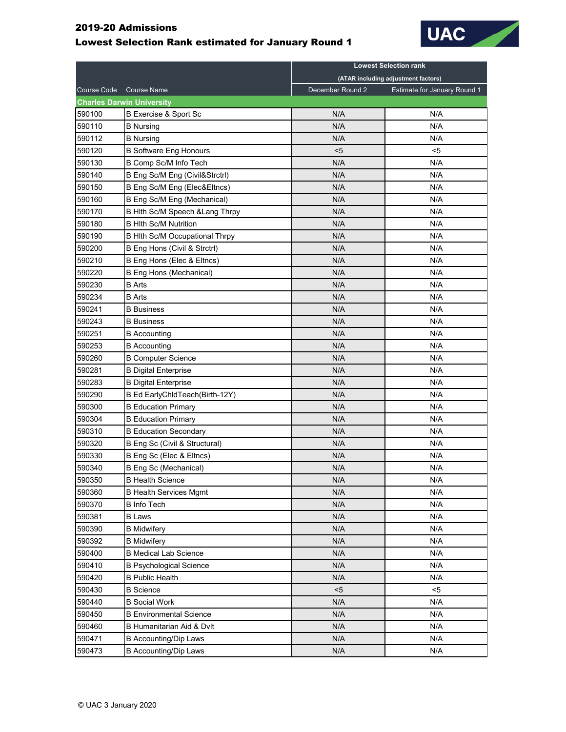## 2019-20 Admissions

## Lowest Selection Rank estimated for January Round 1

| | | Lowest Selection rank (ATAR including adjustment factors) | |
|---|---|---|---|
| Course Code | Course Name | December Round 2 | Estimate for January Round 1 |
| **Charles Darwin University** | | | |
| 590100 | B Exercise & Sport Sc | N/A | N/A |
| 590110 | B Nursing | N/A | N/A |
| 590112 | B Nursing | N/A | N/A |
| 590120 | B Software Eng Honours | <5 | <5 |
| 590130 | B Comp Sc/M Info Tech | N/A | N/A |
| 590140 | B Eng Sc/M Eng (Civil&Strctrl) | N/A | N/A |
| 590150 | B Eng Sc/M Eng (Elec&Eltncs) | N/A | N/A |
| 590160 | B Eng Sc/M Eng (Mechanical) | N/A | N/A |
| 590170 | B Hlth Sc/M Speech &Lang Thrpy | N/A | N/A |
| 590180 | B Hlth Sc/M Nutrition | N/A | N/A |
| 590190 | B Hlth Sc/M Occupational Thrpy | N/A | N/A |
| 590200 | B Eng Hons (Civil & Strctrl) | N/A | N/A |
| 590210 | B Eng Hons (Elec & Eltncs) | N/A | N/A |
| 590220 | B Eng Hons (Mechanical) | N/A | N/A |
| 590230 | B Arts | N/A | N/A |
| 590234 | B Arts | N/A | N/A |
| 590241 | B Business | N/A | N/A |
| 590243 | B Business | N/A | N/A |
| 590251 | B Accounting | N/A | N/A |
| 590253 | B Accounting | N/A | N/A |
| 590260 | B Computer Science | N/A | N/A |
| 590281 | B Digital Enterprise | N/A | N/A |
| 590283 | B Digital Enterprise | N/A | N/A |
| 590290 | B Ed EarlyChldTeach(Birth-12Y) | N/A | N/A |
| 590300 | B Education Primary | N/A | N/A |
| 590304 | B Education Primary | N/A | N/A |
| 590310 | B Education Secondary | N/A | N/A |
| 590320 | B Eng Sc (Civil & Structural) | N/A | N/A |
| 590330 | B Eng Sc (Elec & Eltncs) | N/A | N/A |
| 590340 | B Eng Sc (Mechanical) | N/A | N/A |
| 590350 | B Health Science | N/A | N/A |
| 590360 | B Health Services Mgmt | N/A | N/A |
| 590370 | B Info Tech | N/A | N/A |
| 590381 | B Laws | N/A | N/A |
| 590390 | B Midwifery | N/A | N/A |
| 590392 | B Midwifery | N/A | N/A |
| 590400 | B Medical Lab Science | N/A | N/A |
| 590410 | B Psychological Science | N/A | N/A |
| 590420 | B Public Health | N/A | N/A |
| 590430 | B Science | <5 | <5 |
| 590440 | B Social Work | N/A | N/A |
| 590450 | B Environmental Science | N/A | N/A |
| 590460 | B Humanitarian Aid & Dvlt | N/A | N/A |
| 590471 | B Accounting/Dip Laws | N/A | N/A |
| 590473 | B Accounting/Dip Laws | N/A | N/A |

© UAC 3 January 2020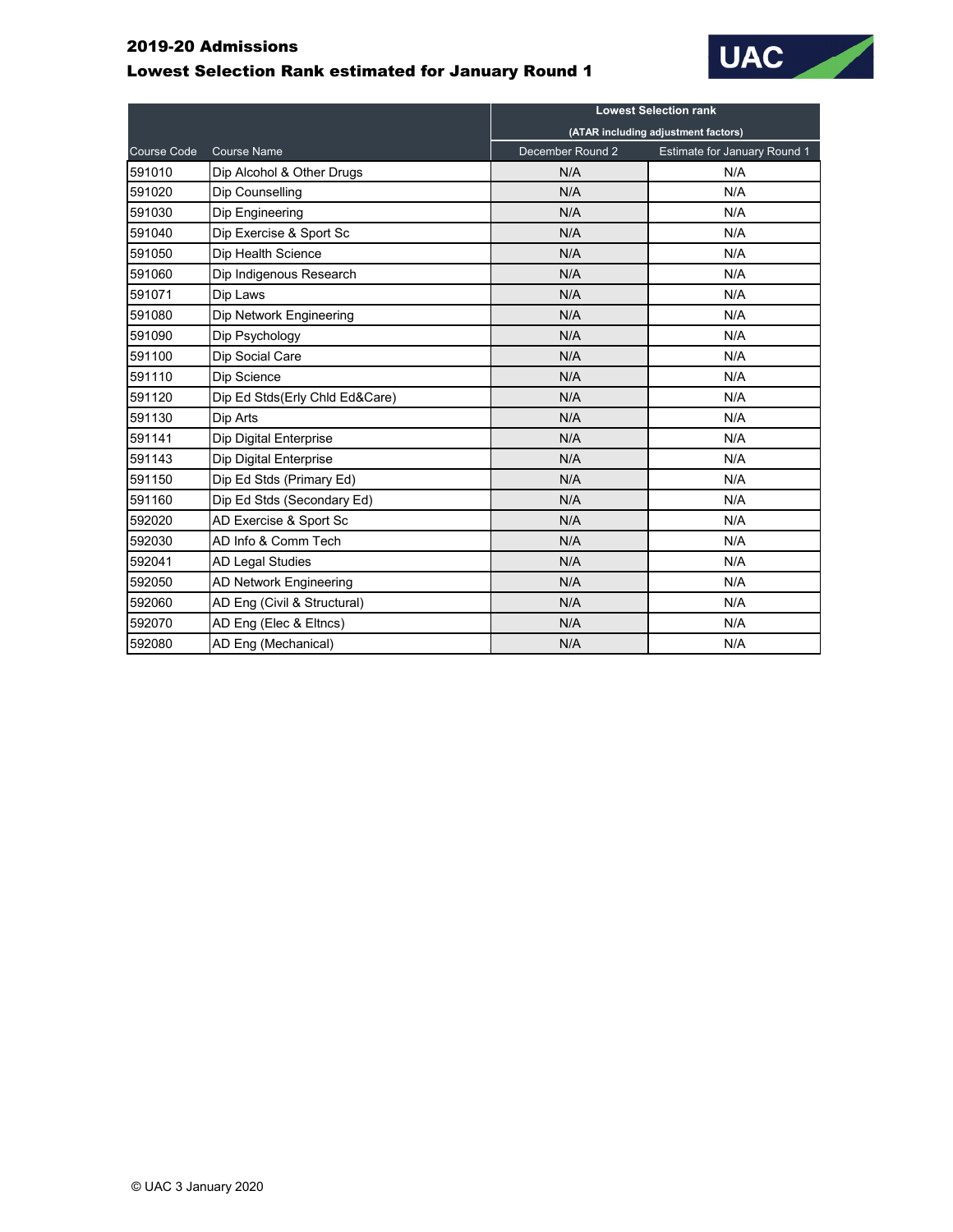## 2019-20 Admissions

## Lowest Selection Rank estimated for January Round 1

| | | Lowest Selection rank (ATAR including adjustment factors) | |
|---|---|---|---|
| Course Code | Course Name | December Round 2 | Estimate for January Round 1 |
| 591010 | Dip Alcohol & Other Drugs | N/A | N/A |
| 591020 | Dip Counselling | N/A | N/A |
| 591030 | Dip Engineering | N/A | N/A |
| 591040 | Dip Exercise & Sport Sc | N/A | N/A |
| 591050 | Dip Health Science | N/A | N/A |
| 591060 | Dip Indigenous Research | N/A | N/A |
| 591071 | Dip Laws | N/A | N/A |
| 591080 | Dip Network Engineering | N/A | N/A |
| 591090 | Dip Psychology | N/A | N/A |
| 591100 | Dip Social Care | N/A | N/A |
| 591110 | Dip Science | N/A | N/A |
| 591120 | Dip Ed Stds(Erly Chld Ed&Care) | N/A | N/A |
| 591130 | Dip Arts | N/A | N/A |
| 591141 | Dip Digital Enterprise | N/A | N/A |
| 591143 | Dip Digital Enterprise | N/A | N/A |
| 591150 | Dip Ed Stds (Primary Ed) | N/A | N/A |
| 591160 | Dip Ed Stds (Secondary Ed) | N/A | N/A |
| 592020 | AD Exercise & Sport Sc | N/A | N/A |
| 592030 | AD Info & Comm Tech | N/A | N/A |
| 592041 | AD Legal Studies | N/A | N/A |
| 592050 | AD Network Engineering | N/A | N/A |
| 592060 | AD Eng (Civil & Structural) | N/A | N/A |
| 592070 | AD Eng (Elec & Eltncs) | N/A | N/A |
| 592080 | AD Eng (Mechanical) | N/A | N/A |

© UAC 3 January 2020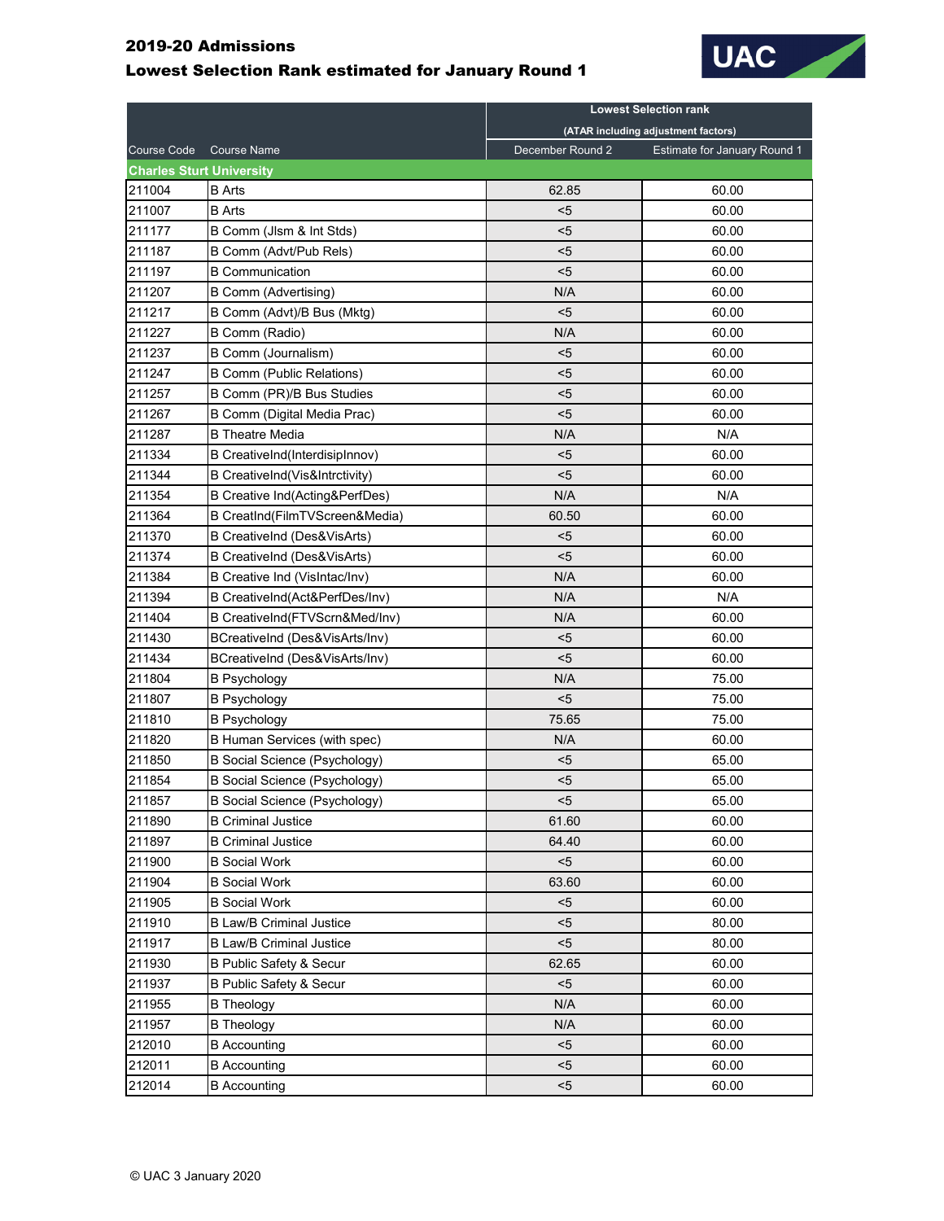## 2019-20 Admissions

## Lowest Selection Rank estimated for January Round 1

| | | Lowest Selection rank (ATAR including adjustment factors) | |
|---|---|---|---|
| Course Code | Course Name | December Round 2 | Estimate for January Round 1 |
| **Charles Sturt University** | | | |
| 211004 | B Arts | 62.85 | 60.00 |
| 211007 | B Arts | <5 | 60.00 |
| 211177 | B Comm (Jlsm & Int Stds) | <5 | 60.00 |
| 211187 | B Comm (Advt/Pub Rels) | <5 | 60.00 |
| 211197 | B Communication | <5 | 60.00 |
| 211207 | B Comm (Advertising) | N/A | 60.00 |
| 211217 | B Comm (Advt)/B Bus (Mktg) | <5 | 60.00 |
| 211227 | B Comm (Radio) | N/A | 60.00 |
| 211237 | B Comm (Journalism) | <5 | 60.00 |
| 211247 | B Comm (Public Relations) | <5 | 60.00 |
| 211257 | B Comm (PR)/B Bus Studies | <5 | 60.00 |
| 211267 | B Comm (Digital Media Prac) | <5 | 60.00 |
| 211287 | B Theatre Media | N/A | N/A |
| 211334 | B CreativeInd(InterdisipInnov) | <5 | 60.00 |
| 211344 | B CreativeInd(Vis&Intrctivity) | <5 | 60.00 |
| 211354 | B Creative Ind(Acting&PerfDes) | N/A | N/A |
| 211364 | B CreatInd(FilmTVScreen&Media) | 60.50 | 60.00 |
| 211370 | B CreativeInd (Des&VisArts) | <5 | 60.00 |
| 211374 | B CreativeInd (Des&VisArts) | <5 | 60.00 |
| 211384 | B Creative Ind (VisIntac/Inv) | N/A | 60.00 |
| 211394 | B CreativeInd(Act&PerfDes/Inv) | N/A | N/A |
| 211404 | B CreativeInd(FTVScrn&Med/Inv) | N/A | 60.00 |
| 211430 | BCreativeInd (Des&VisArts/Inv) | <5 | 60.00 |
| 211434 | BCreativeInd (Des&VisArts/Inv) | <5 | 60.00 |
| 211804 | B Psychology | N/A | 75.00 |
| 211807 | B Psychology | <5 | 75.00 |
| 211810 | B Psychology | 75.65 | 75.00 |
| 211820 | B Human Services (with spec) | N/A | 60.00 |
| 211850 | B Social Science (Psychology) | <5 | 65.00 |
| 211854 | B Social Science (Psychology) | <5 | 65.00 |
| 211857 | B Social Science (Psychology) | <5 | 65.00 |
| 211890 | B Criminal Justice | 61.60 | 60.00 |
| 211897 | B Criminal Justice | 64.40 | 60.00 |
| 211900 | B Social Work | <5 | 60.00 |
| 211904 | B Social Work | 63.60 | 60.00 |
| 211905 | B Social Work | <5 | 60.00 |
| 211910 | B Law/B Criminal Justice | <5 | 80.00 |
| 211917 | B Law/B Criminal Justice | <5 | 80.00 |
| 211930 | B Public Safety & Secur | 62.65 | 60.00 |
| 211937 | B Public Safety & Secur | <5 | 60.00 |
| 211955 | B Theology | N/A | 60.00 |
| 211957 | B Theology | N/A | 60.00 |
| 212010 | B Accounting | <5 | 60.00 |
| 212011 | B Accounting | <5 | 60.00 |
| 212014 | B Accounting | <5 | 60.00 |

© UAC 3 January 2020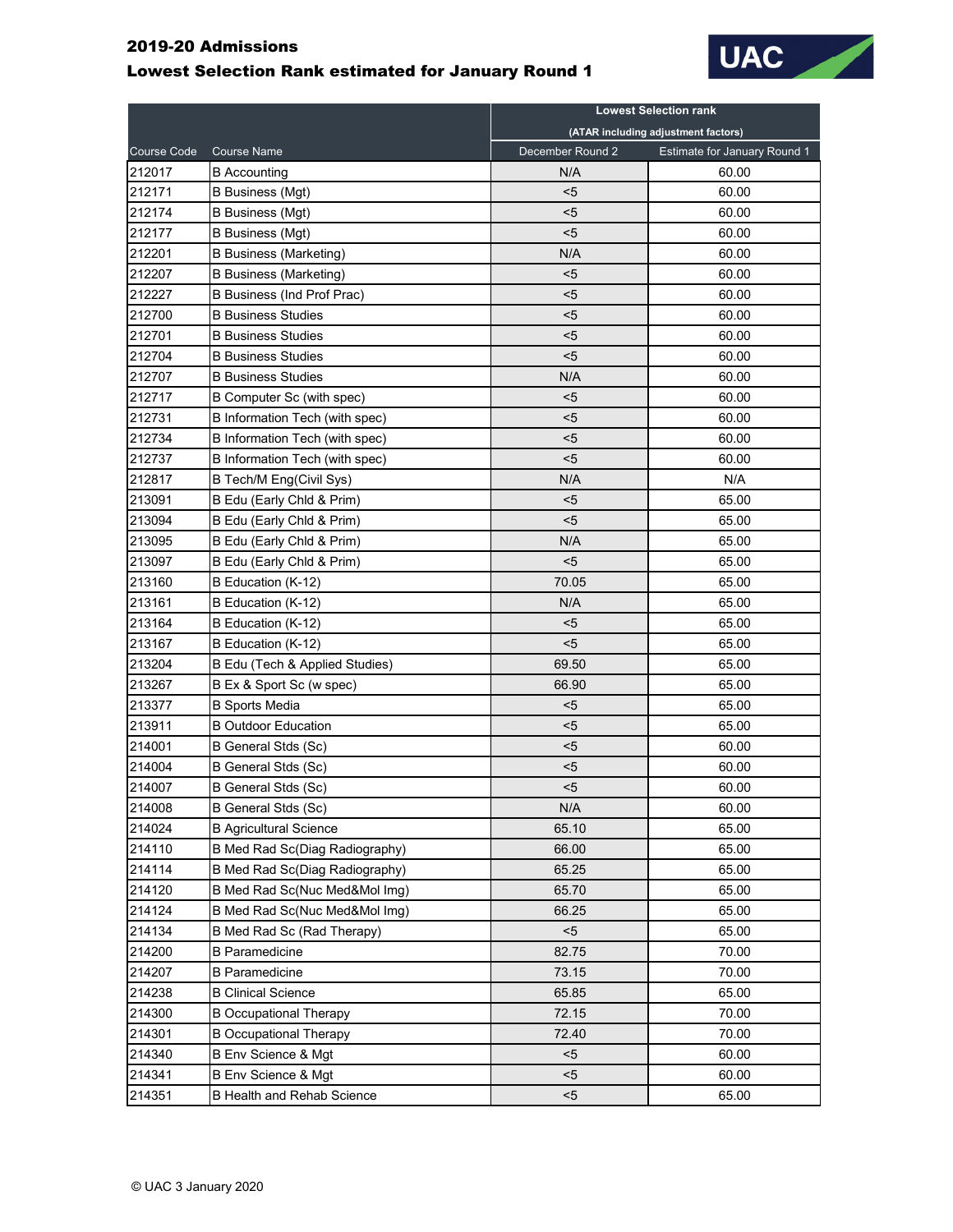## 2019-20 Admissions

## Lowest Selection Rank estimated for January Round 1

| | | Lowest Selection rank (ATAR including adjustment factors) | |
|---|---|---|---|
| Course Code | Course Name | December Round 2 | Estimate for January Round 1 |
| 212017 | B Accounting | N/A | 60.00 |
| 212171 | B Business (Mgt) | <5 | 60.00 |
| 212174 | B Business (Mgt) | <5 | 60.00 |
| 212177 | B Business (Mgt) | <5 | 60.00 |
| 212201 | B Business (Marketing) | N/A | 60.00 |
| 212207 | B Business (Marketing) | <5 | 60.00 |
| 212227 | B Business (Ind Prof Prac) | <5 | 60.00 |
| 212700 | B Business Studies | <5 | 60.00 |
| 212701 | B Business Studies | <5 | 60.00 |
| 212704 | B Business Studies | <5 | 60.00 |
| 212707 | B Business Studies | N/A | 60.00 |
| 212717 | B Computer Sc (with spec) | <5 | 60.00 |
| 212731 | B Information Tech (with spec) | <5 | 60.00 |
| 212734 | B Information Tech (with spec) | <5 | 60.00 |
| 212737 | B Information Tech (with spec) | <5 | 60.00 |
| 212817 | B Tech/M Eng(Civil Sys) | N/A | N/A |
| 213091 | B Edu (Early Chld & Prim) | <5 | 65.00 |
| 213094 | B Edu (Early Chld & Prim) | <5 | 65.00 |
| 213095 | B Edu (Early Chld & Prim) | N/A | 65.00 |
| 213097 | B Edu (Early Chld & Prim) | <5 | 65.00 |
| 213160 | B Education (K-12) | 70.05 | 65.00 |
| 213161 | B Education (K-12) | N/A | 65.00 |
| 213164 | B Education (K-12) | <5 | 65.00 |
| 213167 | B Education (K-12) | <5 | 65.00 |
| 213204 | B Edu (Tech & Applied Studies) | 69.50 | 65.00 |
| 213267 | B Ex & Sport Sc (w spec) | 66.90 | 65.00 |
| 213377 | B Sports Media | <5 | 65.00 |
| 213911 | B Outdoor Education | <5 | 65.00 |
| 214001 | B General Stds (Sc) | <5 | 60.00 |
| 214004 | B General Stds (Sc) | <5 | 60.00 |
| 214007 | B General Stds (Sc) | <5 | 60.00 |
| 214008 | B General Stds (Sc) | N/A | 60.00 |
| 214024 | B Agricultural Science | 65.10 | 65.00 |
| 214110 | B Med Rad Sc(Diag Radiography) | 66.00 | 65.00 |
| 214114 | B Med Rad Sc(Diag Radiography) | 65.25 | 65.00 |
| 214120 | B Med Rad Sc(Nuc Med&Mol Img) | 65.70 | 65.00 |
| 214124 | B Med Rad Sc(Nuc Med&Mol Img) | 66.25 | 65.00 |
| 214134 | B Med Rad Sc (Rad Therapy) | <5 | 65.00 |
| 214200 | B Paramedicine | 82.75 | 70.00 |
| 214207 | B Paramedicine | 73.15 | 70.00 |
| 214238 | B Clinical Science | 65.85 | 65.00 |
| 214300 | B Occupational Therapy | 72.15 | 70.00 |
| 214301 | B Occupational Therapy | 72.40 | 70.00 |
| 214340 | B Env Science & Mgt | <5 | 60.00 |
| 214341 | B Env Science & Mgt | <5 | 60.00 |
| 214351 | B Health and Rehab Science | <5 | 65.00 |

© UAC 3 January 2020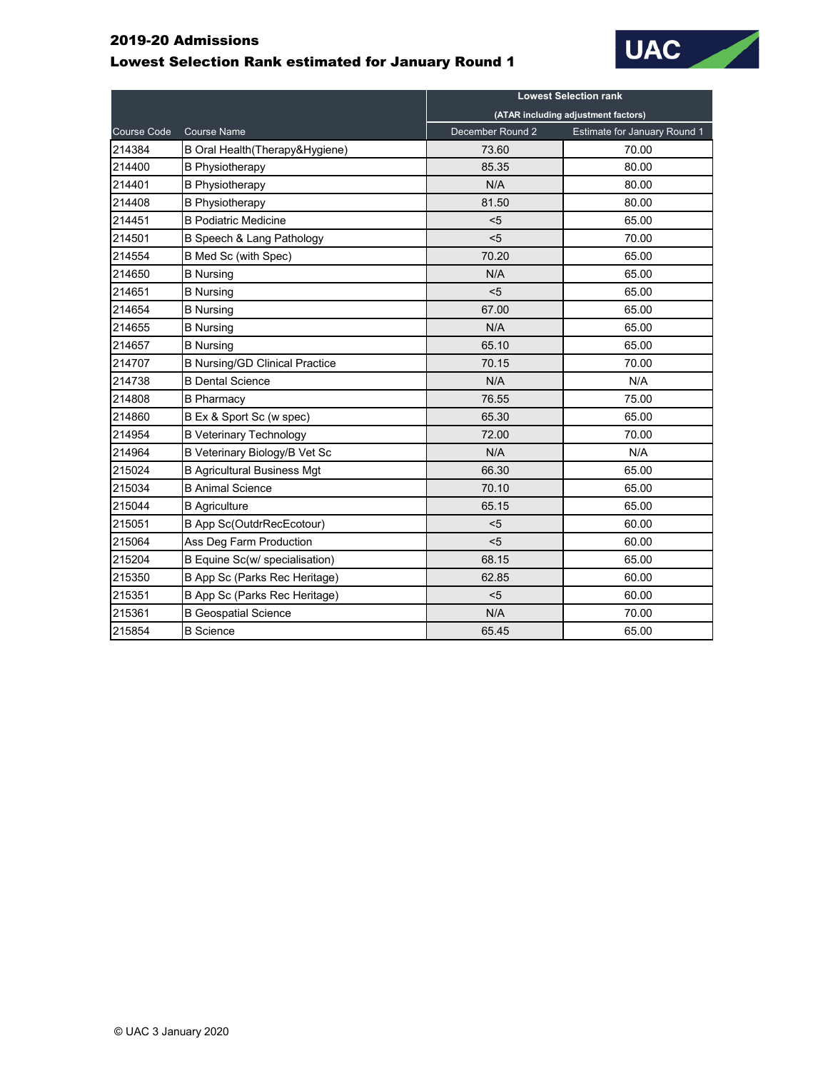## 2019-20 Admissions

## Lowest Selection Rank estimated for January Round 1

| | | Lowest Selection rank (ATAR including adjustment factors) | |
|---|---|---|---|
| Course Code | Course Name | December Round 2 | Estimate for January Round 1 |
| 214384 | B Oral Health(Therapy&Hygiene) | 73.60 | 70.00 |
| 214400 | B Physiotherapy | 85.35 | 80.00 |
| 214401 | B Physiotherapy | N/A | 80.00 |
| 214408 | B Physiotherapy | 81.50 | 80.00 |
| 214451 | B Podiatric Medicine | <5 | 65.00 |
| 214501 | B Speech & Lang Pathology | <5 | 70.00 |
| 214554 | B Med Sc (with Spec) | 70.20 | 65.00 |
| 214650 | B Nursing | N/A | 65.00 |
| 214651 | B Nursing | <5 | 65.00 |
| 214654 | B Nursing | 67.00 | 65.00 |
| 214655 | B Nursing | N/A | 65.00 |
| 214657 | B Nursing | 65.10 | 65.00 |
| 214707 | B Nursing/GD Clinical Practice | 70.15 | 70.00 |
| 214738 | B Dental Science | N/A | N/A |
| 214808 | B Pharmacy | 76.55 | 75.00 |
| 214860 | B Ex & Sport Sc (w spec) | 65.30 | 65.00 |
| 214954 | B Veterinary Technology | 72.00 | 70.00 |
| 214964 | B Veterinary Biology/B Vet Sc | N/A | N/A |
| 215024 | B Agricultural Business Mgt | 66.30 | 65.00 |
| 215034 | B Animal Science | 70.10 | 65.00 |
| 215044 | B Agriculture | 65.15 | 65.00 |
| 215051 | B App Sc(OutdrRecEcotour) | <5 | 60.00 |
| 215064 | Ass Deg Farm Production | <5 | 60.00 |
| 215204 | B Equine Sc(w/ specialisation) | 68.15 | 65.00 |
| 215350 | B App Sc (Parks Rec Heritage) | 62.85 | 60.00 |
| 215351 | B App Sc (Parks Rec Heritage) | <5 | 60.00 |
| 215361 | B Geospatial Science | N/A | 70.00 |
| 215854 | B Science | 65.45 | 65.00 |

© UAC 3 January 2020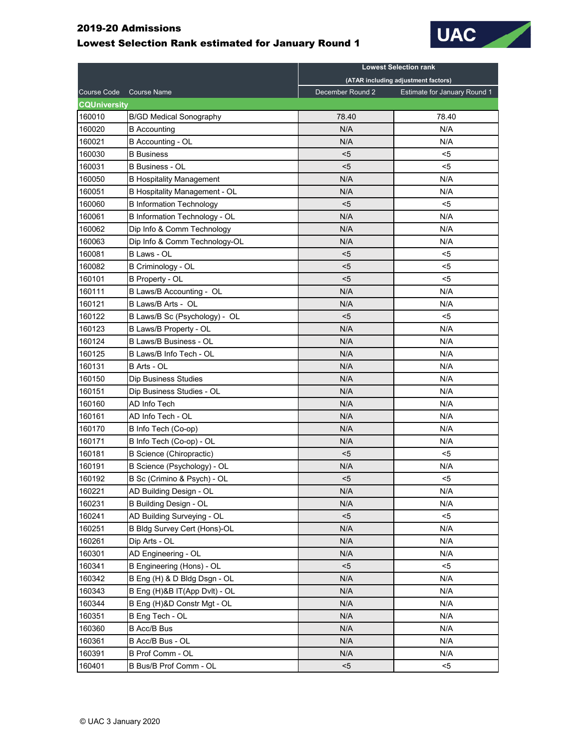## 2019-20 Admissions

## Lowest Selection Rank estimated for January Round 1

| | | Lowest Selection rank (ATAR including adjustment factors) | |
|---|---|---|---|
| Course Code | Course Name | December Round 2 | Estimate for January Round 1 |
| **CQUniversity** | | | |
| 160010 | B/GD Medical Sonography | 78.40 | 78.40 |
| 160020 | B Accounting | N/A | N/A |
| 160021 | B Accounting - OL | N/A | N/A |
| 160030 | B Business | <5 | <5 |
| 160031 | B Business - OL | <5 | <5 |
| 160050 | B Hospitality Management | N/A | N/A |
| 160051 | B Hospitality Management - OL | N/A | N/A |
| 160060 | B Information Technology | <5 | <5 |
| 160061 | B Information Technology - OL | N/A | N/A |
| 160062 | Dip Info & Comm Technology | N/A | N/A |
| 160063 | Dip Info & Comm Technology-OL | N/A | N/A |
| 160081 | B Laws - OL | <5 | <5 |
| 160082 | B Criminology - OL | <5 | <5 |
| 160101 | B Property - OL | <5 | <5 |
| 160111 | B Laws/B Accounting - OL | N/A | N/A |
| 160121 | B Laws/B Arts - OL | N/A | N/A |
| 160122 | B Laws/B Sc (Psychology) - OL | <5 | <5 |
| 160123 | B Laws/B Property - OL | N/A | N/A |
| 160124 | B Laws/B Business - OL | N/A | N/A |
| 160125 | B Laws/B Info Tech - OL | N/A | N/A |
| 160131 | B Arts - OL | N/A | N/A |
| 160150 | Dip Business Studies | N/A | N/A |
| 160151 | Dip Business Studies - OL | N/A | N/A |
| 160160 | AD Info Tech | N/A | N/A |
| 160161 | AD Info Tech - OL | N/A | N/A |
| 160170 | B Info Tech (Co-op) | N/A | N/A |
| 160171 | B Info Tech (Co-op) - OL | N/A | N/A |
| 160181 | B Science (Chiropractic) | <5 | <5 |
| 160191 | B Science (Psychology) - OL | N/A | N/A |
| 160192 | B Sc (Crimino & Psych) - OL | <5 | <5 |
| 160221 | AD Building Design - OL | N/A | N/A |
| 160231 | B Building Design - OL | N/A | N/A |
| 160241 | AD Building Surveying - OL | <5 | <5 |
| 160251 | B Bldg Survey Cert (Hons)-OL | N/A | N/A |
| 160261 | Dip Arts - OL | N/A | N/A |
| 160301 | AD Engineering - OL | N/A | N/A |
| 160341 | B Engineering (Hons) - OL | <5 | <5 |
| 160342 | B Eng (H) & D Bldg Dsgn - OL | N/A | N/A |
| 160343 | B Eng (H)&B IT(App Dvlt) - OL | N/A | N/A |
| 160344 | B Eng (H)&D Constr Mgt - OL | N/A | N/A |
| 160351 | B Eng Tech - OL | N/A | N/A |
| 160360 | B Acc/B Bus | N/A | N/A |
| 160361 | B Acc/B Bus - OL | N/A | N/A |
| 160391 | B Prof Comm - OL | N/A | N/A |
| 160401 | B Bus/B Prof Comm - OL | <5 | <5 |

© UAC 3 January 2020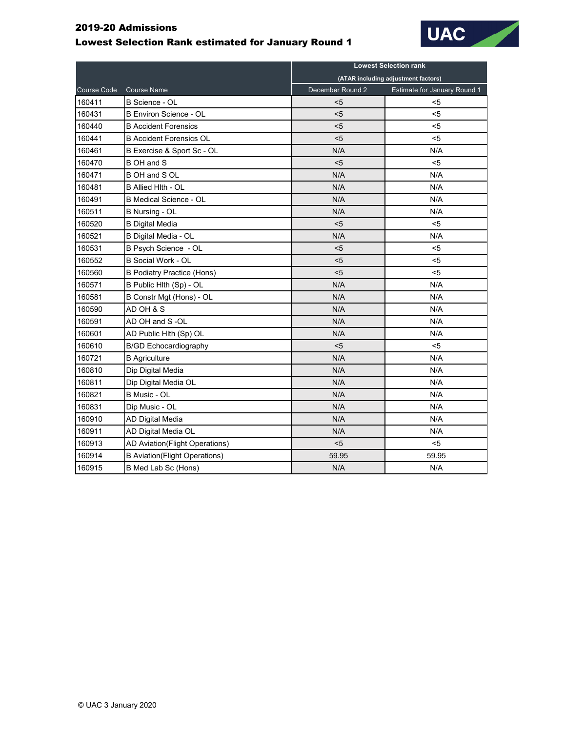## 2019-20 Admissions

## Lowest Selection Rank estimated for January Round 1

| | | Lowest Selection rank (ATAR including adjustment factors) | |
|---|---|---|---|
| Course Code | Course Name | December Round 2 | Estimate for January Round 1 |
| 160411 | B Science - OL | <5 | <5 |
| 160431 | B Environ Science - OL | <5 | <5 |
| 160440 | B Accident Forensics | <5 | <5 |
| 160441 | B Accident Forensics OL | <5 | <5 |
| 160461 | B Exercise & Sport Sc - OL | N/A | N/A |
| 160470 | B OH and S | <5 | <5 |
| 160471 | B OH and S OL | N/A | N/A |
| 160481 | B Allied Hlth - OL | N/A | N/A |
| 160491 | B Medical Science - OL | N/A | N/A |
| 160511 | B Nursing - OL | N/A | N/A |
| 160520 | B Digital Media | <5 | <5 |
| 160521 | B Digital Media - OL | N/A | N/A |
| 160531 | B Psych Science - OL | <5 | <5 |
| 160552 | B Social Work - OL | <5 | <5 |
| 160560 | B Podiatry Practice (Hons) | <5 | <5 |
| 160571 | B Public Hlth (Sp) - OL | N/A | N/A |
| 160581 | B Constr Mgt (Hons) - OL | N/A | N/A |
| 160590 | AD OH & S | N/A | N/A |
| 160591 | AD OH and S -OL | N/A | N/A |
| 160601 | AD Public Hlth (Sp) OL | N/A | N/A |
| 160610 | B/GD Echocardiography | <5 | <5 |
| 160721 | B Agriculture | N/A | N/A |
| 160810 | Dip Digital Media | N/A | N/A |
| 160811 | Dip Digital Media OL | N/A | N/A |
| 160821 | B Music - OL | N/A | N/A |
| 160831 | Dip Music - OL | N/A | N/A |
| 160910 | AD Digital Media | N/A | N/A |
| 160911 | AD Digital Media OL | N/A | N/A |
| 160913 | AD Aviation(Flight Operations) | <5 | <5 |
| 160914 | B Aviation(Flight Operations) | 59.95 | 59.95 |
| 160915 | B Med Lab Sc (Hons) | N/A | N/A |

© UAC 3 January 2020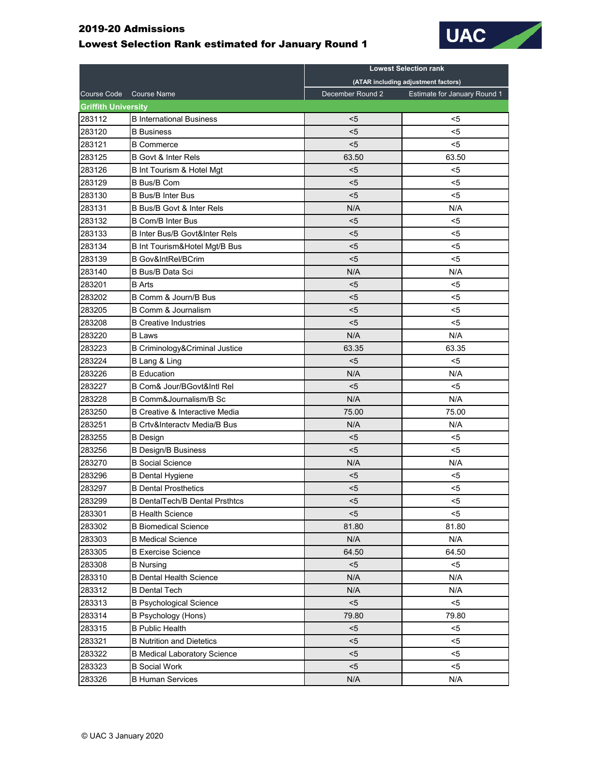## 2019-20 Admissions

## Lowest Selection Rank estimated for January Round 1

| | | Lowest Selection rank (ATAR including adjustment factors) | |
|---|---|---|---|
| Course Code | Course Name | December Round 2 | Estimate for January Round 1 |
| **Griffith University** | | | |
| 283112 | B International Business | <5 | <5 |
| 283120 | B Business | <5 | <5 |
| 283121 | B Commerce | <5 | <5 |
| 283125 | B Govt & Inter Rels | 63.50 | 63.50 |
| 283126 | B Int Tourism & Hotel Mgt | <5 | <5 |
| 283129 | B Bus/B Com | <5 | <5 |
| 283130 | B Bus/B Inter Bus | <5 | <5 |
| 283131 | B Bus/B Govt & Inter Rels | N/A | N/A |
| 283132 | B Com/B Inter Bus | <5 | <5 |
| 283133 | B Inter Bus/B Govt&Inter Rels | <5 | <5 |
| 283134 | B Int Tourism&Hotel Mgt/B Bus | <5 | <5 |
| 283139 | B Gov&IntRel/BCrim | <5 | <5 |
| 283140 | B Bus/B Data Sci | N/A | N/A |
| 283201 | B Arts | <5 | <5 |
| 283202 | B Comm & Journ/B Bus | <5 | <5 |
| 283205 | B Comm & Journalism | <5 | <5 |
| 283208 | B Creative Industries | <5 | <5 |
| 283220 | B Laws | N/A | N/A |
| 283223 | B Criminology&Criminal Justice | 63.35 | 63.35 |
| 283224 | B Lang & Ling | <5 | <5 |
| 283226 | B Education | N/A | N/A |
| 283227 | B Com& Jour/BGovt&Intl Rel | <5 | <5 |
| 283228 | B Comm&Journalism/B Sc | N/A | N/A |
| 283250 | B Creative & Interactive Media | 75.00 | 75.00 |
| 283251 | B Crtv&Interactv Media/B Bus | N/A | N/A |
| 283255 | B Design | <5 | <5 |
| 283256 | B Design/B Business | <5 | <5 |
| 283270 | B Social Science | N/A | N/A |
| 283296 | B Dental Hygiene | <5 | <5 |
| 283297 | B Dental Prosthetics | <5 | <5 |
| 283299 | B DentalTech/B Dental Prsthtcs | <5 | <5 |
| 283301 | B Health Science | <5 | <5 |
| 283302 | B Biomedical Science | 81.80 | 81.80 |
| 283303 | B Medical Science | N/A | N/A |
| 283305 | B Exercise Science | 64.50 | 64.50 |
| 283308 | B Nursing | <5 | <5 |
| 283310 | B Dental Health Science | N/A | N/A |
| 283312 | B Dental Tech | N/A | N/A |
| 283313 | B Psychological Science | <5 | <5 |
| 283314 | B Psychology (Hons) | 79.80 | 79.80 |
| 283315 | B Public Health | <5 | <5 |
| 283321 | B Nutrition and Dietetics | <5 | <5 |
| 283322 | B Medical Laboratory Science | <5 | <5 |
| 283323 | B Social Work | <5 | <5 |
| 283326 | B Human Services | N/A | N/A |

© UAC 3 January 2020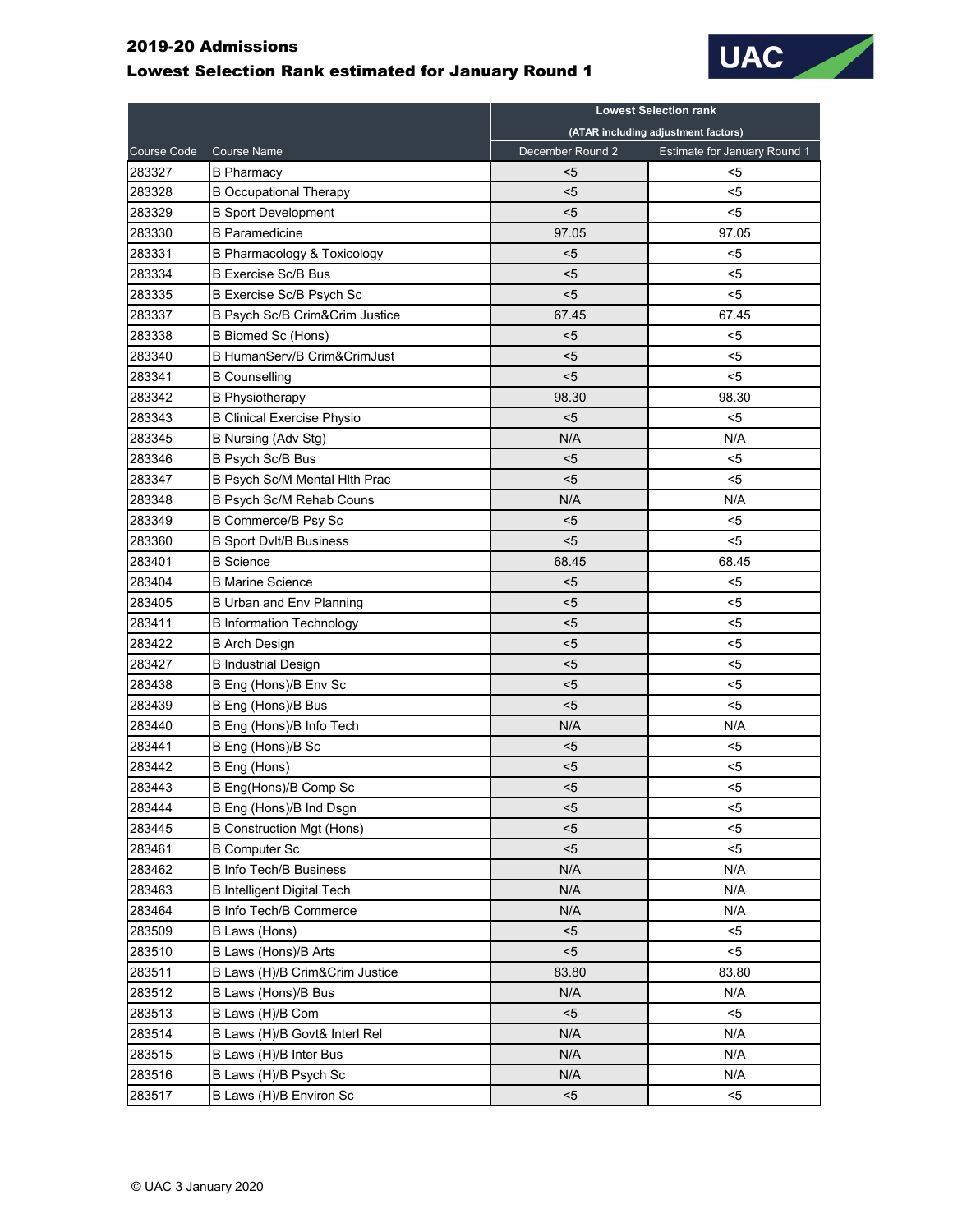## 2019-20 Admissions

## Lowest Selection Rank estimated for January Round 1

| | | Lowest Selection rank (ATAR including adjustment factors) | |
|---|---|---|---|
| Course Code | Course Name | December Round 2 | Estimate for January Round 1 |
| 283327 | B Pharmacy | <5 | <5 |
| 283328 | B Occupational Therapy | <5 | <5 |
| 283329 | B Sport Development | <5 | <5 |
| 283330 | B Paramedicine | 97.05 | 97.05 |
| 283331 | B Pharmacology & Toxicology | <5 | <5 |
| 283334 | B Exercise Sc/B Bus | <5 | <5 |
| 283335 | B Exercise Sc/B Psych Sc | <5 | <5 |
| 283337 | B Psych Sc/B Crim&Crim Justice | 67.45 | 67.45 |
| 283338 | B Biomed Sc (Hons) | <5 | <5 |
| 283340 | B HumanServ/B Crim&CrimJust | <5 | <5 |
| 283341 | B Counselling | <5 | <5 |
| 283342 | B Physiotherapy | 98.30 | 98.30 |
| 283343 | B Clinical Exercise Physio | <5 | <5 |
| 283345 | B Nursing (Adv Stg) | N/A | N/A |
| 283346 | B Psych Sc/B Bus | <5 | <5 |
| 283347 | B Psych Sc/M Mental Hlth Prac | <5 | <5 |
| 283348 | B Psych Sc/M Rehab Couns | N/A | N/A |
| 283349 | B Commerce/B Psy Sc | <5 | <5 |
| 283360 | B Sport Dvlt/B Business | <5 | <5 |
| 283401 | B Science | 68.45 | 68.45 |
| 283404 | B Marine Science | <5 | <5 |
| 283405 | B Urban and Env Planning | <5 | <5 |
| 283411 | B Information Technology | <5 | <5 |
| 283422 | B Arch Design | <5 | <5 |
| 283427 | B Industrial Design | <5 | <5 |
| 283438 | B Eng (Hons)/B Env Sc | <5 | <5 |
| 283439 | B Eng (Hons)/B Bus | <5 | <5 |
| 283440 | B Eng (Hons)/B Info Tech | N/A | N/A |
| 283441 | B Eng (Hons)/B Sc | <5 | <5 |
| 283442 | B Eng (Hons) | <5 | <5 |
| 283443 | B Eng(Hons)/B Comp Sc | <5 | <5 |
| 283444 | B Eng (Hons)/B Ind Dsgn | <5 | <5 |
| 283445 | B Construction Mgt (Hons) | <5 | <5 |
| 283461 | B Computer Sc | <5 | <5 |
| 283462 | B Info Tech/B Business | N/A | N/A |
| 283463 | B Intelligent Digital Tech | N/A | N/A |
| 283464 | B Info Tech/B Commerce | N/A | N/A |
| 283509 | B Laws (Hons) | <5 | <5 |
| 283510 | B Laws (Hons)/B Arts | <5 | <5 |
| 283511 | B Laws (H)/B Crim&Crim Justice | 83.80 | 83.80 |
| 283512 | B Laws (Hons)/B Bus | N/A | N/A |
| 283513 | B Laws (H)/B Com | <5 | <5 |
| 283514 | B Laws (H)/B Govt& Interl Rel | N/A | N/A |
| 283515 | B Laws (H)/B Inter Bus | N/A | N/A |
| 283516 | B Laws (H)/B Psych Sc | N/A | N/A |
| 283517 | B Laws (H)/B Environ Sc | <5 | <5 |

© UAC 3 January 2020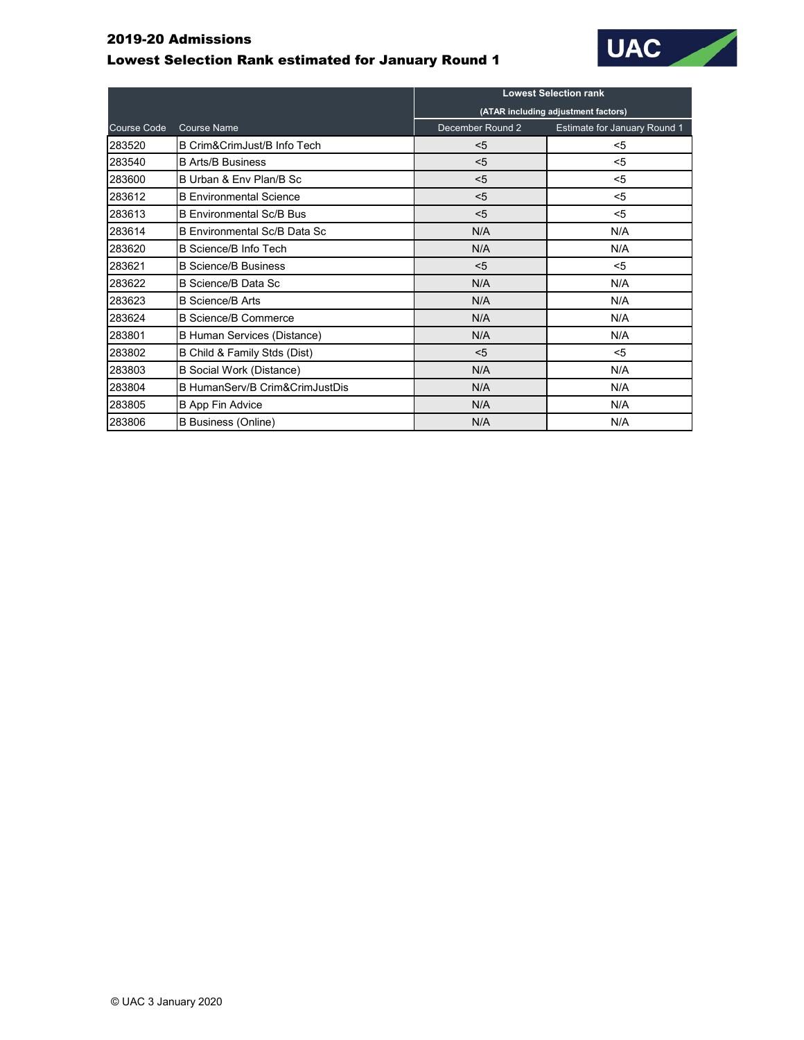## 2019-20 Admissions

## Lowest Selection Rank estimated for January Round 1

| | | Lowest Selection rank (ATAR including adjustment factors) | |
|---|---|---|---|
| Course Code | Course Name | December Round 2 | Estimate for January Round 1 |
| 283520 | B Crim&CrimJust/B Info Tech | <5 | <5 |
| 283540 | B Arts/B Business | <5 | <5 |
| 283600 | B Urban & Env Plan/B Sc | <5 | <5 |
| 283612 | B Environmental Science | <5 | <5 |
| 283613 | B Environmental Sc/B Bus | <5 | <5 |
| 283614 | B Environmental Sc/B Data Sc | N/A | N/A |
| 283620 | B Science/B Info Tech | N/A | N/A |
| 283621 | B Science/B Business | <5 | <5 |
| 283622 | B Science/B Data Sc | N/A | N/A |
| 283623 | B Science/B Arts | N/A | N/A |
| 283624 | B Science/B Commerce | N/A | N/A |
| 283801 | B Human Services (Distance) | N/A | N/A |
| 283802 | B Child & Family Stds (Dist) | <5 | <5 |
| 283803 | B Social Work (Distance) | N/A | N/A |
| 283804 | B HumanServ/B Crim&CrimJustDis | N/A | N/A |
| 283805 | B App Fin Advice | N/A | N/A |
| 283806 | B Business (Online) | N/A | N/A |

© UAC 3 January 2020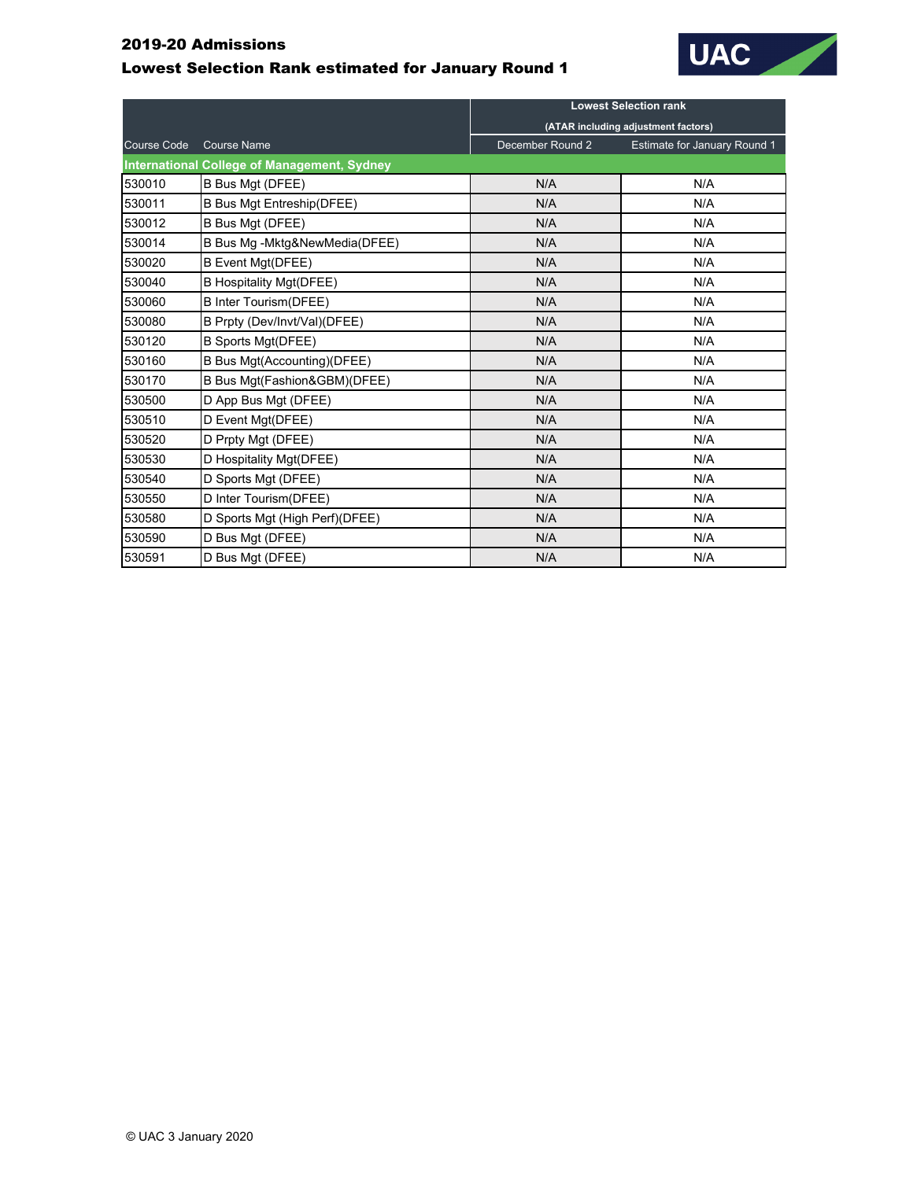## 2019-20 Admissions

## Lowest Selection Rank estimated for January Round 1

| | | Lowest Selection rank (ATAR including adjustment factors) | |
|---|---|---|---|
| Course Code | Course Name | December Round 2 | Estimate for January Round 1 |
| **International College of Management, Sydney** | | | |
| 530010 | B Bus Mgt (DFEE) | N/A | N/A |
| 530011 | B Bus Mgt Entreship(DFEE) | N/A | N/A |
| 530012 | B Bus Mgt (DFEE) | N/A | N/A |
| 530014 | B Bus Mg -Mktg&NewMedia(DFEE) | N/A | N/A |
| 530020 | B Event Mgt(DFEE) | N/A | N/A |
| 530040 | B Hospitality Mgt(DFEE) | N/A | N/A |
| 530060 | B Inter Tourism(DFEE) | N/A | N/A |
| 530080 | B Prpty (Dev/Invt/Val)(DFEE) | N/A | N/A |
| 530120 | B Sports Mgt(DFEE) | N/A | N/A |
| 530160 | B Bus Mgt(Accounting)(DFEE) | N/A | N/A |
| 530170 | B Bus Mgt(Fashion&GBM)(DFEE) | N/A | N/A |
| 530500 | D App Bus Mgt (DFEE) | N/A | N/A |
| 530510 | D Event Mgt(DFEE) | N/A | N/A |
| 530520 | D Prpty Mgt (DFEE) | N/A | N/A |
| 530530 | D Hospitality Mgt(DFEE) | N/A | N/A |
| 530540 | D Sports Mgt (DFEE) | N/A | N/A |
| 530550 | D Inter Tourism(DFEE) | N/A | N/A |
| 530580 | D Sports Mgt (High Perf)(DFEE) | N/A | N/A |
| 530590 | D Bus Mgt (DFEE) | N/A | N/A |
| 530591 | D Bus Mgt (DFEE) | N/A | N/A |

© UAC 3 January 2020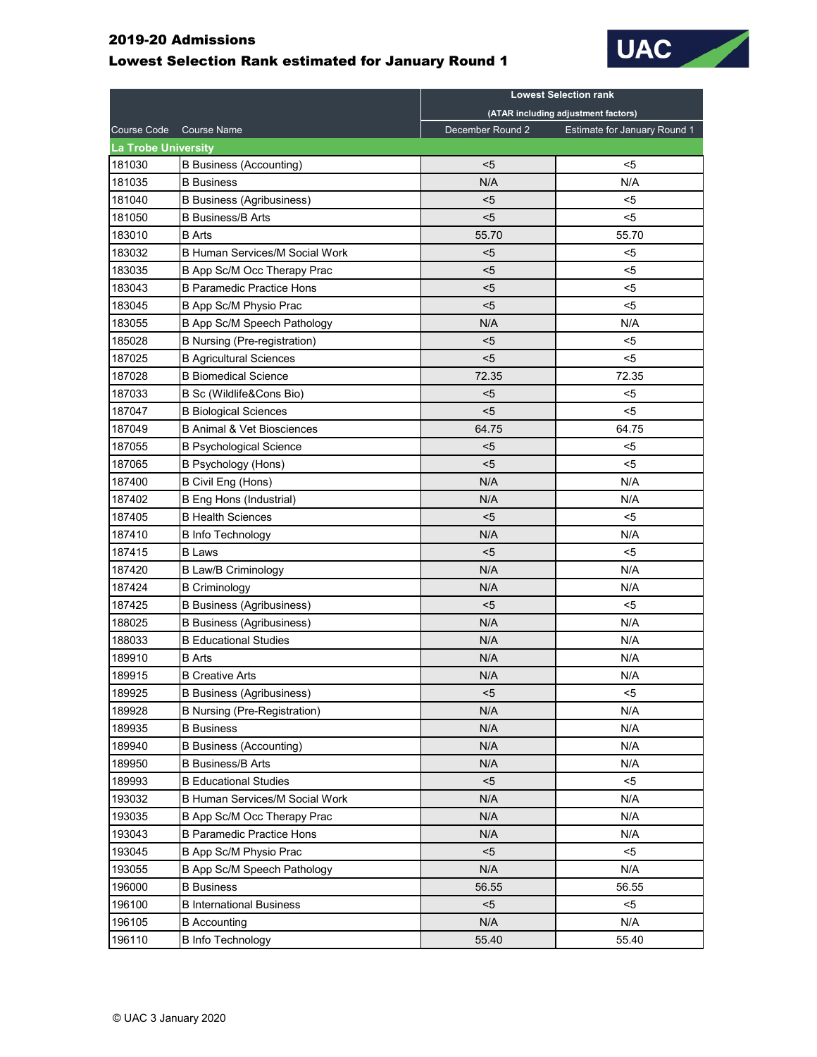## 2019-20 Admissions

## Lowest Selection Rank estimated for January Round 1

| Course Code | Course Name | Lowest Selection rank (ATAR including adjustment factors) December Round 2 | Estimate for January Round 1 |
|---|---|---|---|
| **La Trobe University** | | | |
| 181030 | B Business (Accounting) | <5 | <5 |
| 181035 | B Business | N/A | N/A |
| 181040 | B Business (Agribusiness) | <5 | <5 |
| 181050 | B Business/B Arts | <5 | <5 |
| 183010 | B Arts | 55.70 | 55.70 |
| 183032 | B Human Services/M Social Work | <5 | <5 |
| 183035 | B App Sc/M Occ Therapy Prac | <5 | <5 |
| 183043 | B Paramedic Practice Hons | <5 | <5 |
| 183045 | B App Sc/M Physio Prac | <5 | <5 |
| 183055 | B App Sc/M Speech Pathology | N/A | N/A |
| 185028 | B Nursing (Pre-registration) | <5 | <5 |
| 187025 | B Agricultural Sciences | <5 | <5 |
| 187028 | B Biomedical Science | 72.35 | 72.35 |
| 187033 | B Sc (Wildlife&Cons Bio) | <5 | <5 |
| 187047 | B Biological Sciences | <5 | <5 |
| 187049 | B Animal & Vet Biosciences | 64.75 | 64.75 |
| 187055 | B Psychological Science | <5 | <5 |
| 187065 | B Psychology (Hons) | <5 | <5 |
| 187400 | B Civil Eng (Hons) | N/A | N/A |
| 187402 | B Eng Hons (Industrial) | N/A | N/A |
| 187405 | B Health Sciences | <5 | <5 |
| 187410 | B Info Technology | N/A | N/A |
| 187415 | B Laws | <5 | <5 |
| 187420 | B Law/B Criminology | N/A | N/A |
| 187424 | B Criminology | N/A | N/A |
| 187425 | B Business (Agribusiness) | <5 | <5 |
| 188025 | B Business (Agribusiness) | N/A | N/A |
| 188033 | B Educational Studies | N/A | N/A |
| 189910 | B Arts | N/A | N/A |
| 189915 | B Creative Arts | N/A | N/A |
| 189925 | B Business (Agribusiness) | <5 | <5 |
| 189928 | B Nursing (Pre-Registration) | N/A | N/A |
| 189935 | B Business | N/A | N/A |
| 189940 | B Business (Accounting) | N/A | N/A |
| 189950 | B Business/B Arts | N/A | N/A |
| 189993 | B Educational Studies | <5 | <5 |
| 193032 | B Human Services/M Social Work | N/A | N/A |
| 193035 | B App Sc/M Occ Therapy Prac | N/A | N/A |
| 193043 | B Paramedic Practice Hons | N/A | N/A |
| 193045 | B App Sc/M Physio Prac | <5 | <5 |
| 193055 | B App Sc/M Speech Pathology | N/A | N/A |
| 196000 | B Business | 56.55 | 56.55 |
| 196100 | B International Business | <5 | <5 |
| 196105 | B Accounting | N/A | N/A |
| 196110 | B Info Technology | 55.40 | 55.40 |

© UAC 3 January 2020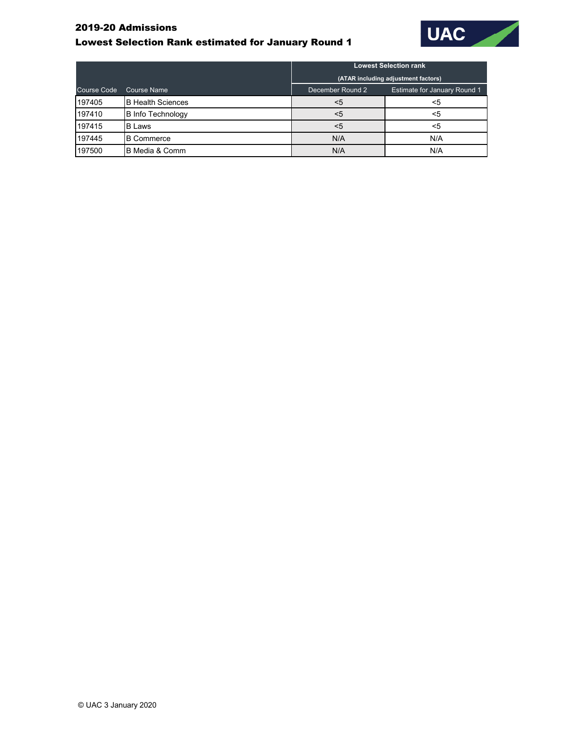## 2019-20 Admissions

## Lowest Selection Rank estimated for January Round 1

| | | Lowest Selection rank (ATAR including adjustment factors) | |
|---|---|---|---|
| Course Code | Course Name | December Round 2 | Estimate for January Round 1 |
| 197405 | B Health Sciences | <5 | <5 |
| 197410 | B Info Technology | <5 | <5 |
| 197415 | B Laws | <5 | <5 |
| 197445 | B Commerce | N/A | N/A |
| 197500 | B Media & Comm | N/A | N/A |

© UAC 3 January 2020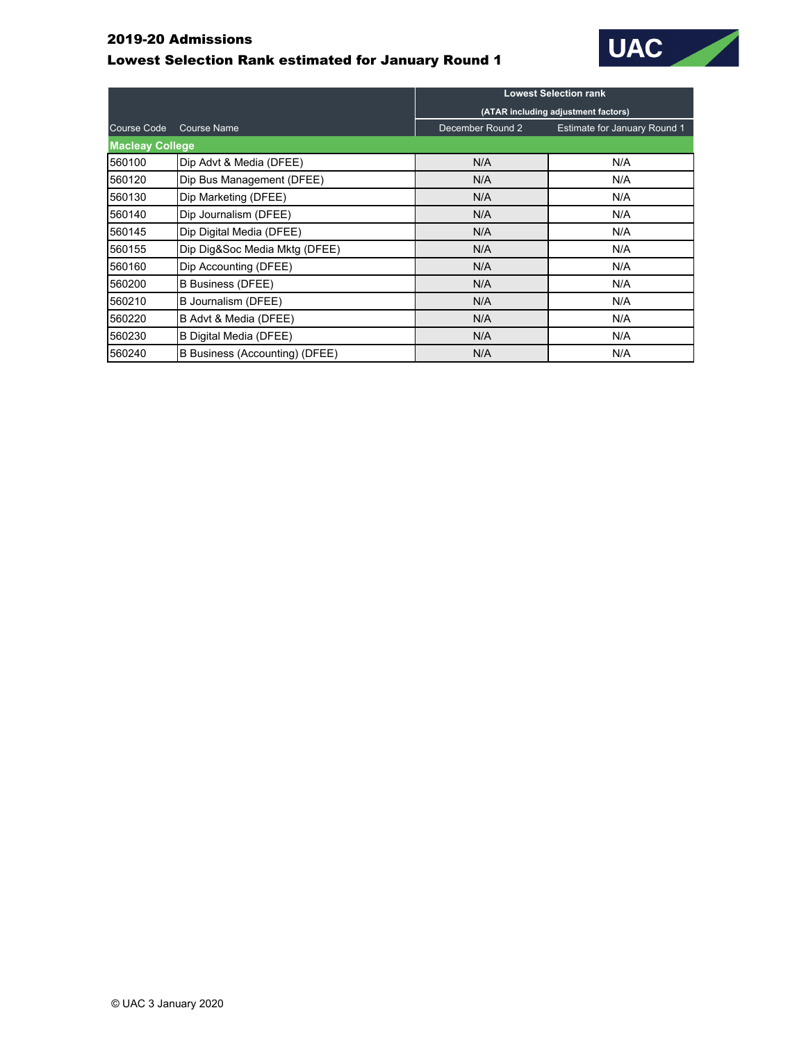## 2019-20 Admissions
## Lowest Selection Rank estimated for January Round 1

| | | Lowest Selection rank (ATAR including adjustment factors) | |
|---|---|---|---|
| Course Code | Course Name | December Round 2 | Estimate for January Round 1 |
| **Macleay College** | | | |
| 560100 | Dip Advt & Media (DFEE) | N/A | N/A |
| 560120 | Dip Bus Management (DFEE) | N/A | N/A |
| 560130 | Dip Marketing (DFEE) | N/A | N/A |
| 560140 | Dip Journalism (DFEE) | N/A | N/A |
| 560145 | Dip Digital Media (DFEE) | N/A | N/A |
| 560155 | Dip Dig&Soc Media Mktg (DFEE) | N/A | N/A |
| 560160 | Dip Accounting (DFEE) | N/A | N/A |
| 560200 | B Business (DFEE) | N/A | N/A |
| 560210 | B Journalism (DFEE) | N/A | N/A |
| 560220 | B Advt & Media (DFEE) | N/A | N/A |
| 560230 | B Digital Media (DFEE) | N/A | N/A |
| 560240 | B Business (Accounting) (DFEE) | N/A | N/A |

© UAC 3 January 2020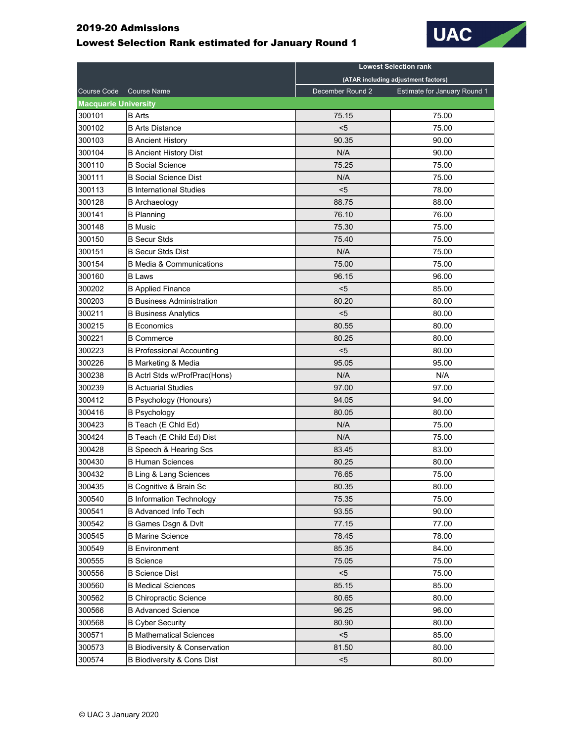## 2019-20 Admissions
## Lowest Selection Rank estimated for January Round 1

| Course Code | Course Name | Lowest Selection rank (ATAR including adjustment factors) December Round 2 | Estimate for January Round 1 |
|---|---|---|---|
| **Macquarie University** | | | |
| 300101 | B Arts | 75.15 | 75.00 |
| 300102 | B Arts Distance | <5 | 75.00 |
| 300103 | B Ancient History | 90.35 | 90.00 |
| 300104 | B Ancient History Dist | N/A | 90.00 |
| 300110 | B Social Science | 75.25 | 75.00 |
| 300111 | B Social Science Dist | N/A | 75.00 |
| 300113 | B International Studies | <5 | 78.00 |
| 300128 | B Archaeology | 88.75 | 88.00 |
| 300141 | B Planning | 76.10 | 76.00 |
| 300148 | B Music | 75.30 | 75.00 |
| 300150 | B Secur Stds | 75.40 | 75.00 |
| 300151 | B Secur Stds Dist | N/A | 75.00 |
| 300154 | B Media & Communications | 75.00 | 75.00 |
| 300160 | B Laws | 96.15 | 96.00 |
| 300202 | B Applied Finance | <5 | 85.00 |
| 300203 | B Business Administration | 80.20 | 80.00 |
| 300211 | B Business Analytics | <5 | 80.00 |
| 300215 | B Economics | 80.55 | 80.00 |
| 300221 | B Commerce | 80.25 | 80.00 |
| 300223 | B Professional Accounting | <5 | 80.00 |
| 300226 | B Marketing & Media | 95.05 | 95.00 |
| 300238 | B Actrl Stds w/ProfPrac(Hons) | N/A | N/A |
| 300239 | B Actuarial Studies | 97.00 | 97.00 |
| 300412 | B Psychology (Honours) | 94.05 | 94.00 |
| 300416 | B Psychology | 80.05 | 80.00 |
| 300423 | B Teach (E Chld Ed) | N/A | 75.00 |
| 300424 | B Teach (E Child Ed) Dist | N/A | 75.00 |
| 300428 | B Speech & Hearing Scs | 83.45 | 83.00 |
| 300430 | B Human Sciences | 80.25 | 80.00 |
| 300432 | B Ling & Lang Sciences | 76.65 | 75.00 |
| 300435 | B Cognitive & Brain Sc | 80.35 | 80.00 |
| 300540 | B Information Technology | 75.35 | 75.00 |
| 300541 | B Advanced Info Tech | 93.55 | 90.00 |
| 300542 | B Games Dsgn & Dvlt | 77.15 | 77.00 |
| 300545 | B Marine Science | 78.45 | 78.00 |
| 300549 | B Environment | 85.35 | 84.00 |
| 300555 | B Science | 75.05 | 75.00 |
| 300556 | B Science Dist | <5 | 75.00 |
| 300560 | B Medical Sciences | 85.15 | 85.00 |
| 300562 | B Chiropractic Science | 80.65 | 80.00 |
| 300566 | B Advanced Science | 96.25 | 96.00 |
| 300568 | B Cyber Security | 80.90 | 80.00 |
| 300571 | B Mathematical Sciences | <5 | 85.00 |
| 300573 | B Biodiversity & Conservation | 81.50 | 80.00 |
| 300574 | B Biodiversity & Cons Dist | <5 | 80.00 |

© UAC 3 January 2020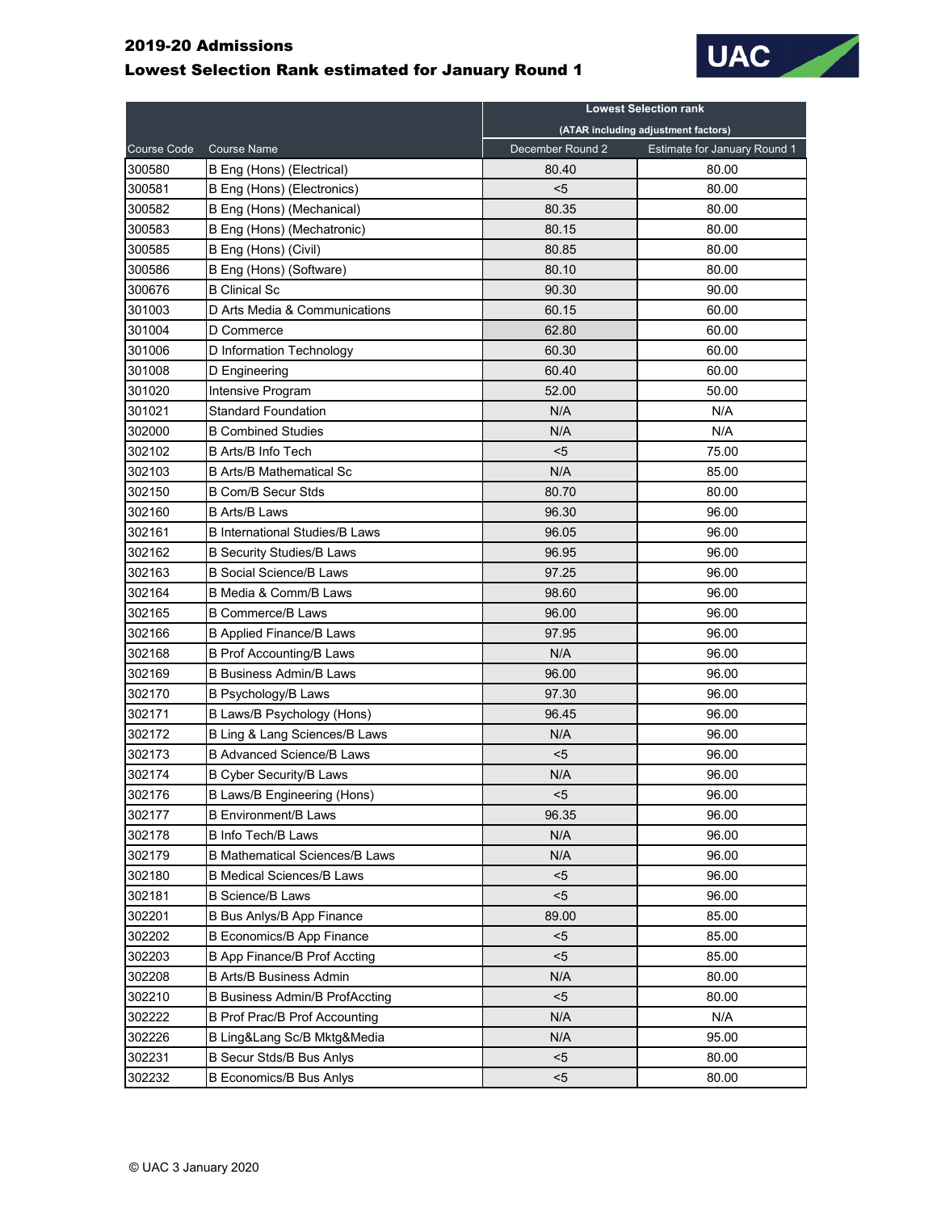## 2019-20 Admissions

## Lowest Selection Rank estimated for January Round 1

| | | Lowest Selection rank (ATAR including adjustment factors) | |
|---|---|---|---|
| Course Code | Course Name | December Round 2 | Estimate for January Round 1 |
| 300580 | B Eng (Hons) (Electrical) | 80.40 | 80.00 |
| 300581 | B Eng (Hons) (Electronics) | <5 | 80.00 |
| 300582 | B Eng (Hons) (Mechanical) | 80.35 | 80.00 |
| 300583 | B Eng (Hons) (Mechatronic) | 80.15 | 80.00 |
| 300585 | B Eng (Hons) (Civil) | 80.85 | 80.00 |
| 300586 | B Eng (Hons) (Software) | 80.10 | 80.00 |
| 300676 | B Clinical Sc | 90.30 | 90.00 |
| 301003 | D Arts Media & Communications | 60.15 | 60.00 |
| 301004 | D Commerce | 62.80 | 60.00 |
| 301006 | D Information Technology | 60.30 | 60.00 |
| 301008 | D Engineering | 60.40 | 60.00 |
| 301020 | Intensive Program | 52.00 | 50.00 |
| 301021 | Standard Foundation | N/A | N/A |
| 302000 | B Combined Studies | N/A | N/A |
| 302102 | B Arts/B Info Tech | <5 | 75.00 |
| 302103 | B Arts/B Mathematical Sc | N/A | 85.00 |
| 302150 | B Com/B Secur Stds | 80.70 | 80.00 |
| 302160 | B Arts/B Laws | 96.30 | 96.00 |
| 302161 | B International Studies/B Laws | 96.05 | 96.00 |
| 302162 | B Security Studies/B Laws | 96.95 | 96.00 |
| 302163 | B Social Science/B Laws | 97.25 | 96.00 |
| 302164 | B Media & Comm/B Laws | 98.60 | 96.00 |
| 302165 | B Commerce/B Laws | 96.00 | 96.00 |
| 302166 | B Applied Finance/B Laws | 97.95 | 96.00 |
| 302168 | B Prof Accounting/B Laws | N/A | 96.00 |
| 302169 | B Business Admin/B Laws | 96.00 | 96.00 |
| 302170 | B Psychology/B Laws | 97.30 | 96.00 |
| 302171 | B Laws/B Psychology (Hons) | 96.45 | 96.00 |
| 302172 | B Ling & Lang Sciences/B Laws | N/A | 96.00 |
| 302173 | B Advanced Science/B Laws | <5 | 96.00 |
| 302174 | B Cyber Security/B Laws | N/A | 96.00 |
| 302176 | B Laws/B Engineering (Hons) | <5 | 96.00 |
| 302177 | B Environment/B Laws | 96.35 | 96.00 |
| 302178 | B Info Tech/B Laws | N/A | 96.00 |
| 302179 | B Mathematical Sciences/B Laws | N/A | 96.00 |
| 302180 | B Medical Sciences/B Laws | <5 | 96.00 |
| 302181 | B Science/B Laws | <5 | 96.00 |
| 302201 | B Bus Anlys/B App Finance | 89.00 | 85.00 |
| 302202 | B Economics/B App Finance | <5 | 85.00 |
| 302203 | B App Finance/B Prof Accting | <5 | 85.00 |
| 302208 | B Arts/B Business Admin | N/A | 80.00 |
| 302210 | B Business Admin/B ProfAccting | <5 | 80.00 |
| 302222 | B Prof Prac/B Prof Accounting | N/A | N/A |
| 302226 | B Ling&Lang Sc/B Mktg&Media | N/A | 95.00 |
| 302231 | B Secur Stds/B Bus Anlys | <5 | 80.00 |
| 302232 | B Economics/B Bus Anlys | <5 | 80.00 |

© UAC 3 January 2020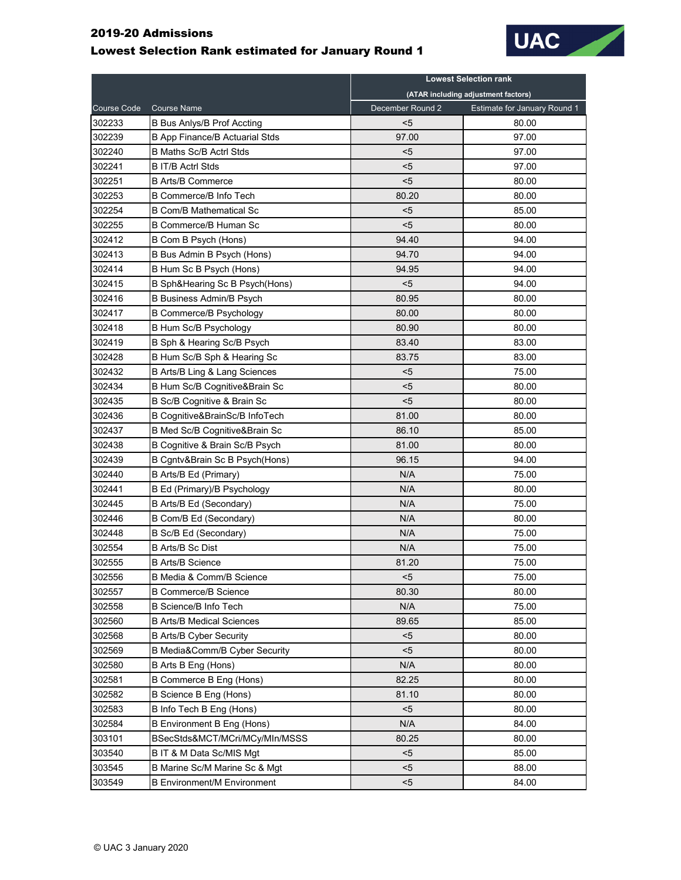## 2019-20 Admissions

## Lowest Selection Rank estimated for January Round 1

| | | Lowest Selection rank (ATAR including adjustment factors) | |
|---|---|---|---|
| Course Code | Course Name | December Round 2 | Estimate for January Round 1 |
| 302233 | B Bus Anlys/B Prof Accting | <5 | 80.00 |
| 302239 | B App Finance/B Actuarial Stds | 97.00 | 97.00 |
| 302240 | B Maths Sc/B Actrl Stds | <5 | 97.00 |
| 302241 | B IT/B Actrl Stds | <5 | 97.00 |
| 302251 | B Arts/B Commerce | <5 | 80.00 |
| 302253 | B Commerce/B Info Tech | 80.20 | 80.00 |
| 302254 | B Com/B Mathematical Sc | <5 | 85.00 |
| 302255 | B Commerce/B Human Sc | <5 | 80.00 |
| 302412 | B Com B Psych (Hons) | 94.40 | 94.00 |
| 302413 | B Bus Admin B Psych (Hons) | 94.70 | 94.00 |
| 302414 | B Hum Sc B Psych (Hons) | 94.95 | 94.00 |
| 302415 | B Sph&Hearing Sc B Psych(Hons) | <5 | 94.00 |
| 302416 | B Business Admin/B Psych | 80.95 | 80.00 |
| 302417 | B Commerce/B Psychology | 80.00 | 80.00 |
| 302418 | B Hum Sc/B Psychology | 80.90 | 80.00 |
| 302419 | B Sph & Hearing Sc/B Psych | 83.40 | 83.00 |
| 302428 | B Hum Sc/B Sph & Hearing Sc | 83.75 | 83.00 |
| 302432 | B Arts/B Ling & Lang Sciences | <5 | 75.00 |
| 302434 | B Hum Sc/B Cognitive&Brain Sc | <5 | 80.00 |
| 302435 | B Sc/B Cognitive & Brain Sc | <5 | 80.00 |
| 302436 | B Cognitive&BrainSc/B InfoTech | 81.00 | 80.00 |
| 302437 | B Med Sc/B Cognitive&Brain Sc | 86.10 | 85.00 |
| 302438 | B Cognitive & Brain Sc/B Psych | 81.00 | 80.00 |
| 302439 | B Cgntv&Brain Sc B Psych(Hons) | 96.15 | 94.00 |
| 302440 | B Arts/B Ed (Primary) | N/A | 75.00 |
| 302441 | B Ed (Primary)/B Psychology | N/A | 80.00 |
| 302445 | B Arts/B Ed (Secondary) | N/A | 75.00 |
| 302446 | B Com/B Ed (Secondary) | N/A | 80.00 |
| 302448 | B Sc/B Ed (Secondary) | N/A | 75.00 |
| 302554 | B Arts/B Sc Dist | N/A | 75.00 |
| 302555 | B Arts/B Science | 81.20 | 75.00 |
| 302556 | B Media & Comm/B Science | <5 | 75.00 |
| 302557 | B Commerce/B Science | 80.30 | 80.00 |
| 302558 | B Science/B Info Tech | N/A | 75.00 |
| 302560 | B Arts/B Medical Sciences | 89.65 | 85.00 |
| 302568 | B Arts/B Cyber Security | <5 | 80.00 |
| 302569 | B Media&Comm/B Cyber Security | <5 | 80.00 |
| 302580 | B Arts B Eng (Hons) | N/A | 80.00 |
| 302581 | B Commerce B Eng (Hons) | 82.25 | 80.00 |
| 302582 | B Science B Eng (Hons) | 81.10 | 80.00 |
| 302583 | B Info Tech B Eng (Hons) | <5 | 80.00 |
| 302584 | B Environment B Eng (Hons) | N/A | 84.00 |
| 303101 | BSecStds&MCT/MCri/MCy/MIn/MSSS | 80.25 | 80.00 |
| 303540 | B IT & M Data Sc/MIS Mgt | <5 | 85.00 |
| 303545 | B Marine Sc/M Marine Sc & Mgt | <5 | 88.00 |
| 303549 | B Environment/M Environment | <5 | 84.00 |

© UAC 3 January 2020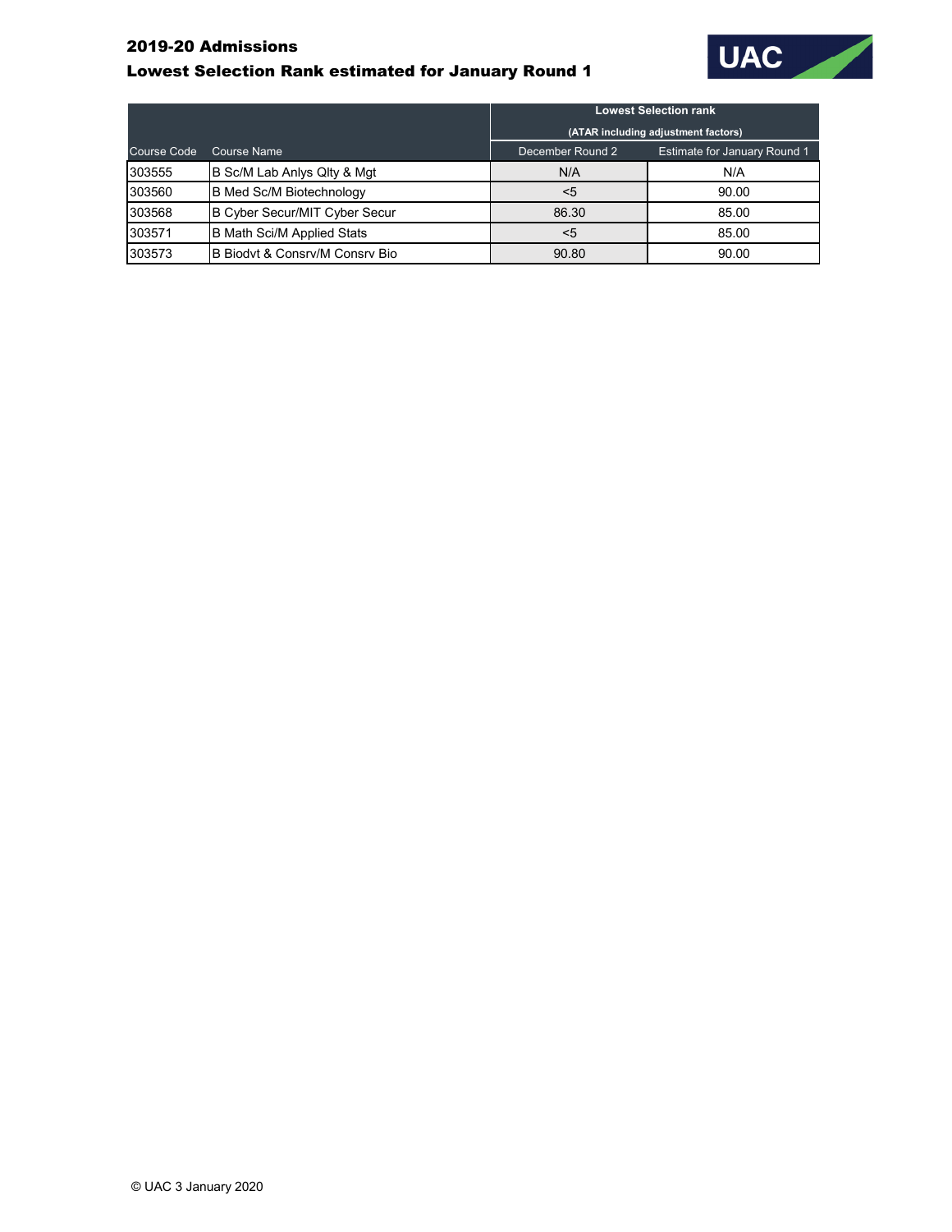## 2019-20 Admissions
## Lowest Selection Rank estimated for January Round 1

| | | Lowest Selection rank (ATAR including adjustment factors) | |
|---|---|---|---|
| Course Code | Course Name | December Round 2 | Estimate for January Round 1 |
| 303555 | B Sc/M Lab Anlys Qlty & Mgt | N/A | N/A |
| 303560 | B Med Sc/M Biotechnology | <5 | 90.00 |
| 303568 | B Cyber Secur/MIT Cyber Secur | 86.30 | 85.00 |
| 303571 | B Math Sci/M Applied Stats | <5 | 85.00 |
| 303573 | B Biodvt & Consrv/M Consrv Bio | 90.80 | 90.00 |

© UAC 3 January 2020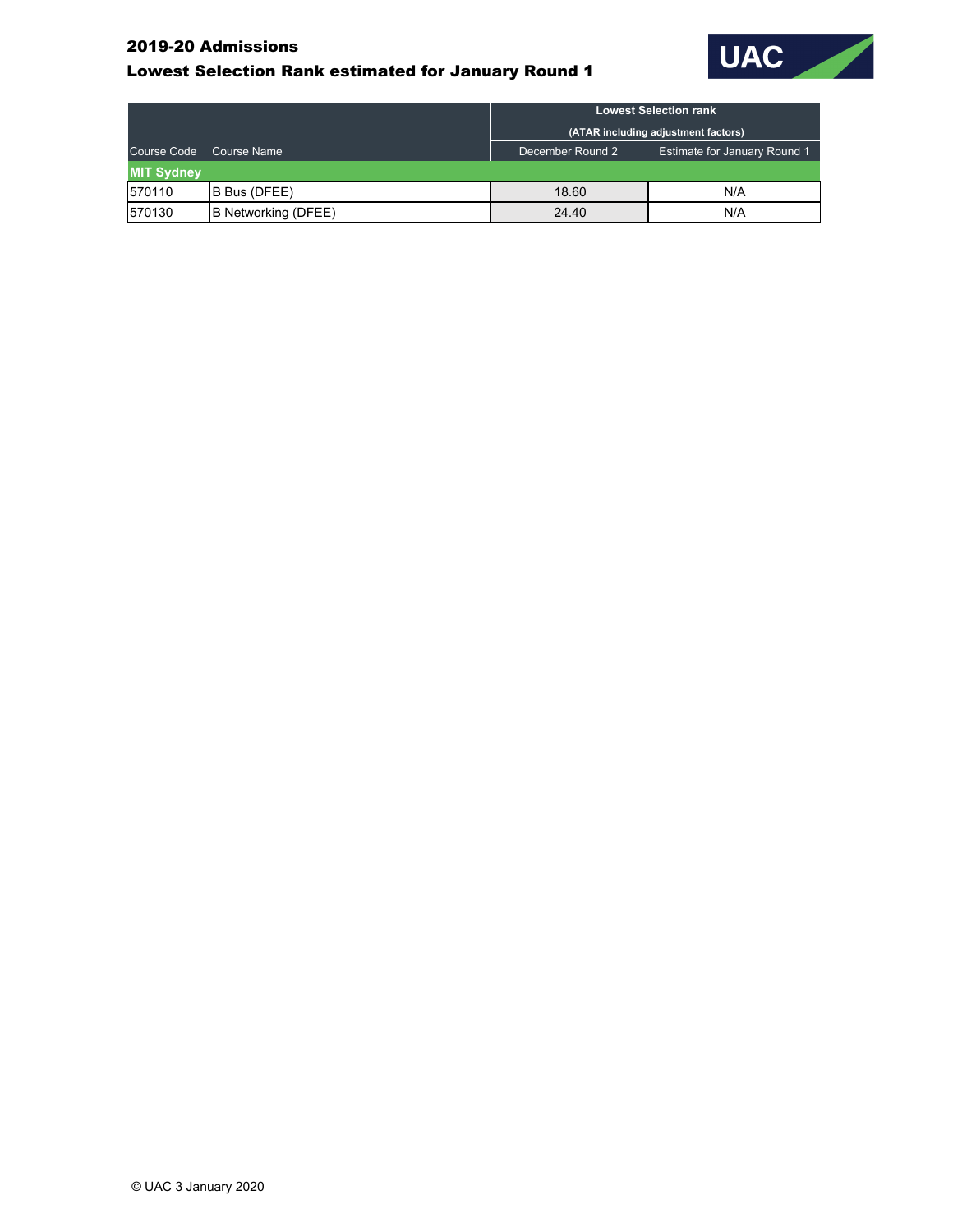## 2019-20 Admissions
## Lowest Selection Rank estimated for January Round 1

| | | Lowest Selection rank (ATAR including adjustment factors) | |
|---|---|---|---|
| Course Code | Course Name | December Round 2 | Estimate for January Round 1 |
| **MIT Sydney** | | | |
| 570110 | B Bus (DFEE) | 18.60 | N/A |
| 570130 | B Networking (DFEE) | 24.40 | N/A |

© UAC 3 January 2020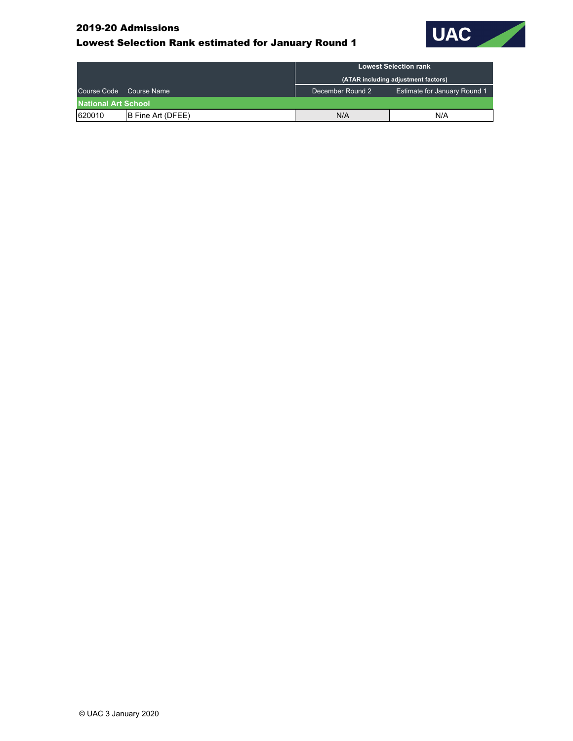## 2019-20 Admissions

## Lowest Selection Rank estimated for January Round 1

| | | Lowest Selection rank (ATAR including adjustment factors) | |
|---|---|---|---|
| Course Code | Course Name | December Round 2 | Estimate for January Round 1 |
| **National Art School** | | | |
| 620010 | B Fine Art (DFEE) | N/A | N/A |

© UAC 3 January 2020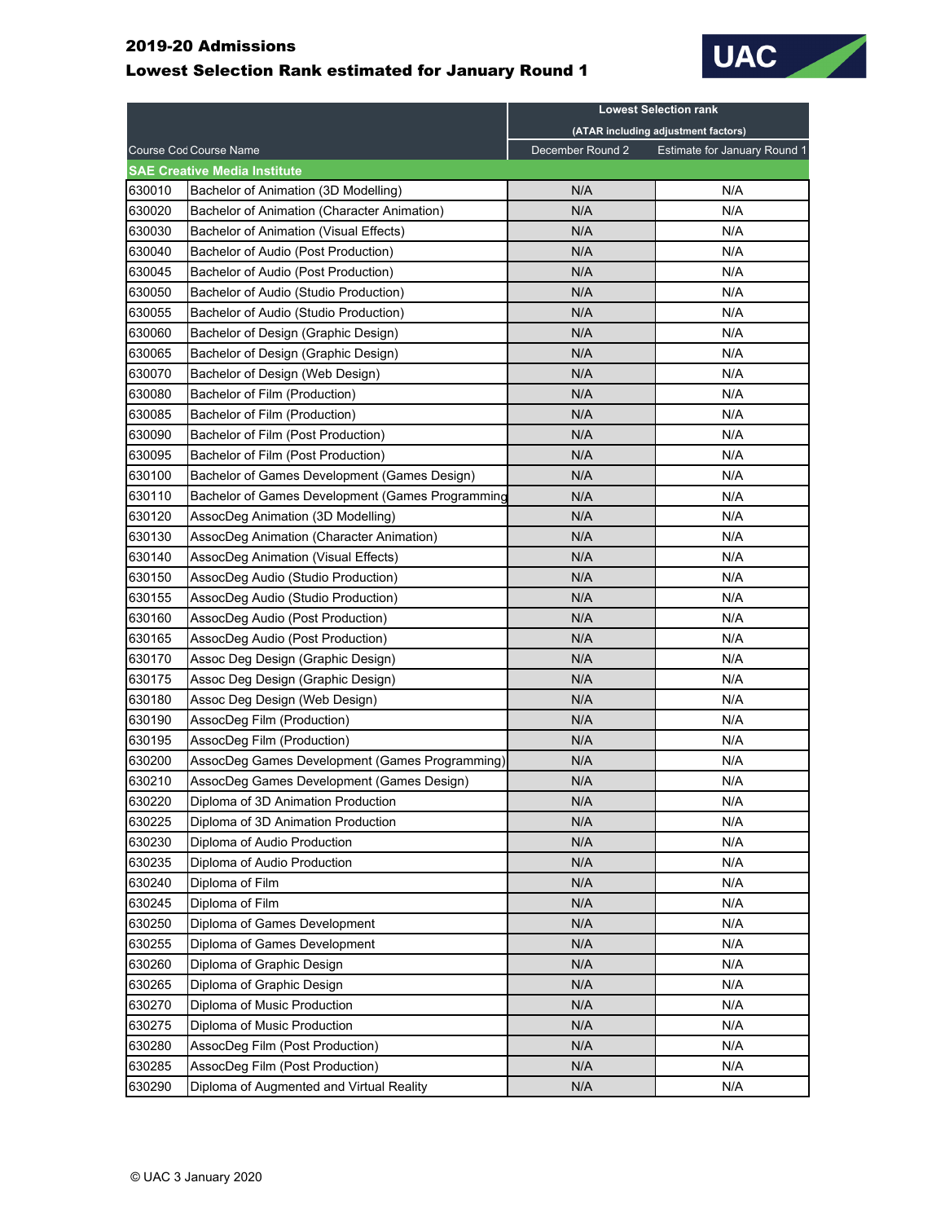## 2019-20 Admissions

## Lowest Selection Rank estimated for January Round 1

| | | Lowest Selection rank (ATAR including adjustment factors) | |
|---|---|---|---|
| Course Cod | Course Name | December Round 2 | Estimate for January Round 1 |
| **SAE Creative Media Institute** | | | |
| 630010 | Bachelor of Animation (3D Modelling) | N/A | N/A |
| 630020 | Bachelor of Animation (Character Animation) | N/A | N/A |
| 630030 | Bachelor of Animation (Visual Effects) | N/A | N/A |
| 630040 | Bachelor of Audio (Post Production) | N/A | N/A |
| 630045 | Bachelor of Audio (Post Production) | N/A | N/A |
| 630050 | Bachelor of Audio (Studio Production) | N/A | N/A |
| 630055 | Bachelor of Audio (Studio Production) | N/A | N/A |
| 630060 | Bachelor of Design (Graphic Design) | N/A | N/A |
| 630065 | Bachelor of Design (Graphic Design) | N/A | N/A |
| 630070 | Bachelor of Design (Web Design) | N/A | N/A |
| 630080 | Bachelor of Film (Production) | N/A | N/A |
| 630085 | Bachelor of Film (Production) | N/A | N/A |
| 630090 | Bachelor of Film (Post Production) | N/A | N/A |
| 630095 | Bachelor of Film (Post Production) | N/A | N/A |
| 630100 | Bachelor of Games Development (Games Design) | N/A | N/A |
| 630110 | Bachelor of Games Development (Games Programming | N/A | N/A |
| 630120 | AssocDeg Animation (3D Modelling) | N/A | N/A |
| 630130 | AssocDeg Animation (Character Animation) | N/A | N/A |
| 630140 | AssocDeg Animation (Visual Effects) | N/A | N/A |
| 630150 | AssocDeg Audio (Studio Production) | N/A | N/A |
| 630155 | AssocDeg Audio (Studio Production) | N/A | N/A |
| 630160 | AssocDeg Audio (Post Production) | N/A | N/A |
| 630165 | AssocDeg Audio (Post Production) | N/A | N/A |
| 630170 | Assoc Deg Design (Graphic Design) | N/A | N/A |
| 630175 | Assoc Deg Design (Graphic Design) | N/A | N/A |
| 630180 | Assoc Deg Design (Web Design) | N/A | N/A |
| 630190 | AssocDeg Film (Production) | N/A | N/A |
| 630195 | AssocDeg Film (Production) | N/A | N/A |
| 630200 | AssocDeg Games Development (Games Programming) | N/A | N/A |
| 630210 | AssocDeg Games Development (Games Design) | N/A | N/A |
| 630220 | Diploma of 3D Animation Production | N/A | N/A |
| 630225 | Diploma of 3D Animation Production | N/A | N/A |
| 630230 | Diploma of Audio Production | N/A | N/A |
| 630235 | Diploma of Audio Production | N/A | N/A |
| 630240 | Diploma of Film | N/A | N/A |
| 630245 | Diploma of Film | N/A | N/A |
| 630250 | Diploma of Games Development | N/A | N/A |
| 630255 | Diploma of Games Development | N/A | N/A |
| 630260 | Diploma of Graphic Design | N/A | N/A |
| 630265 | Diploma of Graphic Design | N/A | N/A |
| 630270 | Diploma of Music Production | N/A | N/A |
| 630275 | Diploma of Music Production | N/A | N/A |
| 630280 | AssocDeg Film (Post Production) | N/A | N/A |
| 630285 | AssocDeg Film (Post Production) | N/A | N/A |
| 630290 | Diploma of Augmented and Virtual Reality | N/A | N/A |

© UAC 3 January 2020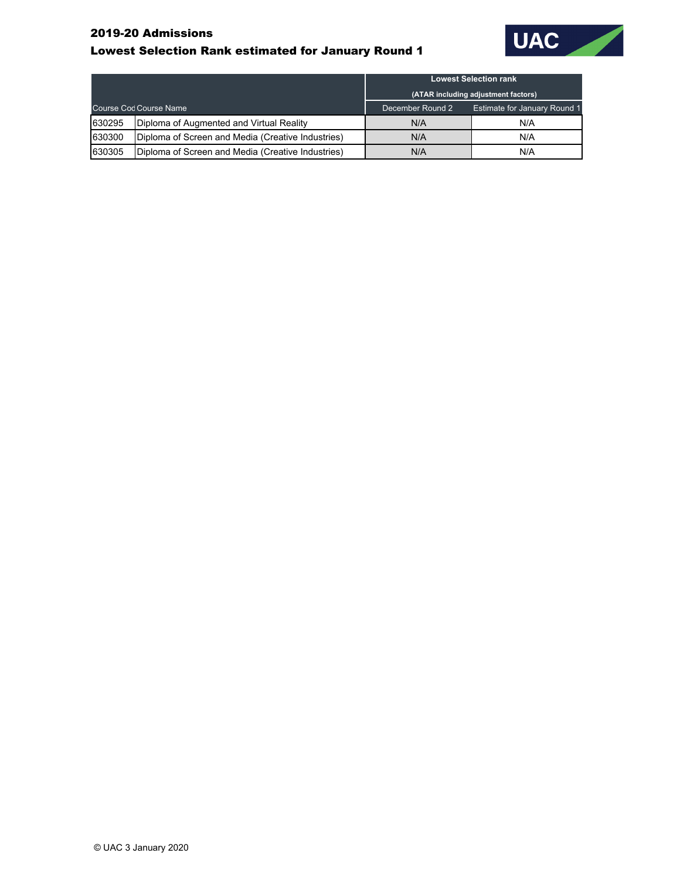## 2019-20 Admissions

## Lowest Selection Rank estimated for January Round 1

| | | Lowest Selection rank (ATAR including adjustment factors) | |
|---|---|---|---|
| Course Cod | Course Name | December Round 2 | Estimate for January Round 1 |
| 630295 | Diploma of Augmented and Virtual Reality | N/A | N/A |
| 630300 | Diploma of Screen and Media (Creative Industries) | N/A | N/A |
| 630305 | Diploma of Screen and Media (Creative Industries) | N/A | N/A |

© UAC 3 January 2020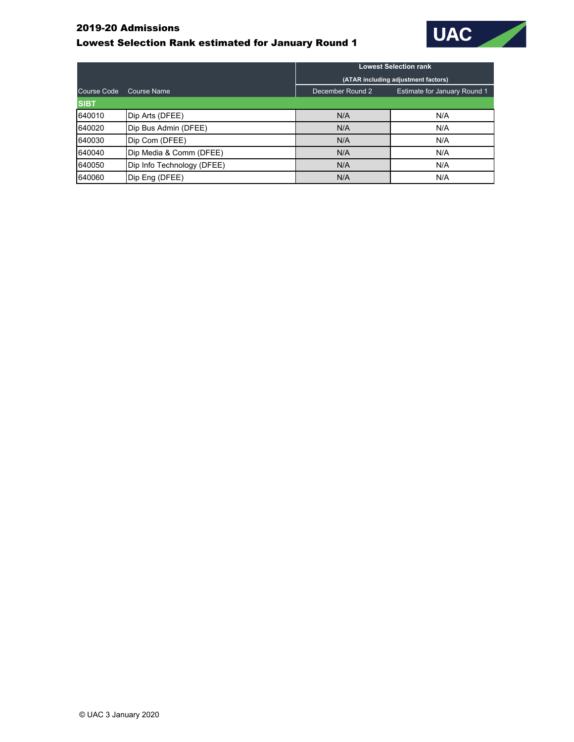## 2019-20 Admissions

## Lowest Selection Rank estimated for January Round 1

| | | Lowest Selection rank (ATAR including adjustment factors) | |
|---|---|---|---|
| Course Code | Course Name | December Round 2 | Estimate for January Round 1 |
| **SIBT** | | | |
| 640010 | Dip Arts (DFEE) | N/A | N/A |
| 640020 | Dip Bus Admin (DFEE) | N/A | N/A |
| 640030 | Dip Com (DFEE) | N/A | N/A |
| 640040 | Dip Media & Comm (DFEE) | N/A | N/A |
| 640050 | Dip Info Technology (DFEE) | N/A | N/A |
| 640060 | Dip Eng (DFEE) | N/A | N/A |

© UAC 3 January 2020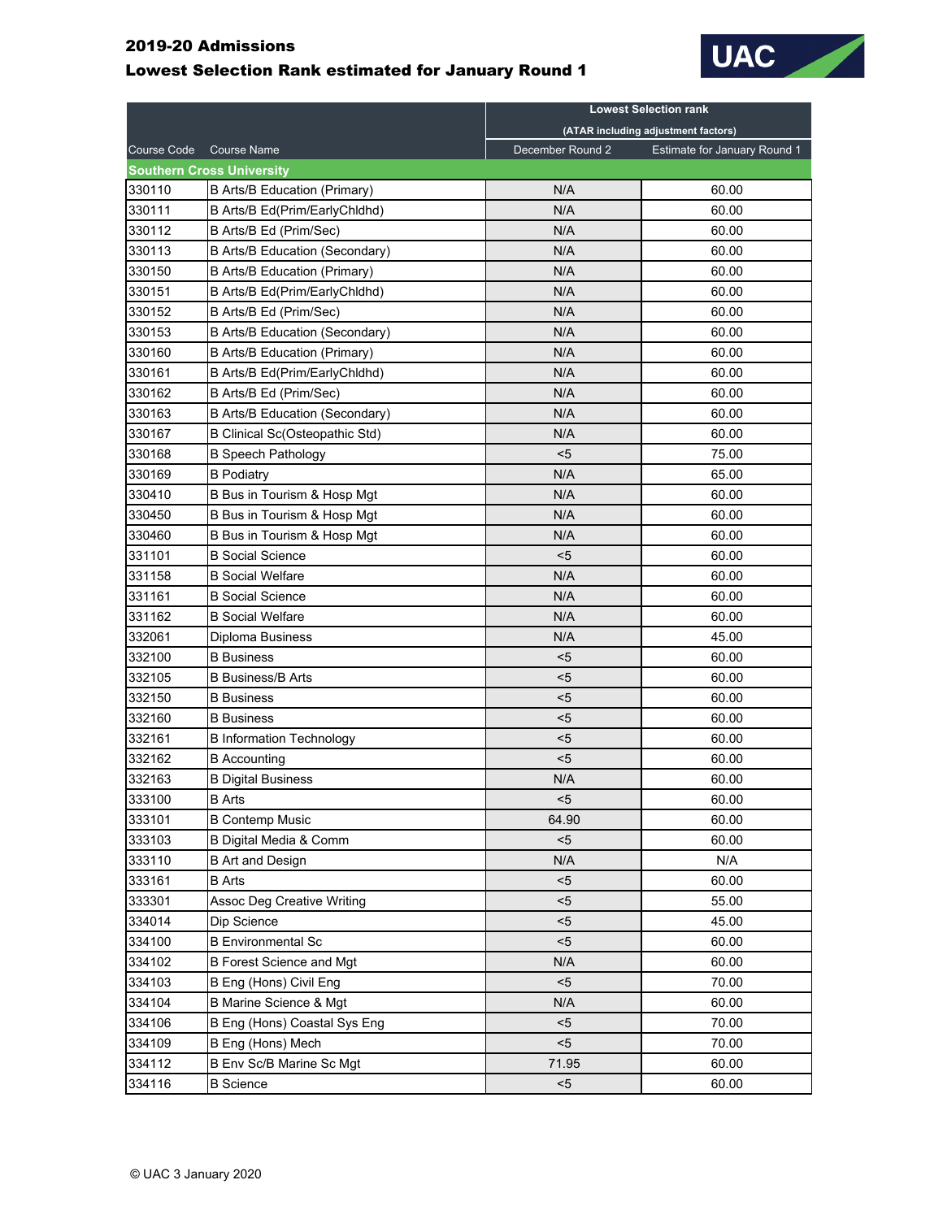## 2019-20 Admissions

## Lowest Selection Rank estimated for January Round 1

| | | Lowest Selection rank (ATAR including adjustment factors) | |
|---|---|---|---|
| Course Code | Course Name | December Round 2 | Estimate for January Round 1 |
| **Southern Cross University** | | | |
| 330110 | B Arts/B Education (Primary) | N/A | 60.00 |
| 330111 | B Arts/B Ed(Prim/EarlyChldhd) | N/A | 60.00 |
| 330112 | B Arts/B Ed (Prim/Sec) | N/A | 60.00 |
| 330113 | B Arts/B Education (Secondary) | N/A | 60.00 |
| 330150 | B Arts/B Education (Primary) | N/A | 60.00 |
| 330151 | B Arts/B Ed(Prim/EarlyChldhd) | N/A | 60.00 |
| 330152 | B Arts/B Ed (Prim/Sec) | N/A | 60.00 |
| 330153 | B Arts/B Education (Secondary) | N/A | 60.00 |
| 330160 | B Arts/B Education (Primary) | N/A | 60.00 |
| 330161 | B Arts/B Ed(Prim/EarlyChldhd) | N/A | 60.00 |
| 330162 | B Arts/B Ed (Prim/Sec) | N/A | 60.00 |
| 330163 | B Arts/B Education (Secondary) | N/A | 60.00 |
| 330167 | B Clinical Sc(Osteopathic Std) | N/A | 60.00 |
| 330168 | B Speech Pathology | <5 | 75.00 |
| 330169 | B Podiatry | N/A | 65.00 |
| 330410 | B Bus in Tourism & Hosp Mgt | N/A | 60.00 |
| 330450 | B Bus in Tourism & Hosp Mgt | N/A | 60.00 |
| 330460 | B Bus in Tourism & Hosp Mgt | N/A | 60.00 |
| 331101 | B Social Science | <5 | 60.00 |
| 331158 | B Social Welfare | N/A | 60.00 |
| 331161 | B Social Science | N/A | 60.00 |
| 331162 | B Social Welfare | N/A | 60.00 |
| 332061 | Diploma Business | N/A | 45.00 |
| 332100 | B Business | <5 | 60.00 |
| 332105 | B Business/B Arts | <5 | 60.00 |
| 332150 | B Business | <5 | 60.00 |
| 332160 | B Business | <5 | 60.00 |
| 332161 | B Information Technology | <5 | 60.00 |
| 332162 | B Accounting | <5 | 60.00 |
| 332163 | B Digital Business | N/A | 60.00 |
| 333100 | B Arts | <5 | 60.00 |
| 333101 | B Contemp Music | 64.90 | 60.00 |
| 333103 | B Digital Media & Comm | <5 | 60.00 |
| 333110 | B Art and Design | N/A | N/A |
| 333161 | B Arts | <5 | 60.00 |
| 333301 | Assoc Deg Creative Writing | <5 | 55.00 |
| 334014 | Dip Science | <5 | 45.00 |
| 334100 | B Environmental Sc | <5 | 60.00 |
| 334102 | B Forest Science and Mgt | N/A | 60.00 |
| 334103 | B Eng (Hons) Civil Eng | <5 | 70.00 |
| 334104 | B Marine Science & Mgt | N/A | 60.00 |
| 334106 | B Eng (Hons) Coastal Sys Eng | <5 | 70.00 |
| 334109 | B Eng (Hons) Mech | <5 | 70.00 |
| 334112 | B Env Sc/B Marine Sc Mgt | 71.95 | 60.00 |
| 334116 | B Science | <5 | 60.00 |

© UAC 3 January 2020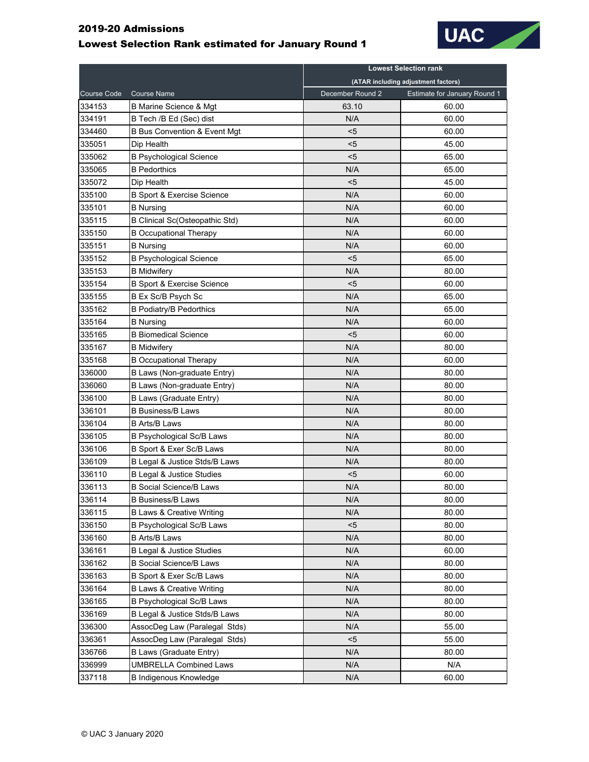## 2019-20 Admissions

## Lowest Selection Rank estimated for January Round 1

| | | Lowest Selection rank (ATAR including adjustment factors) | |
|---|---|---|---|
| Course Code | Course Name | December Round 2 | Estimate for January Round 1 |
| 334153 | B Marine Science & Mgt | 63.10 | 60.00 |
| 334191 | B Tech /B Ed (Sec) dist | N/A | 60.00 |
| 334460 | B Bus Convention & Event Mgt | <5 | 60.00 |
| 335051 | Dip Health | <5 | 45.00 |
| 335062 | B Psychological Science | <5 | 65.00 |
| 335065 | B Pedorthics | N/A | 65.00 |
| 335072 | Dip Health | <5 | 45.00 |
| 335100 | B Sport & Exercise Science | N/A | 60.00 |
| 335101 | B Nursing | N/A | 60.00 |
| 335115 | B Clinical Sc(Osteopathic Std) | N/A | 60.00 |
| 335150 | B Occupational Therapy | N/A | 60.00 |
| 335151 | B Nursing | N/A | 60.00 |
| 335152 | B Psychological Science | <5 | 65.00 |
| 335153 | B Midwifery | N/A | 80.00 |
| 335154 | B Sport & Exercise Science | <5 | 60.00 |
| 335155 | B Ex Sc/B Psych Sc | N/A | 65.00 |
| 335162 | B Podiatry/B Pedorthics | N/A | 65.00 |
| 335164 | B Nursing | N/A | 60.00 |
| 335165 | B Biomedical Science | <5 | 60.00 |
| 335167 | B Midwifery | N/A | 80.00 |
| 335168 | B Occupational Therapy | N/A | 60.00 |
| 336000 | B Laws (Non-graduate Entry) | N/A | 80.00 |
| 336060 | B Laws (Non-graduate Entry) | N/A | 80.00 |
| 336100 | B Laws (Graduate Entry) | N/A | 80.00 |
| 336101 | B Business/B Laws | N/A | 80.00 |
| 336104 | B Arts/B Laws | N/A | 80.00 |
| 336105 | B Psychological Sc/B Laws | N/A | 80.00 |
| 336106 | B Sport & Exer Sc/B Laws | N/A | 80.00 |
| 336109 | B Legal & Justice Stds/B Laws | N/A | 80.00 |
| 336110 | B Legal & Justice Studies | <5 | 60.00 |
| 336113 | B Social Science/B Laws | N/A | 80.00 |
| 336114 | B Business/B Laws | N/A | 80.00 |
| 336115 | B Laws & Creative Writing | N/A | 80.00 |
| 336150 | B Psychological Sc/B Laws | <5 | 80.00 |
| 336160 | B Arts/B Laws | N/A | 80.00 |
| 336161 | B Legal & Justice Studies | N/A | 60.00 |
| 336162 | B Social Science/B Laws | N/A | 80.00 |
| 336163 | B Sport & Exer Sc/B Laws | N/A | 80.00 |
| 336164 | B Laws & Creative Writing | N/A | 80.00 |
| 336165 | B Psychological Sc/B Laws | N/A | 80.00 |
| 336169 | B Legal & Justice Stds/B Laws | N/A | 80.00 |
| 336300 | AssocDeg Law (Paralegal Stds) | N/A | 55.00 |
| 336361 | AssocDeg Law (Paralegal Stds) | <5 | 55.00 |
| 336766 | B Laws (Graduate Entry) | N/A | 80.00 |
| 336999 | UMBRELLA Combined Laws | N/A | N/A |
| 337118 | B Indigenous Knowledge | N/A | 60.00 |

© UAC 3 January 2020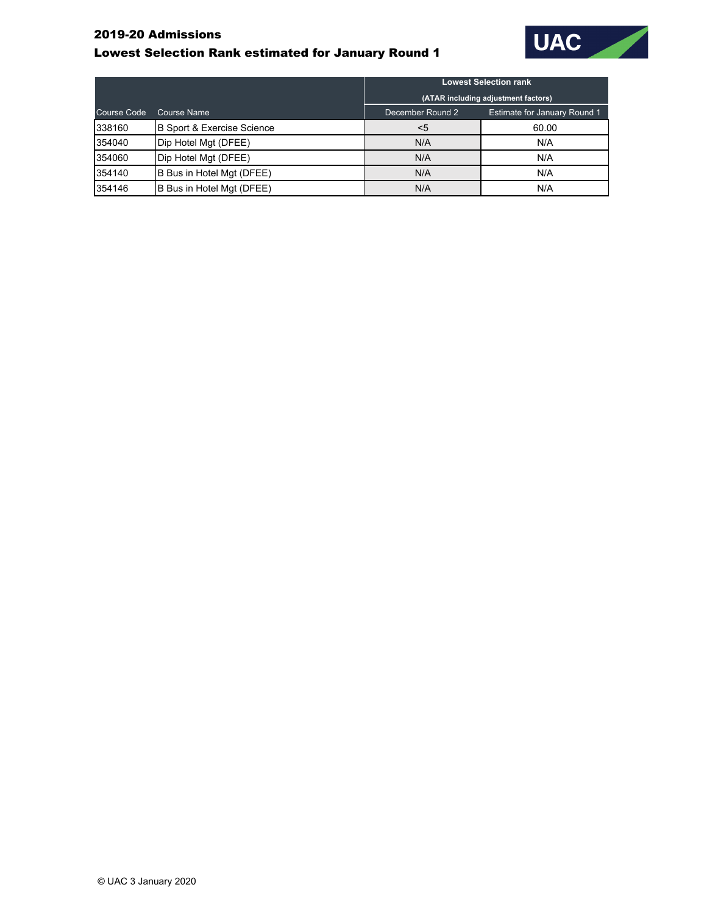## 2019-20 Admissions
## Lowest Selection Rank estimated for January Round 1

| | | Lowest Selection rank (ATAR including adjustment factors) | |
|---|---|---|---|
| Course Code | Course Name | December Round 2 | Estimate for January Round 1 |
| 338160 | B Sport & Exercise Science | <5 | 60.00 |
| 354040 | Dip Hotel Mgt (DFEE) | N/A | N/A |
| 354060 | Dip Hotel Mgt (DFEE) | N/A | N/A |
| 354140 | B Bus in Hotel Mgt (DFEE) | N/A | N/A |
| 354146 | B Bus in Hotel Mgt (DFEE) | N/A | N/A |

© UAC 3 January 2020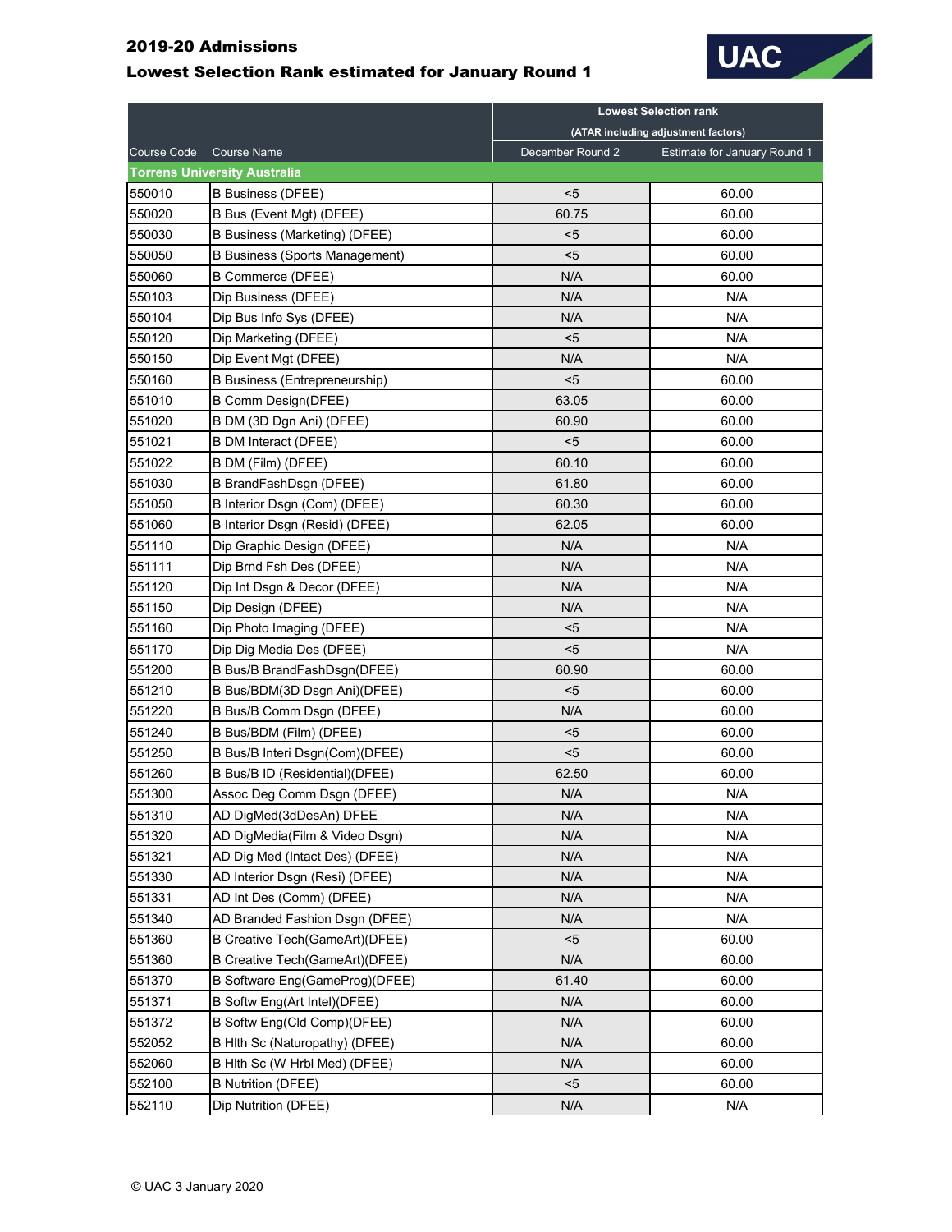## 2019-20 Admissions

## Lowest Selection Rank estimated for January Round 1

| | | Lowest Selection rank (ATAR including adjustment factors) | |
|---|---|---|---|
| Course Code | Course Name | December Round 2 | Estimate for January Round 1 |
| **Torrens University Australia** | | | |
| 550010 | B Business (DFEE) | <5 | 60.00 |
| 550020 | B Bus (Event Mgt) (DFEE) | 60.75 | 60.00 |
| 550030 | B Business (Marketing) (DFEE) | <5 | 60.00 |
| 550050 | B Business (Sports Management) | <5 | 60.00 |
| 550060 | B Commerce (DFEE) | N/A | 60.00 |
| 550103 | Dip Business (DFEE) | N/A | N/A |
| 550104 | Dip Bus Info Sys (DFEE) | N/A | N/A |
| 550120 | Dip Marketing (DFEE) | <5 | N/A |
| 550150 | Dip Event Mgt (DFEE) | N/A | N/A |
| 550160 | B Business (Entrepreneurship) | <5 | 60.00 |
| 551010 | B Comm Design(DFEE) | 63.05 | 60.00 |
| 551020 | B DM (3D Dgn Ani) (DFEE) | 60.90 | 60.00 |
| 551021 | B DM Interact (DFEE) | <5 | 60.00 |
| 551022 | B DM (Film) (DFEE) | 60.10 | 60.00 |
| 551030 | B BrandFashDsgn (DFEE) | 61.80 | 60.00 |
| 551050 | B Interior Dsgn (Com) (DFEE) | 60.30 | 60.00 |
| 551060 | B Interior Dsgn (Resid) (DFEE) | 62.05 | 60.00 |
| 551110 | Dip Graphic Design (DFEE) | N/A | N/A |
| 551111 | Dip Brnd Fsh Des (DFEE) | N/A | N/A |
| 551120 | Dip Int Dsgn & Decor (DFEE) | N/A | N/A |
| 551150 | Dip Design (DFEE) | N/A | N/A |
| 551160 | Dip Photo Imaging (DFEE) | <5 | N/A |
| 551170 | Dip Dig Media Des (DFEE) | <5 | N/A |
| 551200 | B Bus/B BrandFashDsgn(DFEE) | 60.90 | 60.00 |
| 551210 | B Bus/BDM(3D Dsgn Ani)(DFEE) | <5 | 60.00 |
| 551220 | B Bus/B Comm Dsgn (DFEE) | N/A | 60.00 |
| 551240 | B Bus/BDM (Film) (DFEE) | <5 | 60.00 |
| 551250 | B Bus/B Interi Dsgn(Com)(DFEE) | <5 | 60.00 |
| 551260 | B Bus/B ID (Residential)(DFEE) | 62.50 | 60.00 |
| 551300 | Assoc Deg Comm Dsgn (DFEE) | N/A | N/A |
| 551310 | AD DigMed(3dDesAn) DFEE | N/A | N/A |
| 551320 | AD DigMedia(Film & Video Dsgn) | N/A | N/A |
| 551321 | AD Dig Med (Intact Des) (DFEE) | N/A | N/A |
| 551330 | AD Interior Dsgn (Resi) (DFEE) | N/A | N/A |
| 551331 | AD Int Des (Comm) (DFEE) | N/A | N/A |
| 551340 | AD Branded Fashion Dsgn (DFEE) | N/A | N/A |
| 551360 | B Creative Tech(GameArt)(DFEE) | <5 | 60.00 |
| 551360 | B Creative Tech(GameArt)(DFEE) | N/A | 60.00 |
| 551370 | B Software Eng(GameProg)(DFEE) | 61.40 | 60.00 |
| 551371 | B Softw Eng(Art Intel)(DFEE) | N/A | 60.00 |
| 551372 | B Softw Eng(Cld Comp)(DFEE) | N/A | 60.00 |
| 552052 | B Hlth Sc (Naturopathy) (DFEE) | N/A | 60.00 |
| 552060 | B Hlth Sc (W Hrbl Med) (DFEE) | N/A | 60.00 |
| 552100 | B Nutrition (DFEE) | <5 | 60.00 |
| 552110 | Dip Nutrition (DFEE) | N/A | N/A |

© UAC 3 January 2020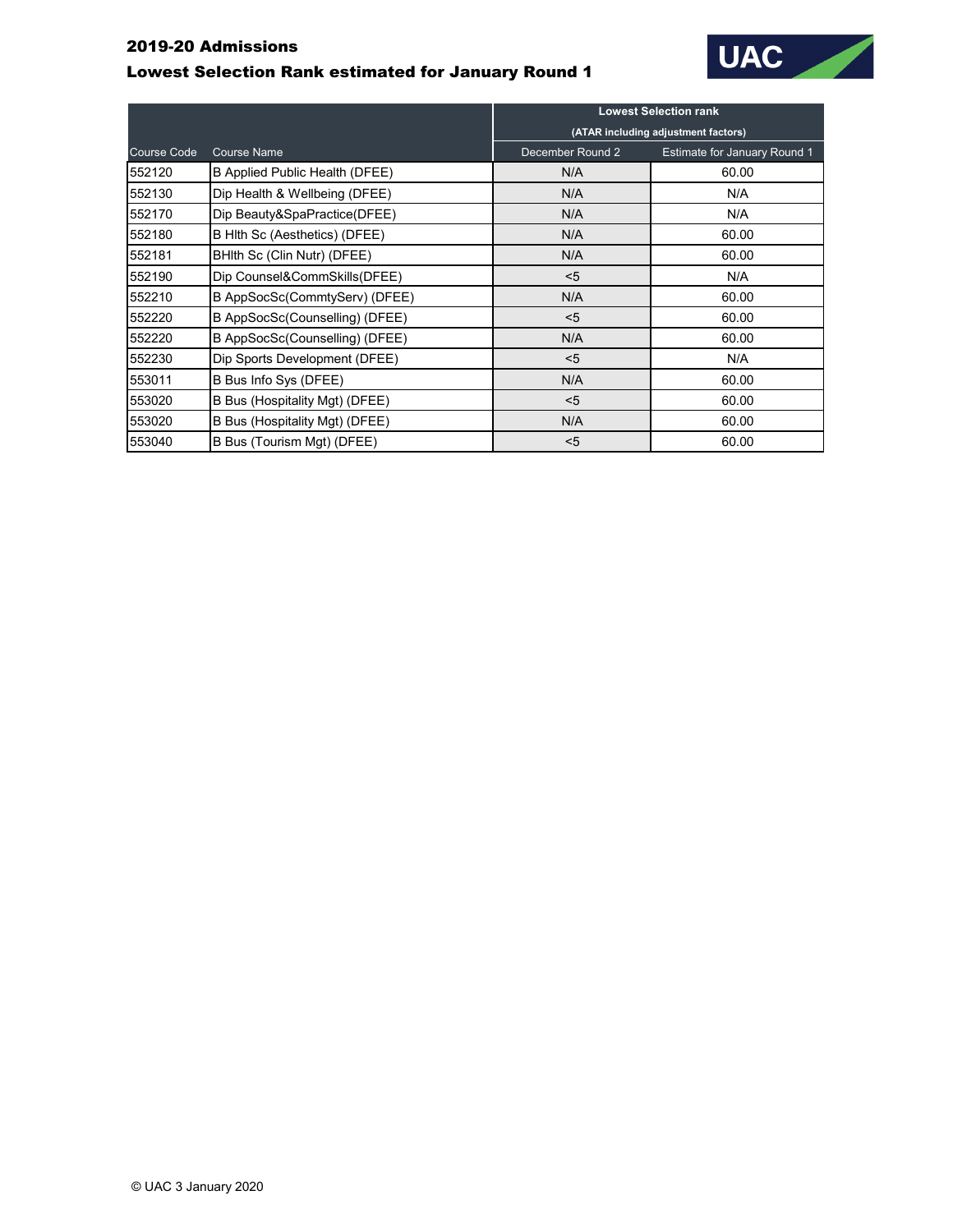## 2019-20 Admissions

## Lowest Selection Rank estimated for January Round 1

| Course Code | Course Name | Lowest Selection rank (ATAR including adjustment factors) | |
|---|---|---|---|
| | | December Round 2 | Estimate for January Round 1 |
| 552120 | B Applied Public Health (DFEE) | N/A | 60.00 |
| 552130 | Dip Health & Wellbeing (DFEE) | N/A | N/A |
| 552170 | Dip Beauty&SpaPractice(DFEE) | N/A | N/A |
| 552180 | B Hlth Sc (Aesthetics) (DFEE) | N/A | 60.00 |
| 552181 | BHlth Sc (Clin Nutr) (DFEE) | N/A | 60.00 |
| 552190 | Dip Counsel&CommSkills(DFEE) | <5 | N/A |
| 552210 | B AppSocSc(CommtyServ) (DFEE) | N/A | 60.00 |
| 552220 | B AppSocSc(Counselling) (DFEE) | <5 | 60.00 |
| 552220 | B AppSocSc(Counselling) (DFEE) | N/A | 60.00 |
| 552230 | Dip Sports Development (DFEE) | <5 | N/A |
| 553011 | B Bus Info Sys (DFEE) | N/A | 60.00 |
| 553020 | B Bus (Hospitality Mgt) (DFEE) | <5 | 60.00 |
| 553020 | B Bus (Hospitality Mgt) (DFEE) | N/A | 60.00 |
| 553040 | B Bus (Tourism Mgt) (DFEE) | <5 | 60.00 |

© UAC 3 January 2020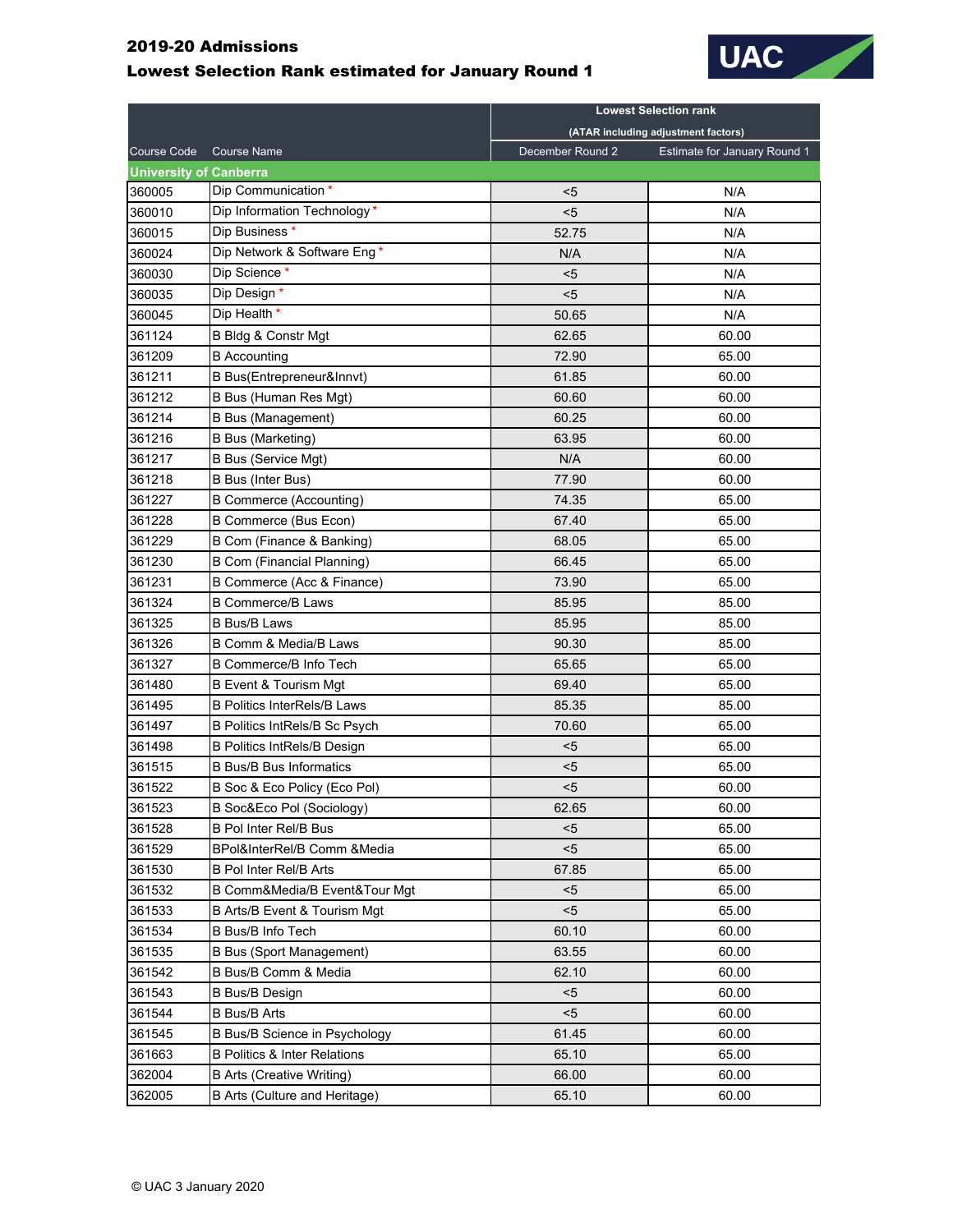## 2019-20 Admissions
## Lowest Selection Rank estimated for January Round 1

| Course Code | Course Name | Lowest Selection rank (ATAR including adjustment factors) December Round 2 | Estimate for January Round 1 |
|---|---|---|---|
| **University of Canberra** | | | |
| 360005 | Dip Communication * | <5 | N/A |
| 360010 | Dip Information Technology * | <5 | N/A |
| 360015 | Dip Business * | 52.75 | N/A |
| 360024 | Dip Network & Software Eng * | N/A | N/A |
| 360030 | Dip Science * | <5 | N/A |
| 360035 | Dip Design * | <5 | N/A |
| 360045 | Dip Health * | 50.65 | N/A |
| 361124 | B Bldg & Constr Mgt | 62.65 | 60.00 |
| 361209 | B Accounting | 72.90 | 65.00 |
| 361211 | B Bus(Entrepreneur&Innvt) | 61.85 | 60.00 |
| 361212 | B Bus (Human Res Mgt) | 60.60 | 60.00 |
| 361214 | B Bus (Management) | 60.25 | 60.00 |
| 361216 | B Bus (Marketing) | 63.95 | 60.00 |
| 361217 | B Bus (Service Mgt) | N/A | 60.00 |
| 361218 | B Bus (Inter Bus) | 77.90 | 60.00 |
| 361227 | B Commerce (Accounting) | 74.35 | 65.00 |
| 361228 | B Commerce (Bus Econ) | 67.40 | 65.00 |
| 361229 | B Com (Finance & Banking) | 68.05 | 65.00 |
| 361230 | B Com (Financial Planning) | 66.45 | 65.00 |
| 361231 | B Commerce (Acc & Finance) | 73.90 | 65.00 |
| 361324 | B Commerce/B Laws | 85.95 | 85.00 |
| 361325 | B Bus/B Laws | 85.95 | 85.00 |
| 361326 | B Comm & Media/B Laws | 90.30 | 85.00 |
| 361327 | B Commerce/B Info Tech | 65.65 | 65.00 |
| 361480 | B Event & Tourism Mgt | 69.40 | 65.00 |
| 361495 | B Politics InterRels/B Laws | 85.35 | 85.00 |
| 361497 | B Politics IntRels/B Sc Psych | 70.60 | 65.00 |
| 361498 | B Politics IntRels/B Design | <5 | 65.00 |
| 361515 | B Bus/B Bus Informatics | <5 | 65.00 |
| 361522 | B Soc & Eco Policy (Eco Pol) | <5 | 60.00 |
| 361523 | B Soc&Eco Pol (Sociology) | 62.65 | 60.00 |
| 361528 | B Pol Inter Rel/B Bus | <5 | 65.00 |
| 361529 | BPol&InterRel/B Comm &Media | <5 | 65.00 |
| 361530 | B Pol Inter Rel/B Arts | 67.85 | 65.00 |
| 361532 | B Comm&Media/B Event&Tour Mgt | <5 | 65.00 |
| 361533 | B Arts/B Event & Tourism Mgt | <5 | 65.00 |
| 361534 | B Bus/B Info Tech | 60.10 | 60.00 |
| 361535 | B Bus (Sport Management) | 63.55 | 60.00 |
| 361542 | B Bus/B Comm & Media | 62.10 | 60.00 |
| 361543 | B Bus/B Design | <5 | 60.00 |
| 361544 | B Bus/B Arts | <5 | 60.00 |
| 361545 | B Bus/B Science in Psychology | 61.45 | 60.00 |
| 361663 | B Politics & Inter Relations | 65.10 | 65.00 |
| 362004 | B Arts (Creative Writing) | 66.00 | 60.00 |
| 362005 | B Arts (Culture and Heritage) | 65.10 | 60.00 |

© UAC 3 January 2020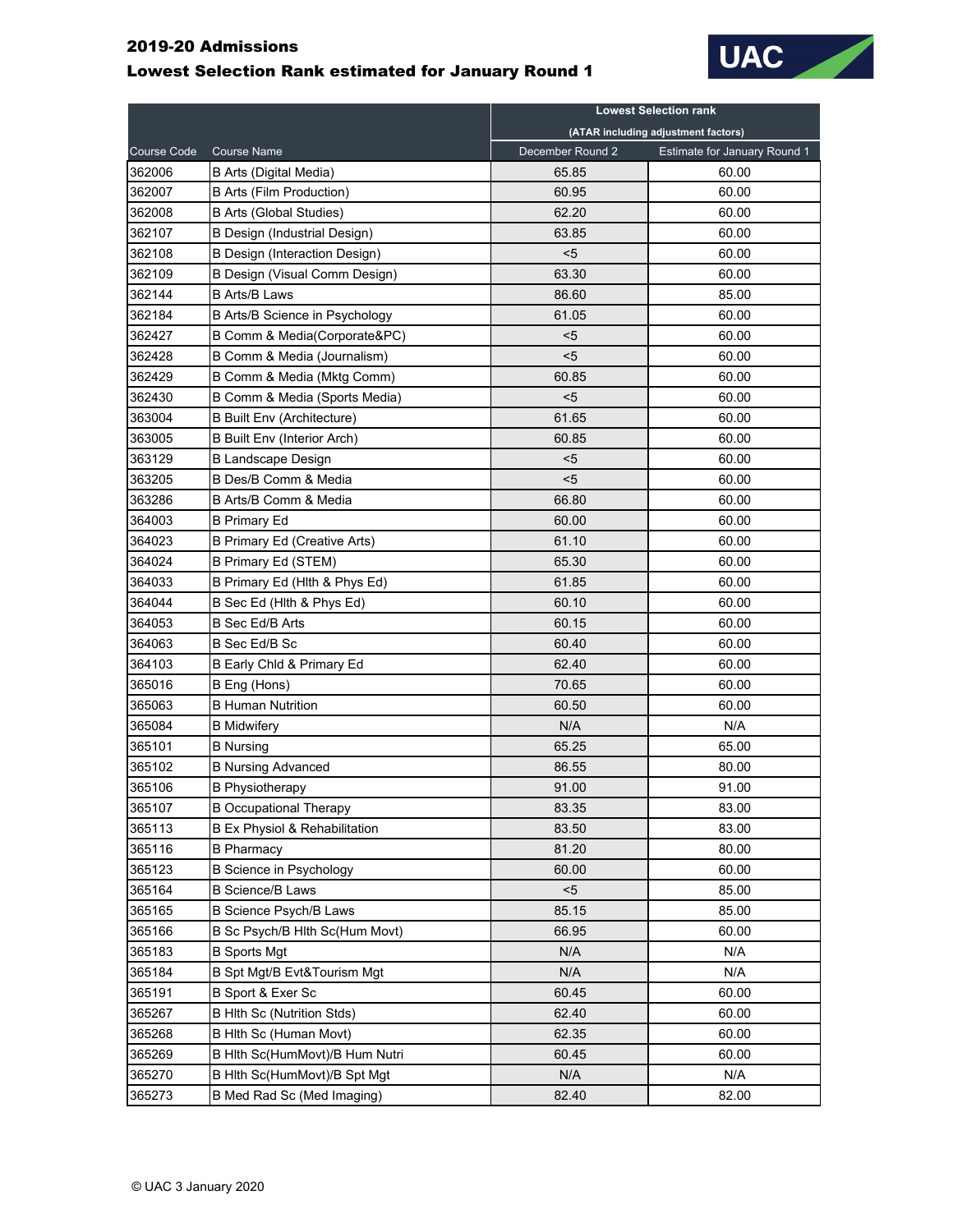## 2019-20 Admissions

## Lowest Selection Rank estimated for January Round 1

| | | Lowest Selection rank (ATAR including adjustment factors) | |
|---|---|---|---|
| Course Code | Course Name | December Round 2 | Estimate for January Round 1 |
| 362006 | B Arts (Digital Media) | 65.85 | 60.00 |
| 362007 | B Arts (Film Production) | 60.95 | 60.00 |
| 362008 | B Arts (Global Studies) | 62.20 | 60.00 |
| 362107 | B Design (Industrial Design) | 63.85 | 60.00 |
| 362108 | B Design (Interaction Design) | <5 | 60.00 |
| 362109 | B Design (Visual Comm Design) | 63.30 | 60.00 |
| 362144 | B Arts/B Laws | 86.60 | 85.00 |
| 362184 | B Arts/B Science in Psychology | 61.05 | 60.00 |
| 362427 | B Comm & Media(Corporate&PC) | <5 | 60.00 |
| 362428 | B Comm & Media (Journalism) | <5 | 60.00 |
| 362429 | B Comm & Media (Mktg Comm) | 60.85 | 60.00 |
| 362430 | B Comm & Media (Sports Media) | <5 | 60.00 |
| 363004 | B Built Env (Architecture) | 61.65 | 60.00 |
| 363005 | B Built Env (Interior Arch) | 60.85 | 60.00 |
| 363129 | B Landscape Design | <5 | 60.00 |
| 363205 | B Des/B Comm & Media | <5 | 60.00 |
| 363286 | B Arts/B Comm & Media | 66.80 | 60.00 |
| 364003 | B Primary Ed | 60.00 | 60.00 |
| 364023 | B Primary Ed (Creative Arts) | 61.10 | 60.00 |
| 364024 | B Primary Ed (STEM) | 65.30 | 60.00 |
| 364033 | B Primary Ed (Hlth & Phys Ed) | 61.85 | 60.00 |
| 364044 | B Sec Ed (Hlth & Phys Ed) | 60.10 | 60.00 |
| 364053 | B Sec Ed/B Arts | 60.15 | 60.00 |
| 364063 | B Sec Ed/B Sc | 60.40 | 60.00 |
| 364103 | B Early Chld & Primary Ed | 62.40 | 60.00 |
| 365016 | B Eng (Hons) | 70.65 | 60.00 |
| 365063 | B Human Nutrition | 60.50 | 60.00 |
| 365084 | B Midwifery | N/A | N/A |
| 365101 | B Nursing | 65.25 | 65.00 |
| 365102 | B Nursing Advanced | 86.55 | 80.00 |
| 365106 | B Physiotherapy | 91.00 | 91.00 |
| 365107 | B Occupational Therapy | 83.35 | 83.00 |
| 365113 | B Ex Physiol & Rehabilitation | 83.50 | 83.00 |
| 365116 | B Pharmacy | 81.20 | 80.00 |
| 365123 | B Science in Psychology | 60.00 | 60.00 |
| 365164 | B Science/B Laws | <5 | 85.00 |
| 365165 | B Science Psych/B Laws | 85.15 | 85.00 |
| 365166 | B Sc Psych/B Hlth Sc(Hum Movt) | 66.95 | 60.00 |
| 365183 | B Sports Mgt | N/A | N/A |
| 365184 | B Spt Mgt/B Evt&Tourism Mgt | N/A | N/A |
| 365191 | B Sport & Exer Sc | 60.45 | 60.00 |
| 365267 | B Hlth Sc (Nutrition Stds) | 62.40 | 60.00 |
| 365268 | B Hlth Sc (Human Movt) | 62.35 | 60.00 |
| 365269 | B Hlth Sc(HumMovt)/B Hum Nutri | 60.45 | 60.00 |
| 365270 | B Hlth Sc(HumMovt)/B Spt Mgt | N/A | N/A |
| 365273 | B Med Rad Sc (Med Imaging) | 82.40 | 82.00 |

© UAC 3 January 2020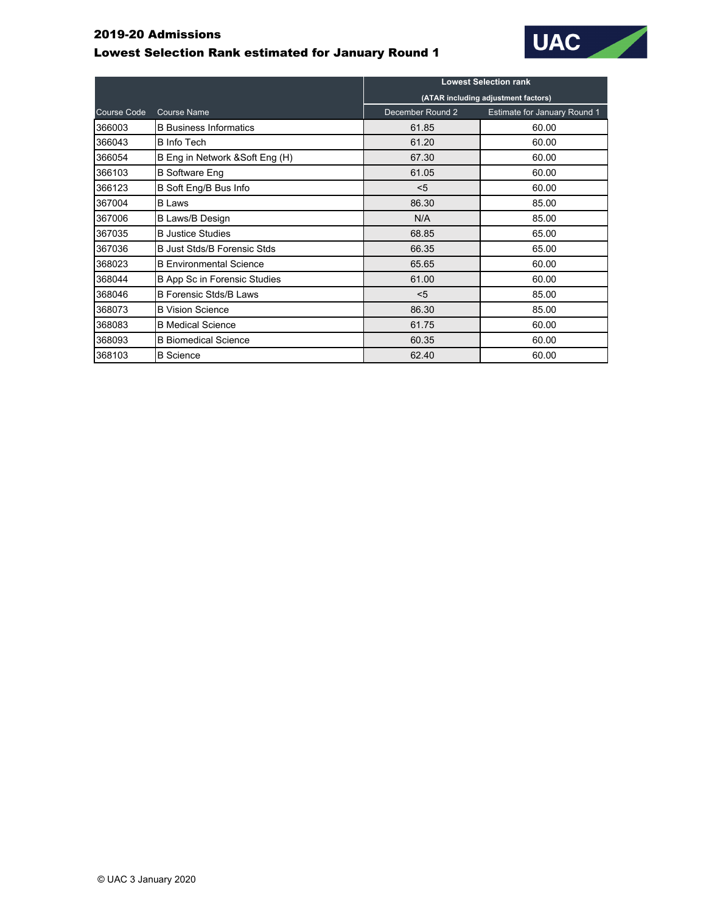## 2019-20 Admissions

## Lowest Selection Rank estimated for January Round 1

UAC

| Course Code | Course Name | Lowest Selection rank (ATAR including adjustment factors) | |
|---|---|---|---|
| | | December Round 2 | Estimate for January Round 1 |
| 366003 | B Business Informatics | 61.85 | 60.00 |
| 366043 | B Info Tech | 61.20 | 60.00 |
| 366054 | B Eng in Network &Soft Eng (H) | 67.30 | 60.00 |
| 366103 | B Software Eng | 61.05 | 60.00 |
| 366123 | B Soft Eng/B Bus Info | <5 | 60.00 |
| 367004 | B Laws | 86.30 | 85.00 |
| 367006 | B Laws/B Design | N/A | 85.00 |
| 367035 | B Justice Studies | 68.85 | 65.00 |
| 367036 | B Just Stds/B Forensic Stds | 66.35 | 65.00 |
| 368023 | B Environmental Science | 65.65 | 60.00 |
| 368044 | B App Sc in Forensic Studies | 61.00 | 60.00 |
| 368046 | B Forensic Stds/B Laws | <5 | 85.00 |
| 368073 | B Vision Science | 86.30 | 85.00 |
| 368083 | B Medical Science | 61.75 | 60.00 |
| 368093 | B Biomedical Science | 60.35 | 60.00 |
| 368103 | B Science | 62.40 | 60.00 |

© UAC 3 January 2020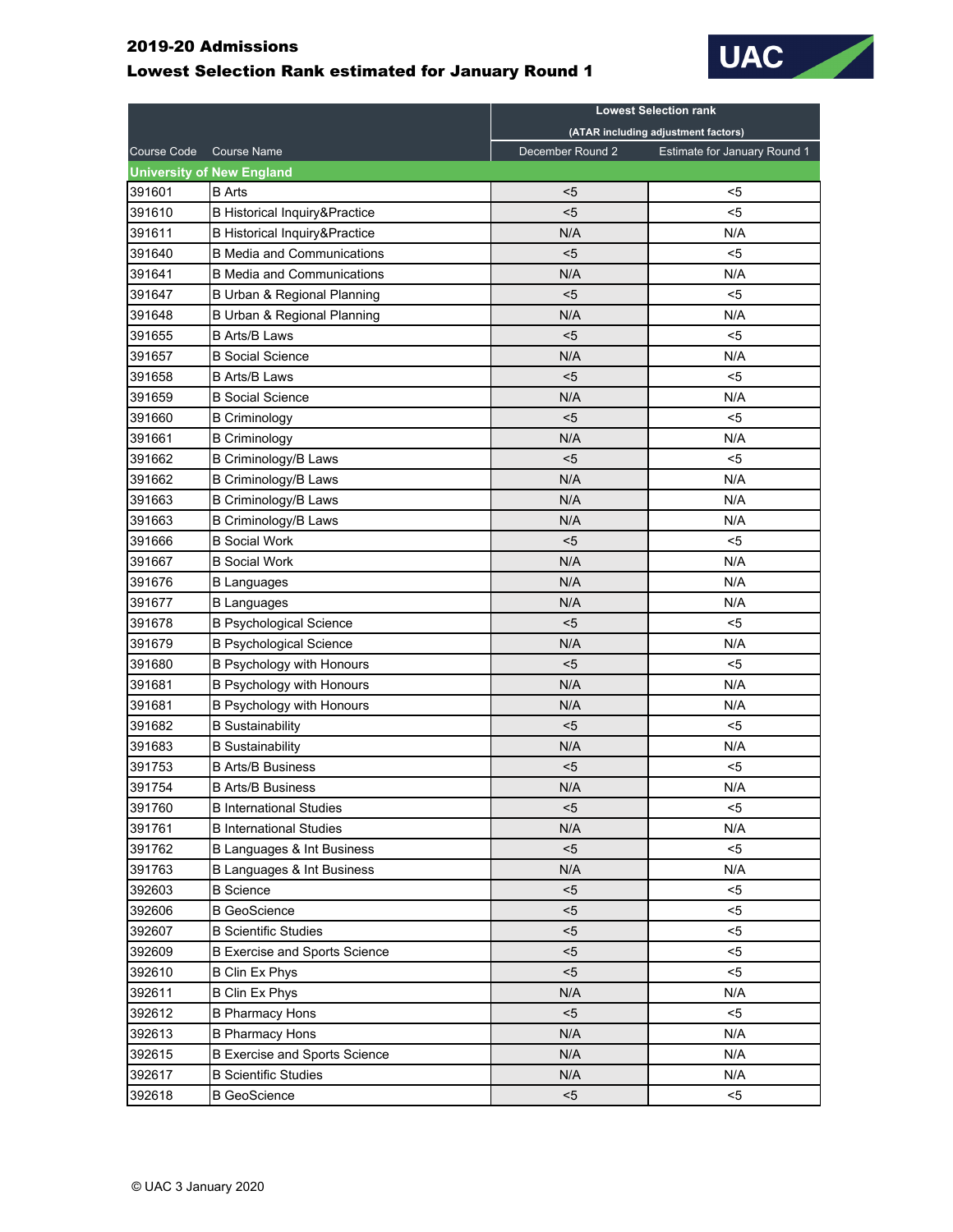## 2019-20 Admissions

## Lowest Selection Rank estimated for January Round 1

| Course Code | Course Name | Lowest Selection rank (ATAR including adjustment factors) | |
|---|---|---|---|
| | | December Round 2 | Estimate for January Round 1 |
| **University of New England** | | | |
| 391601 | B Arts | <5 | <5 |
| 391610 | B Historical Inquiry&Practice | <5 | <5 |
| 391611 | B Historical Inquiry&Practice | N/A | N/A |
| 391640 | B Media and Communications | <5 | <5 |
| 391641 | B Media and Communications | N/A | N/A |
| 391647 | B Urban & Regional Planning | <5 | <5 |
| 391648 | B Urban & Regional Planning | N/A | N/A |
| 391655 | B Arts/B Laws | <5 | <5 |
| 391657 | B Social Science | N/A | N/A |
| 391658 | B Arts/B Laws | <5 | <5 |
| 391659 | B Social Science | N/A | N/A |
| 391660 | B Criminology | <5 | <5 |
| 391661 | B Criminology | N/A | N/A |
| 391662 | B Criminology/B Laws | <5 | <5 |
| 391662 | B Criminology/B Laws | N/A | N/A |
| 391663 | B Criminology/B Laws | N/A | N/A |
| 391663 | B Criminology/B Laws | N/A | N/A |
| 391666 | B Social Work | <5 | <5 |
| 391667 | B Social Work | N/A | N/A |
| 391676 | B Languages | N/A | N/A |
| 391677 | B Languages | N/A | N/A |
| 391678 | B Psychological Science | <5 | <5 |
| 391679 | B Psychological Science | N/A | N/A |
| 391680 | B Psychology with Honours | <5 | <5 |
| 391681 | B Psychology with Honours | N/A | N/A |
| 391681 | B Psychology with Honours | N/A | N/A |
| 391682 | B Sustainability | <5 | <5 |
| 391683 | B Sustainability | N/A | N/A |
| 391753 | B Arts/B Business | <5 | <5 |
| 391754 | B Arts/B Business | N/A | N/A |
| 391760 | B International Studies | <5 | <5 |
| 391761 | B International Studies | N/A | N/A |
| 391762 | B Languages & Int Business | <5 | <5 |
| 391763 | B Languages & Int Business | N/A | N/A |
| 392603 | B Science | <5 | <5 |
| 392606 | B GeoScience | <5 | <5 |
| 392607 | B Scientific Studies | <5 | <5 |
| 392609 | B Exercise and Sports Science | <5 | <5 |
| 392610 | B Clin Ex Phys | <5 | <5 |
| 392611 | B Clin Ex Phys | N/A | N/A |
| 392612 | B Pharmacy Hons | <5 | <5 |
| 392613 | B Pharmacy Hons | N/A | N/A |
| 392615 | B Exercise and Sports Science | N/A | N/A |
| 392617 | B Scientific Studies | N/A | N/A |
| 392618 | B GeoScience | <5 | <5 |

© UAC 3 January 2020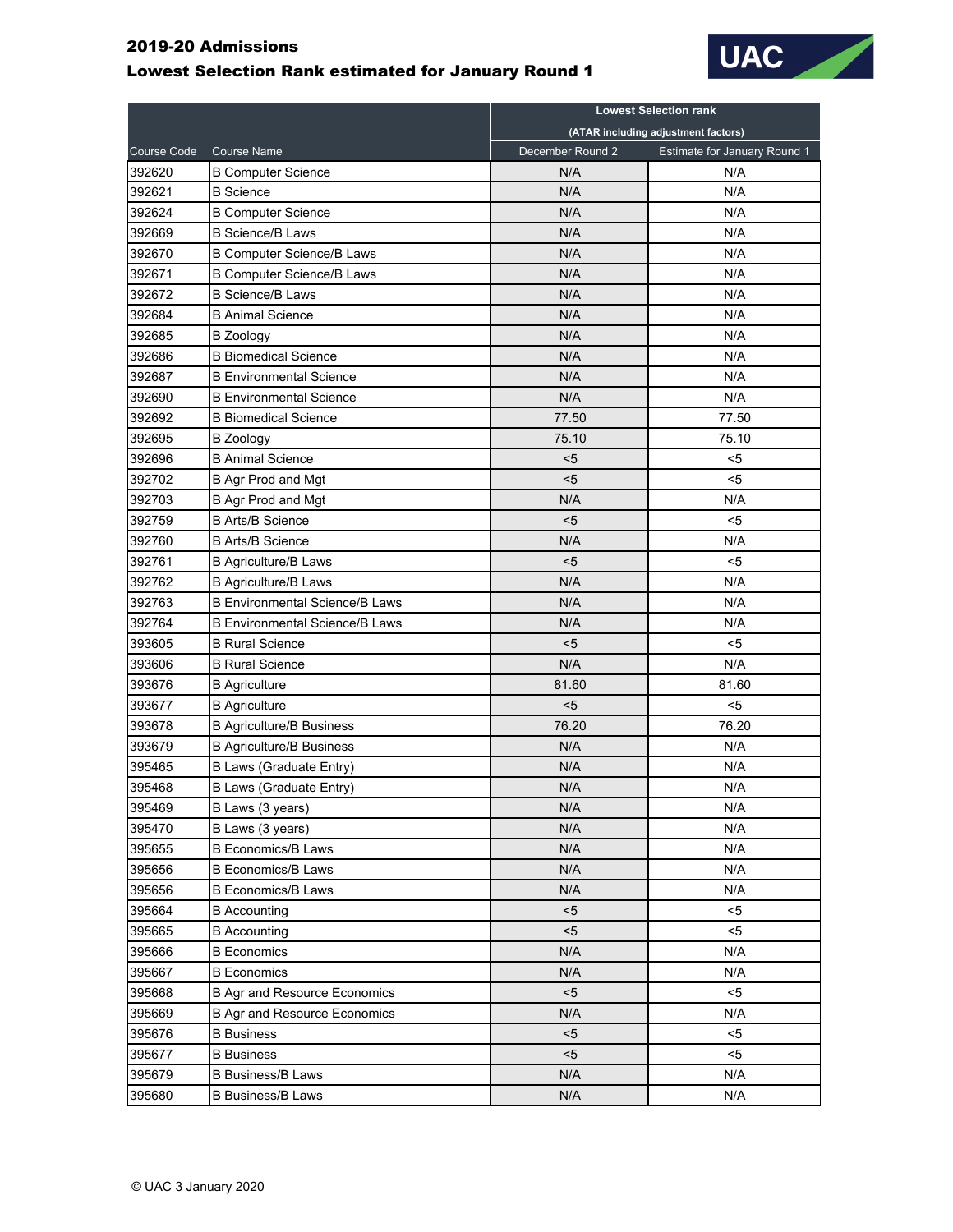## 2019-20 Admissions
## Lowest Selection Rank estimated for January Round 1

| Course Code | Course Name | Lowest Selection rank (ATAR including adjustment factors) | |
|---|---|---|---|
| | | December Round 2 | Estimate for January Round 1 |
| 392620 | B Computer Science | N/A | N/A |
| 392621 | B Science | N/A | N/A |
| 392624 | B Computer Science | N/A | N/A |
| 392669 | B Science/B Laws | N/A | N/A |
| 392670 | B Computer Science/B Laws | N/A | N/A |
| 392671 | B Computer Science/B Laws | N/A | N/A |
| 392672 | B Science/B Laws | N/A | N/A |
| 392684 | B Animal Science | N/A | N/A |
| 392685 | B Zoology | N/A | N/A |
| 392686 | B Biomedical Science | N/A | N/A |
| 392687 | B Environmental Science | N/A | N/A |
| 392690 | B Environmental Science | N/A | N/A |
| 392692 | B Biomedical Science | 77.50 | 77.50 |
| 392695 | B Zoology | 75.10 | 75.10 |
| 392696 | B Animal Science | <5 | <5 |
| 392702 | B Agr Prod and Mgt | <5 | <5 |
| 392703 | B Agr Prod and Mgt | N/A | N/A |
| 392759 | B Arts/B Science | <5 | <5 |
| 392760 | B Arts/B Science | N/A | N/A |
| 392761 | B Agriculture/B Laws | <5 | <5 |
| 392762 | B Agriculture/B Laws | N/A | N/A |
| 392763 | B Environmental Science/B Laws | N/A | N/A |
| 392764 | B Environmental Science/B Laws | N/A | N/A |
| 393605 | B Rural Science | <5 | <5 |
| 393606 | B Rural Science | N/A | N/A |
| 393676 | B Agriculture | 81.60 | 81.60 |
| 393677 | B Agriculture | <5 | <5 |
| 393678 | B Agriculture/B Business | 76.20 | 76.20 |
| 393679 | B Agriculture/B Business | N/A | N/A |
| 395465 | B Laws (Graduate Entry) | N/A | N/A |
| 395468 | B Laws (Graduate Entry) | N/A | N/A |
| 395469 | B Laws (3 years) | N/A | N/A |
| 395470 | B Laws (3 years) | N/A | N/A |
| 395655 | B Economics/B Laws | N/A | N/A |
| 395656 | B Economics/B Laws | N/A | N/A |
| 395656 | B Economics/B Laws | N/A | N/A |
| 395664 | B Accounting | <5 | <5 |
| 395665 | B Accounting | <5 | <5 |
| 395666 | B Economics | N/A | N/A |
| 395667 | B Economics | N/A | N/A |
| 395668 | B Agr and Resource Economics | <5 | <5 |
| 395669 | B Agr and Resource Economics | N/A | N/A |
| 395676 | B Business | <5 | <5 |
| 395677 | B Business | <5 | <5 |
| 395679 | B Business/B Laws | N/A | N/A |
| 395680 | B Business/B Laws | N/A | N/A |

© UAC 3 January 2020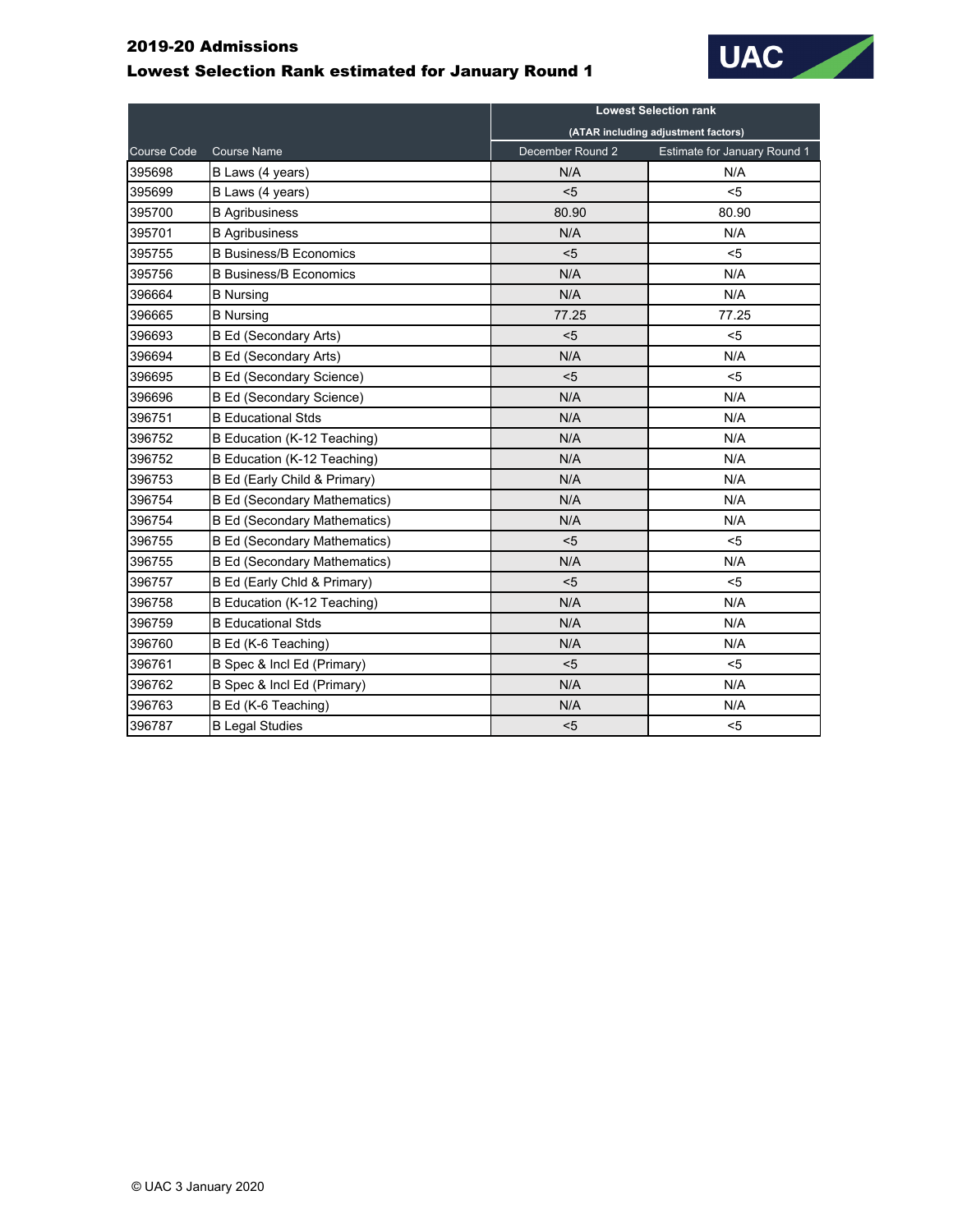## 2019-20 Admissions

### Lowest Selection Rank estimated for January Round 1

| Course Code | Course Name | Lowest Selection rank (ATAR including adjustment factors) | |
|---|---|---|---|
| | | December Round 2 | Estimate for January Round 1 |
| 395698 | B Laws (4 years) | N/A | N/A |
| 395699 | B Laws (4 years) | <5 | <5 |
| 395700 | B Agribusiness | 80.90 | 80.90 |
| 395701 | B Agribusiness | N/A | N/A |
| 395755 | B Business/B Economics | <5 | <5 |
| 395756 | B Business/B Economics | N/A | N/A |
| 396664 | B Nursing | N/A | N/A |
| 396665 | B Nursing | 77.25 | 77.25 |
| 396693 | B Ed (Secondary Arts) | <5 | <5 |
| 396694 | B Ed (Secondary Arts) | N/A | N/A |
| 396695 | B Ed (Secondary Science) | <5 | <5 |
| 396696 | B Ed (Secondary Science) | N/A | N/A |
| 396751 | B Educational Stds | N/A | N/A |
| 396752 | B Education (K-12 Teaching) | N/A | N/A |
| 396752 | B Education (K-12 Teaching) | N/A | N/A |
| 396753 | B Ed (Early Child & Primary) | N/A | N/A |
| 396754 | B Ed (Secondary Mathematics) | N/A | N/A |
| 396754 | B Ed (Secondary Mathematics) | N/A | N/A |
| 396755 | B Ed (Secondary Mathematics) | <5 | <5 |
| 396755 | B Ed (Secondary Mathematics) | N/A | N/A |
| 396757 | B Ed (Early Chld & Primary) | <5 | <5 |
| 396758 | B Education (K-12 Teaching) | N/A | N/A |
| 396759 | B Educational Stds | N/A | N/A |
| 396760 | B Ed (K-6 Teaching) | N/A | N/A |
| 396761 | B Spec & Incl Ed (Primary) | <5 | <5 |
| 396762 | B Spec & Incl Ed (Primary) | N/A | N/A |
| 396763 | B Ed (K-6 Teaching) | N/A | N/A |
| 396787 | B Legal Studies | <5 | <5 |

© UAC 3 January 2020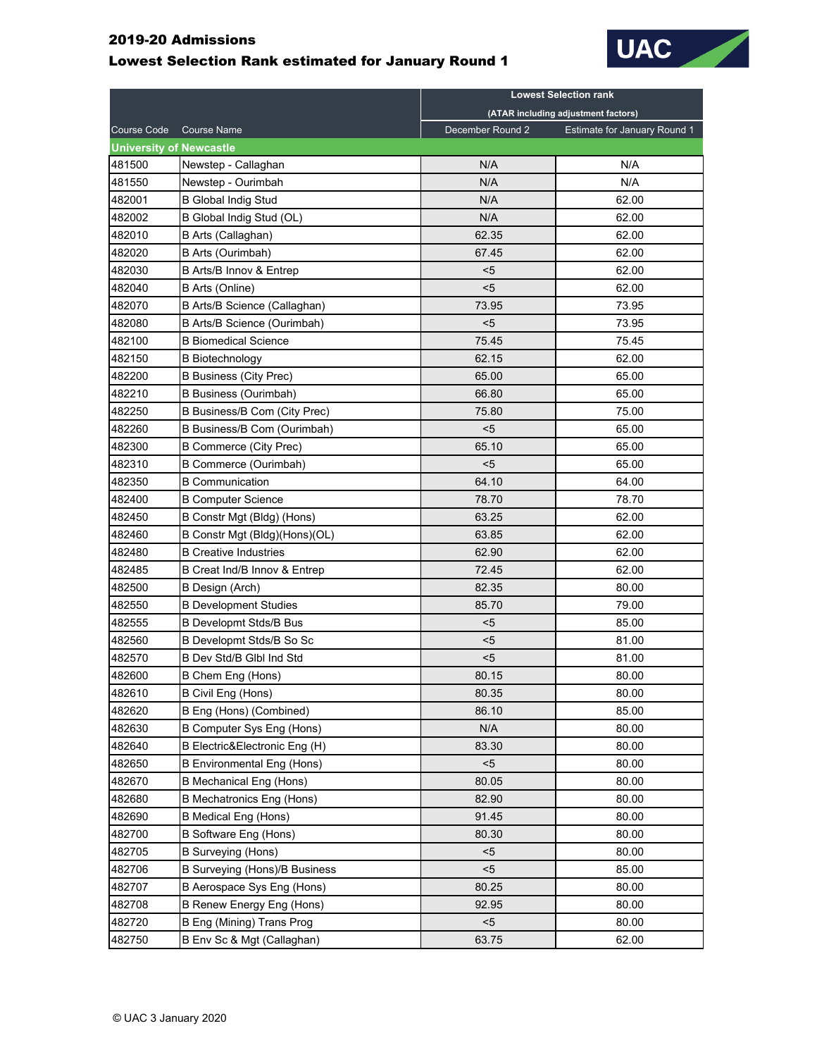## 2019-20 Admissions

## Lowest Selection Rank estimated for January Round 1

| | | Lowest Selection rank (ATAR including adjustment factors) | |
|---|---|---|---|
| Course Code | Course Name | December Round 2 | Estimate for January Round 1 |
| **University of Newcastle** | | | |
| 481500 | Newstep - Callaghan | N/A | N/A |
| 481550 | Newstep - Ourimbah | N/A | N/A |
| 482001 | B Global Indig Stud | N/A | 62.00 |
| 482002 | B Global Indig Stud (OL) | N/A | 62.00 |
| 482010 | B Arts (Callaghan) | 62.35 | 62.00 |
| 482020 | B Arts (Ourimbah) | 67.45 | 62.00 |
| 482030 | B Arts/B Innov & Entrep | <5 | 62.00 |
| 482040 | B Arts (Online) | <5 | 62.00 |
| 482070 | B Arts/B Science (Callaghan) | 73.95 | 73.95 |
| 482080 | B Arts/B Science (Ourimbah) | <5 | 73.95 |
| 482100 | B Biomedical Science | 75.45 | 75.45 |
| 482150 | B Biotechnology | 62.15 | 62.00 |
| 482200 | B Business (City Prec) | 65.00 | 65.00 |
| 482210 | B Business (Ourimbah) | 66.80 | 65.00 |
| 482250 | B Business/B Com (City Prec) | 75.80 | 75.00 |
| 482260 | B Business/B Com (Ourimbah) | <5 | 65.00 |
| 482300 | B Commerce (City Prec) | 65.10 | 65.00 |
| 482310 | B Commerce (Ourimbah) | <5 | 65.00 |
| 482350 | B Communication | 64.10 | 64.00 |
| 482400 | B Computer Science | 78.70 | 78.70 |
| 482450 | B Constr Mgt (Bldg) (Hons) | 63.25 | 62.00 |
| 482460 | B Constr Mgt (Bldg)(Hons)(OL) | 63.85 | 62.00 |
| 482480 | B Creative Industries | 62.90 | 62.00 |
| 482485 | B Creat Ind/B Innov & Entrep | 72.45 | 62.00 |
| 482500 | B Design (Arch) | 82.35 | 80.00 |
| 482550 | B Development Studies | 85.70 | 79.00 |
| 482555 | B Developmt Stds/B Bus | <5 | 85.00 |
| 482560 | B Developmt Stds/B So Sc | <5 | 81.00 |
| 482570 | B Dev Std/B Glbl Ind Std | <5 | 81.00 |
| 482600 | B Chem Eng (Hons) | 80.15 | 80.00 |
| 482610 | B Civil Eng (Hons) | 80.35 | 80.00 |
| 482620 | B Eng (Hons) (Combined) | 86.10 | 85.00 |
| 482630 | B Computer Sys Eng (Hons) | N/A | 80.00 |
| 482640 | B Electric&Electronic Eng (H) | 83.30 | 80.00 |
| 482650 | B Environmental Eng (Hons) | <5 | 80.00 |
| 482670 | B Mechanical Eng (Hons) | 80.05 | 80.00 |
| 482680 | B Mechatronics Eng (Hons) | 82.90 | 80.00 |
| 482690 | B Medical Eng (Hons) | 91.45 | 80.00 |
| 482700 | B Software Eng (Hons) | 80.30 | 80.00 |
| 482705 | B Surveying (Hons) | <5 | 80.00 |
| 482706 | B Surveying (Hons)/B Business | <5 | 85.00 |
| 482707 | B Aerospace Sys Eng (Hons) | 80.25 | 80.00 |
| 482708 | B Renew Energy Eng (Hons) | 92.95 | 80.00 |
| 482720 | B Eng (Mining) Trans Prog | <5 | 80.00 |
| 482750 | B Env Sc & Mgt (Callaghan) | 63.75 | 62.00 |

© UAC 3 January 2020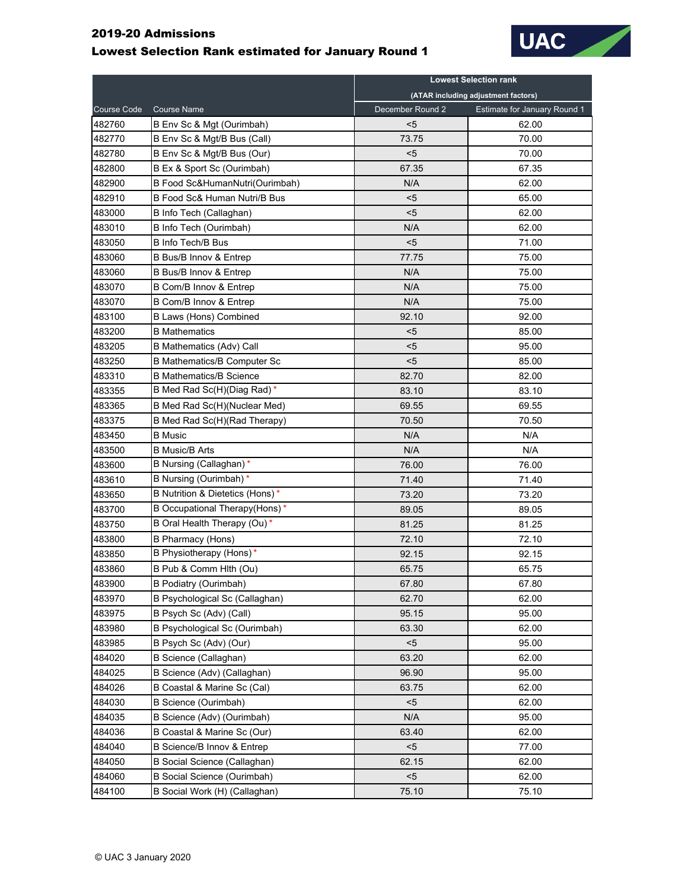## 2019-20 Admissions
## Lowest Selection Rank estimated for January Round 1

UAC

| | | Lowest Selection rank (ATAR including adjustment factors) | |
|---|---|---|---|
| Course Code | Course Name | December Round 2 | Estimate for January Round 1 |
| 482760 | B Env Sc & Mgt (Ourimbah) | <5 | 62.00 |
| 482770 | B Env Sc & Mgt/B Bus (Call) | 73.75 | 70.00 |
| 482780 | B Env Sc & Mgt/B Bus (Our) | <5 | 70.00 |
| 482800 | B Ex & Sport Sc (Ourimbah) | 67.35 | 67.35 |
| 482900 | B Food Sc&HumanNutri(Ourimbah) | N/A | 62.00 |
| 482910 | B Food Sc& Human Nutri/B Bus | <5 | 65.00 |
| 483000 | B Info Tech (Callaghan) | <5 | 62.00 |
| 483010 | B Info Tech (Ourimbah) | N/A | 62.00 |
| 483050 | B Info Tech/B Bus | <5 | 71.00 |
| 483060 | B Bus/B Innov & Entrep | 77.75 | 75.00 |
| 483060 | B Bus/B Innov & Entrep | N/A | 75.00 |
| 483070 | B Com/B Innov & Entrep | N/A | 75.00 |
| 483070 | B Com/B Innov & Entrep | N/A | 75.00 |
| 483100 | B Laws (Hons) Combined | 92.10 | 92.00 |
| 483200 | B Mathematics | <5 | 85.00 |
| 483205 | B Mathematics (Adv) Call | <5 | 95.00 |
| 483250 | B Mathematics/B Computer Sc | <5 | 85.00 |
| 483310 | B Mathematics/B Science | 82.70 | 82.00 |
| 483355 | B Med Rad Sc(H)(Diag Rad) * | 83.10 | 83.10 |
| 483365 | B Med Rad Sc(H)(Nuclear Med) | 69.55 | 69.55 |
| 483375 | B Med Rad Sc(H)(Rad Therapy) | 70.50 | 70.50 |
| 483450 | B Music | N/A | N/A |
| 483500 | B Music/B Arts | N/A | N/A |
| 483600 | B Nursing (Callaghan) * | 76.00 | 76.00 |
| 483610 | B Nursing (Ourimbah) * | 71.40 | 71.40 |
| 483650 | B Nutrition & Dietetics (Hons) * | 73.20 | 73.20 |
| 483700 | B Occupational Therapy(Hons) * | 89.05 | 89.05 |
| 483750 | B Oral Health Therapy (Ou) * | 81.25 | 81.25 |
| 483800 | B Pharmacy (Hons) | 72.10 | 72.10 |
| 483850 | B Physiotherapy (Hons) * | 92.15 | 92.15 |
| 483860 | B Pub & Comm Hlth (Ou) | 65.75 | 65.75 |
| 483900 | B Podiatry (Ourimbah) | 67.80 | 67.80 |
| 483970 | B Psychological Sc (Callaghan) | 62.70 | 62.00 |
| 483975 | B Psych Sc (Adv) (Call) | 95.15 | 95.00 |
| 483980 | B Psychological Sc (Ourimbah) | 63.30 | 62.00 |
| 483985 | B Psych Sc (Adv) (Our) | <5 | 95.00 |
| 484020 | B Science (Callaghan) | 63.20 | 62.00 |
| 484025 | B Science (Adv) (Callaghan) | 96.90 | 95.00 |
| 484026 | B Coastal & Marine Sc (Cal) | 63.75 | 62.00 |
| 484030 | B Science (Ourimbah) | <5 | 62.00 |
| 484035 | B Science (Adv) (Ourimbah) | N/A | 95.00 |
| 484036 | B Coastal & Marine Sc (Our) | 63.40 | 62.00 |
| 484040 | B Science/B Innov & Entrep | <5 | 77.00 |
| 484050 | B Social Science (Callaghan) | 62.15 | 62.00 |
| 484060 | B Social Science (Ourimbah) | <5 | 62.00 |
| 484100 | B Social Work (H) (Callaghan) | 75.10 | 75.10 |

© UAC 3 January 2020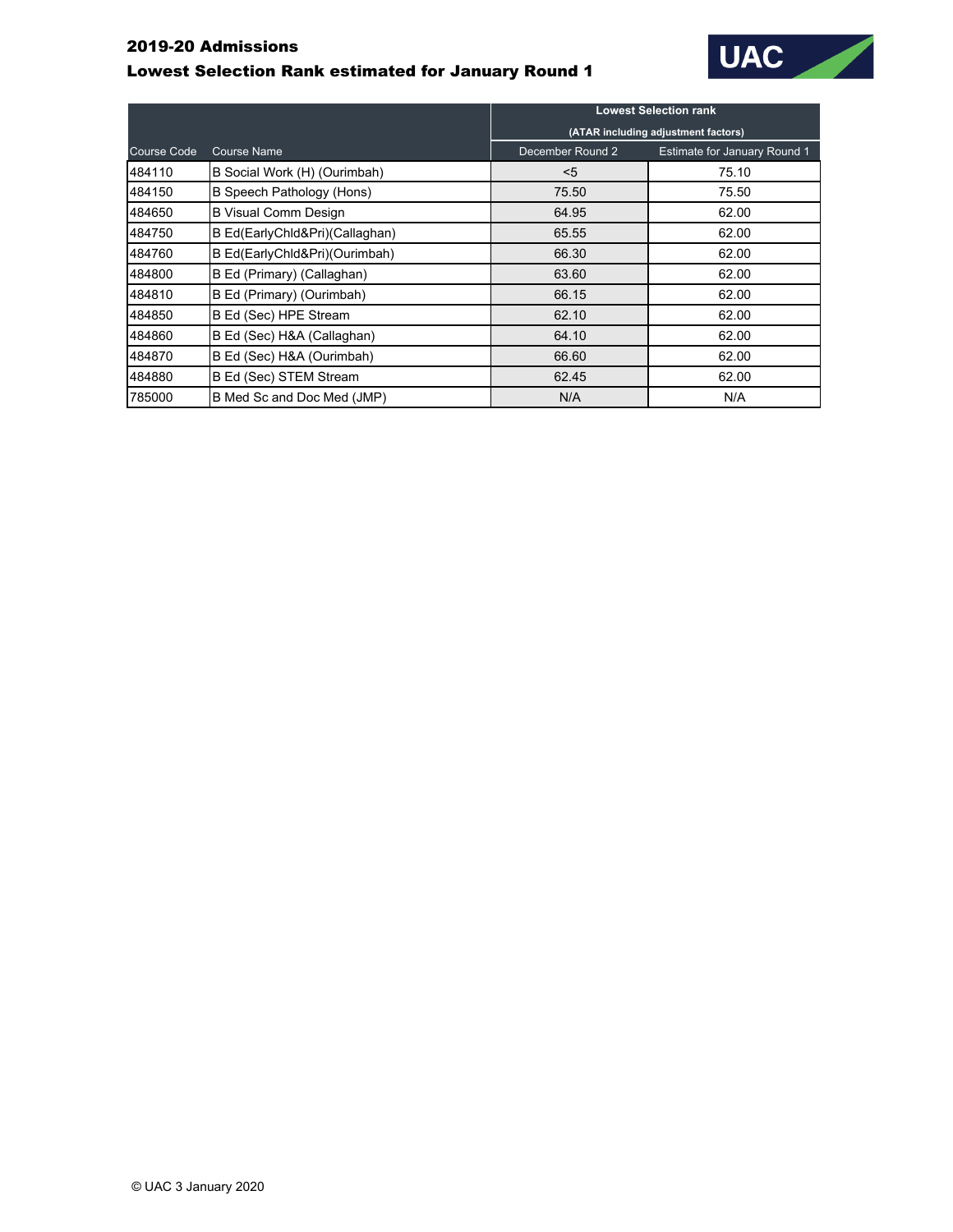## 2019-20 Admissions

## Lowest Selection Rank estimated for January Round 1

| | | Lowest Selection rank (ATAR including adjustment factors) | |
|---|---|---|---|
| Course Code | Course Name | December Round 2 | Estimate for January Round 1 |
| 484110 | B Social Work (H) (Ourimbah) | <5 | 75.10 |
| 484150 | B Speech Pathology (Hons) | 75.50 | 75.50 |
| 484650 | B Visual Comm Design | 64.95 | 62.00 |
| 484750 | B Ed(EarlyChld&Pri)(Callaghan) | 65.55 | 62.00 |
| 484760 | B Ed(EarlyChld&Pri)(Ourimbah) | 66.30 | 62.00 |
| 484800 | B Ed (Primary) (Callaghan) | 63.60 | 62.00 |
| 484810 | B Ed (Primary) (Ourimbah) | 66.15 | 62.00 |
| 484850 | B Ed (Sec) HPE Stream | 62.10 | 62.00 |
| 484860 | B Ed (Sec) H&A (Callaghan) | 64.10 | 62.00 |
| 484870 | B Ed (Sec) H&A (Ourimbah) | 66.60 | 62.00 |
| 484880 | B Ed (Sec) STEM Stream | 62.45 | 62.00 |
| 785000 | B Med Sc and Doc Med (JMP) | N/A | N/A |

© UAC 3 January 2020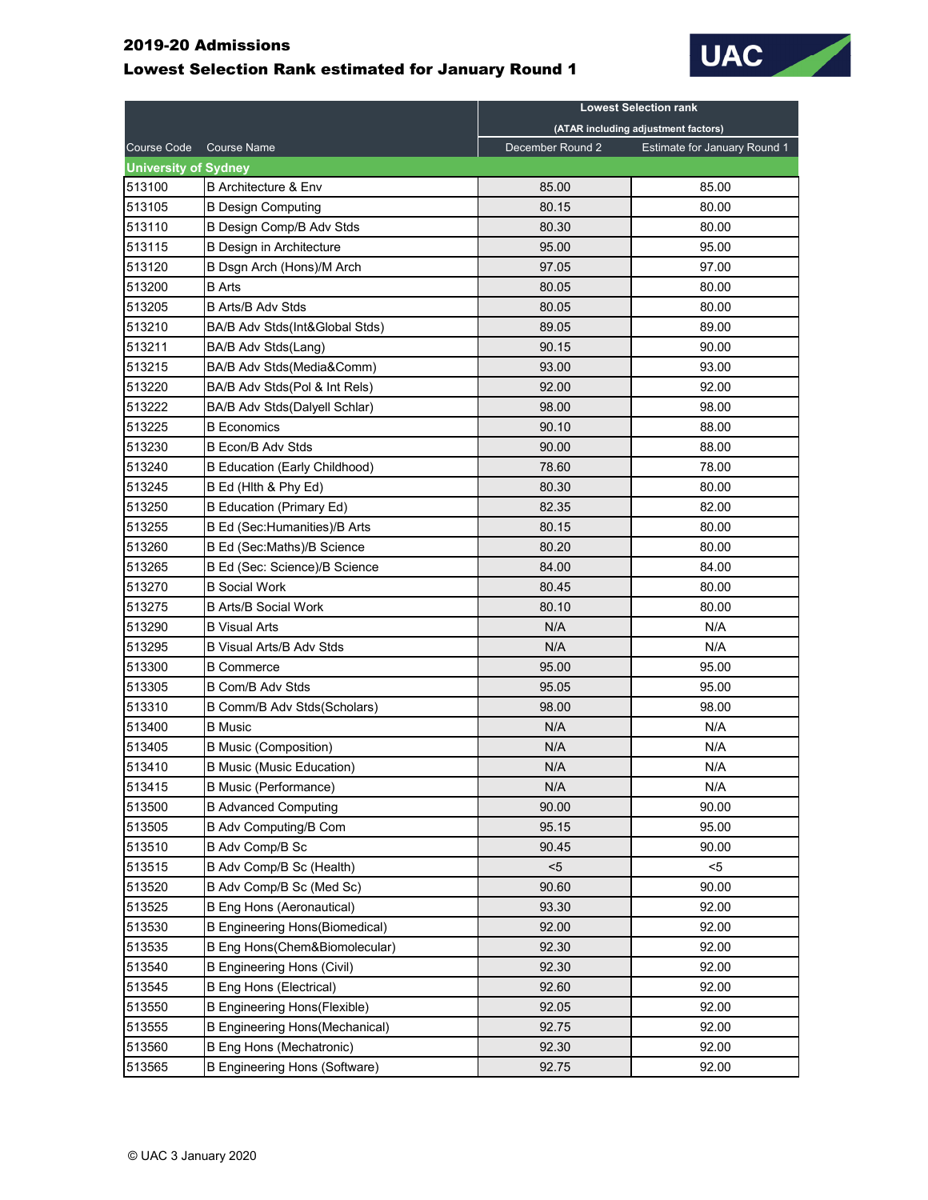## 2019-20 Admissions

## Lowest Selection Rank estimated for January Round 1

| Course Code | Course Name | Lowest Selection rank (ATAR including adjustment factors) | |
|---|---|---|---|
| | | December Round 2 | Estimate for January Round 1 |
| **University of Sydney** | | | |
| 513100 | B Architecture & Env | 85.00 | 85.00 |
| 513105 | B Design Computing | 80.15 | 80.00 |
| 513110 | B Design Comp/B Adv Stds | 80.30 | 80.00 |
| 513115 | B Design in Architecture | 95.00 | 95.00 |
| 513120 | B Dsgn Arch (Hons)/M Arch | 97.05 | 97.00 |
| 513200 | B Arts | 80.05 | 80.00 |
| 513205 | B Arts/B Adv Stds | 80.05 | 80.00 |
| 513210 | BA/B Adv Stds(Int&Global Stds) | 89.05 | 89.00 |
| 513211 | BA/B Adv Stds(Lang) | 90.15 | 90.00 |
| 513215 | BA/B Adv Stds(Media&Comm) | 93.00 | 93.00 |
| 513220 | BA/B Adv Stds(Pol & Int Rels) | 92.00 | 92.00 |
| 513222 | BA/B Adv Stds(Dalyell Schlar) | 98.00 | 98.00 |
| 513225 | B Economics | 90.10 | 88.00 |
| 513230 | B Econ/B Adv Stds | 90.00 | 88.00 |
| 513240 | B Education (Early Childhood) | 78.60 | 78.00 |
| 513245 | B Ed (Hlth & Phy Ed) | 80.30 | 80.00 |
| 513250 | B Education (Primary Ed) | 82.35 | 82.00 |
| 513255 | B Ed (Sec:Humanities)/B Arts | 80.15 | 80.00 |
| 513260 | B Ed (Sec:Maths)/B Science | 80.20 | 80.00 |
| 513265 | B Ed (Sec: Science)/B Science | 84.00 | 84.00 |
| 513270 | B Social Work | 80.45 | 80.00 |
| 513275 | B Arts/B Social Work | 80.10 | 80.00 |
| 513290 | B Visual Arts | N/A | N/A |
| 513295 | B Visual Arts/B Adv Stds | N/A | N/A |
| 513300 | B Commerce | 95.00 | 95.00 |
| 513305 | B Com/B Adv Stds | 95.05 | 95.00 |
| 513310 | B Comm/B Adv Stds(Scholars) | 98.00 | 98.00 |
| 513400 | B Music | N/A | N/A |
| 513405 | B Music (Composition) | N/A | N/A |
| 513410 | B Music (Music Education) | N/A | N/A |
| 513415 | B Music (Performance) | N/A | N/A |
| 513500 | B Advanced Computing | 90.00 | 90.00 |
| 513505 | B Adv Computing/B Com | 95.15 | 95.00 |
| 513510 | B Adv Comp/B Sc | 90.45 | 90.00 |
| 513515 | B Adv Comp/B Sc (Health) | <5 | <5 |
| 513520 | B Adv Comp/B Sc (Med Sc) | 90.60 | 90.00 |
| 513525 | B Eng Hons (Aeronautical) | 93.30 | 92.00 |
| 513530 | B Engineering Hons(Biomedical) | 92.00 | 92.00 |
| 513535 | B Eng Hons(Chem&Biomolecular) | 92.30 | 92.00 |
| 513540 | B Engineering Hons (Civil) | 92.30 | 92.00 |
| 513545 | B Eng Hons (Electrical) | 92.60 | 92.00 |
| 513550 | B Engineering Hons(Flexible) | 92.05 | 92.00 |
| 513555 | B Engineering Hons(Mechanical) | 92.75 | 92.00 |
| 513560 | B Eng Hons (Mechatronic) | 92.30 | 92.00 |
| 513565 | B Engineering Hons (Software) | 92.75 | 92.00 |

© UAC 3 January 2020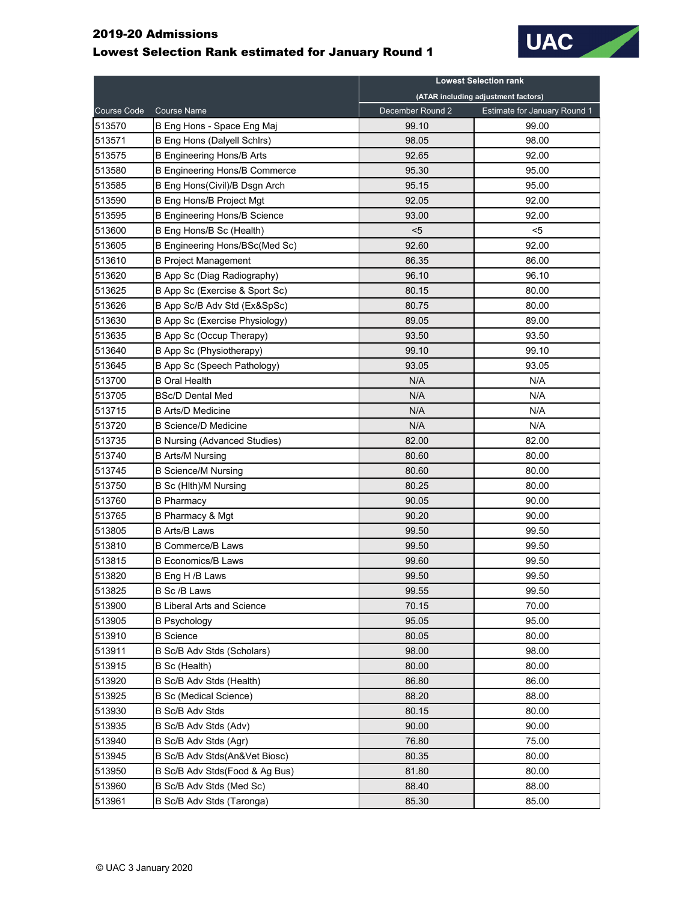## 2019-20 Admissions

## Lowest Selection Rank estimated for January Round 1

| | | Lowest Selection rank (ATAR including adjustment factors) | |
|---|---|---|---|
| Course Code | Course Name | December Round 2 | Estimate for January Round 1 |
| 513570 | B Eng Hons - Space Eng Maj | 99.10 | 99.00 |
| 513571 | B Eng Hons (Dalyell Schlrs) | 98.05 | 98.00 |
| 513575 | B Engineering Hons/B Arts | 92.65 | 92.00 |
| 513580 | B Engineering Hons/B Commerce | 95.30 | 95.00 |
| 513585 | B Eng Hons(Civil)/B Dsgn Arch | 95.15 | 95.00 |
| 513590 | B Eng Hons/B Project Mgt | 92.05 | 92.00 |
| 513595 | B Engineering Hons/B Science | 93.00 | 92.00 |
| 513600 | B Eng Hons/B Sc (Health) | <5 | <5 |
| 513605 | B Engineering Hons/BSc(Med Sc) | 92.60 | 92.00 |
| 513610 | B Project Management | 86.35 | 86.00 |
| 513620 | B App Sc (Diag Radiography) | 96.10 | 96.10 |
| 513625 | B App Sc (Exercise & Sport Sc) | 80.15 | 80.00 |
| 513626 | B App Sc/B Adv Std (Ex&SpSc) | 80.75 | 80.00 |
| 513630 | B App Sc (Exercise Physiology) | 89.05 | 89.00 |
| 513635 | B App Sc (Occup Therapy) | 93.50 | 93.50 |
| 513640 | B App Sc (Physiotherapy) | 99.10 | 99.10 |
| 513645 | B App Sc (Speech Pathology) | 93.05 | 93.05 |
| 513700 | B Oral Health | N/A | N/A |
| 513705 | BSc/D Dental Med | N/A | N/A |
| 513715 | B Arts/D Medicine | N/A | N/A |
| 513720 | B Science/D Medicine | N/A | N/A |
| 513735 | B Nursing (Advanced Studies) | 82.00 | 82.00 |
| 513740 | B Arts/M Nursing | 80.60 | 80.00 |
| 513745 | B Science/M Nursing | 80.60 | 80.00 |
| 513750 | B Sc (Hlth)/M Nursing | 80.25 | 80.00 |
| 513760 | B Pharmacy | 90.05 | 90.00 |
| 513765 | B Pharmacy & Mgt | 90.20 | 90.00 |
| 513805 | B Arts/B Laws | 99.50 | 99.50 |
| 513810 | B Commerce/B Laws | 99.50 | 99.50 |
| 513815 | B Economics/B Laws | 99.60 | 99.50 |
| 513820 | B Eng H /B Laws | 99.50 | 99.50 |
| 513825 | B Sc /B Laws | 99.55 | 99.50 |
| 513900 | B Liberal Arts and Science | 70.15 | 70.00 |
| 513905 | B Psychology | 95.05 | 95.00 |
| 513910 | B Science | 80.05 | 80.00 |
| 513911 | B Sc/B Adv Stds (Scholars) | 98.00 | 98.00 |
| 513915 | B Sc (Health) | 80.00 | 80.00 |
| 513920 | B Sc/B Adv Stds (Health) | 86.80 | 86.00 |
| 513925 | B Sc (Medical Science) | 88.20 | 88.00 |
| 513930 | B Sc/B Adv Stds | 80.15 | 80.00 |
| 513935 | B Sc/B Adv Stds (Adv) | 90.00 | 90.00 |
| 513940 | B Sc/B Adv Stds (Agr) | 76.80 | 75.00 |
| 513945 | B Sc/B Adv Stds(An&Vet Biosc) | 80.35 | 80.00 |
| 513950 | B Sc/B Adv Stds(Food & Ag Bus) | 81.80 | 80.00 |
| 513960 | B Sc/B Adv Stds (Med Sc) | 88.40 | 88.00 |
| 513961 | B Sc/B Adv Stds (Taronga) | 85.30 | 85.00 |

© UAC 3 January 2020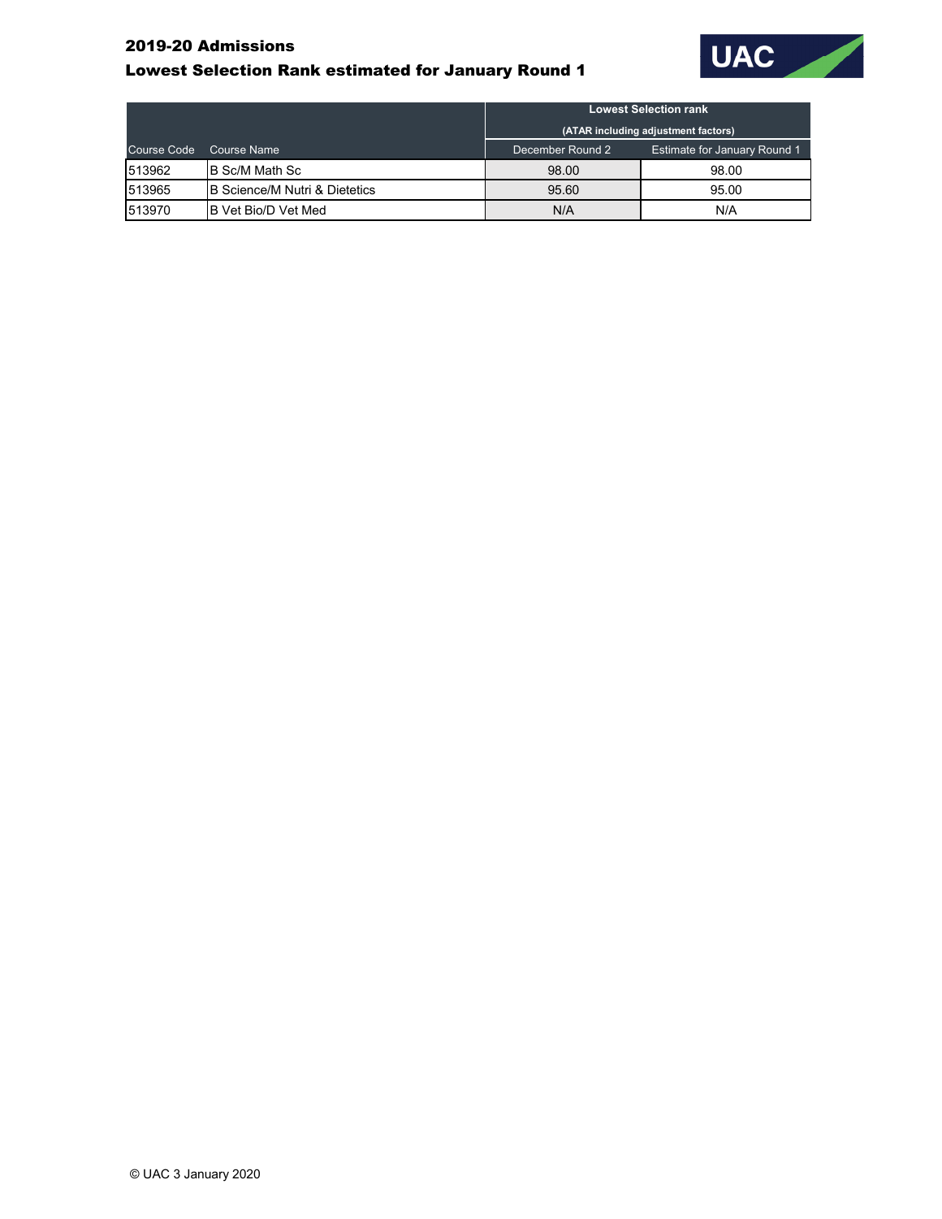## 2019-20 Admissions

## Lowest Selection Rank estimated for January Round 1

| | | Lowest Selection rank (ATAR including adjustment factors) | |
|---|---|---|---|
| Course Code | Course Name | December Round 2 | Estimate for January Round 1 |
| 513962 | B Sc/M Math Sc | 98.00 | 98.00 |
| 513965 | B Science/M Nutri & Dietetics | 95.60 | 95.00 |
| 513970 | B Vet Bio/D Vet Med | N/A | N/A |

© UAC 3 January 2020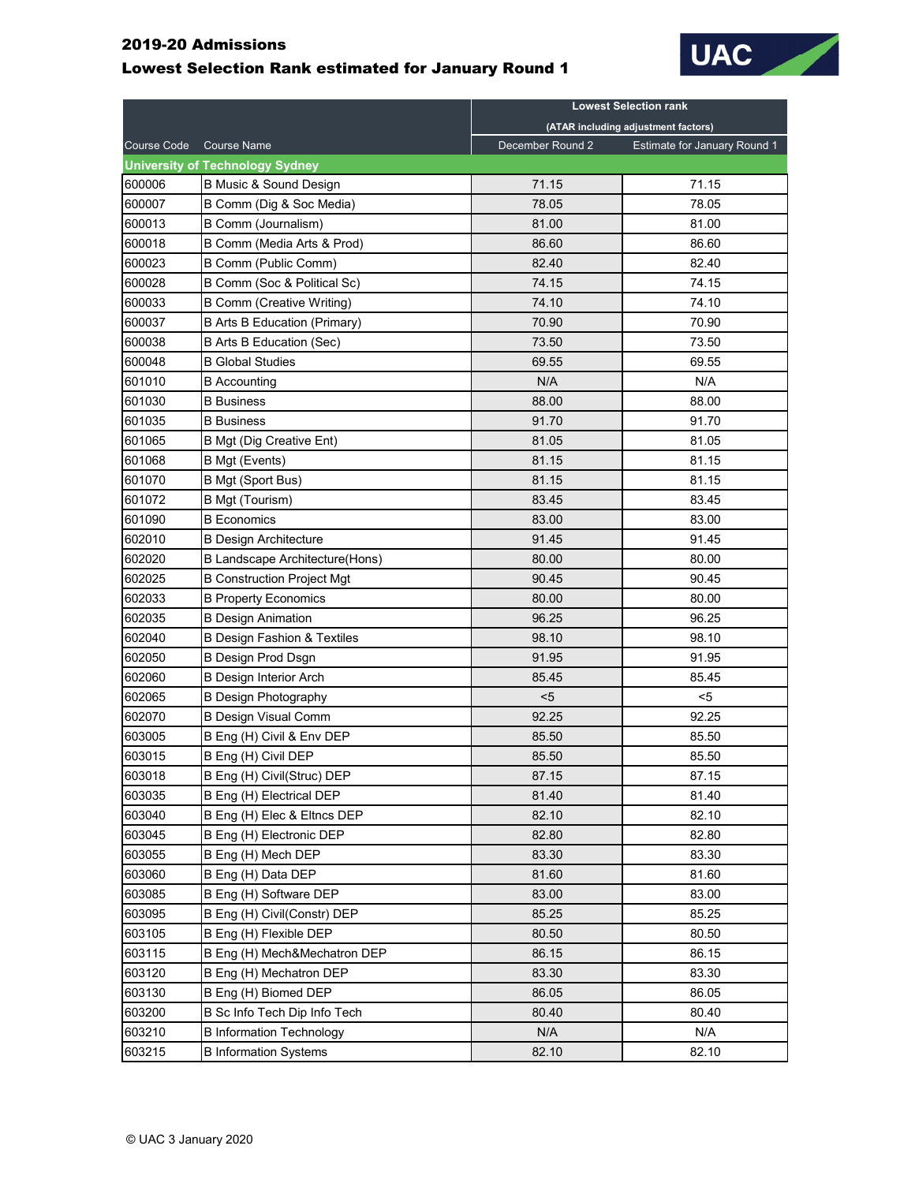## 2019-20 Admissions

## Lowest Selection Rank estimated for January Round 1

| | | Lowest Selection rank (ATAR including adjustment factors) | |
|---|---|---|---|
| Course Code | Course Name | December Round 2 | Estimate for January Round 1 |
| **University of Technology Sydney** | | | |
| 600006 | B Music & Sound Design | 71.15 | 71.15 |
| 600007 | B Comm (Dig & Soc Media) | 78.05 | 78.05 |
| 600013 | B Comm (Journalism) | 81.00 | 81.00 |
| 600018 | B Comm (Media Arts & Prod) | 86.60 | 86.60 |
| 600023 | B Comm (Public Comm) | 82.40 | 82.40 |
| 600028 | B Comm (Soc & Political Sc) | 74.15 | 74.15 |
| 600033 | B Comm (Creative Writing) | 74.10 | 74.10 |
| 600037 | B Arts B Education (Primary) | 70.90 | 70.90 |
| 600038 | B Arts B Education (Sec) | 73.50 | 73.50 |
| 600048 | B Global Studies | 69.55 | 69.55 |
| 601010 | B Accounting | N/A | N/A |
| 601030 | B Business | 88.00 | 88.00 |
| 601035 | B Business | 91.70 | 91.70 |
| 601065 | B Mgt (Dig Creative Ent) | 81.05 | 81.05 |
| 601068 | B Mgt (Events) | 81.15 | 81.15 |
| 601070 | B Mgt (Sport Bus) | 81.15 | 81.15 |
| 601072 | B Mgt (Tourism) | 83.45 | 83.45 |
| 601090 | B Economics | 83.00 | 83.00 |
| 602010 | B Design Architecture | 91.45 | 91.45 |
| 602020 | B Landscape Architecture(Hons) | 80.00 | 80.00 |
| 602025 | B Construction Project Mgt | 90.45 | 90.45 |
| 602033 | B Property Economics | 80.00 | 80.00 |
| 602035 | B Design Animation | 96.25 | 96.25 |
| 602040 | B Design Fashion & Textiles | 98.10 | 98.10 |
| 602050 | B Design Prod Dsgn | 91.95 | 91.95 |
| 602060 | B Design Interior Arch | 85.45 | 85.45 |
| 602065 | B Design Photography | <5 | <5 |
| 602070 | B Design Visual Comm | 92.25 | 92.25 |
| 603005 | B Eng (H) Civil & Env DEP | 85.50 | 85.50 |
| 603015 | B Eng (H) Civil DEP | 85.50 | 85.50 |
| 603018 | B Eng (H) Civil(Struc) DEP | 87.15 | 87.15 |
| 603035 | B Eng (H) Electrical DEP | 81.40 | 81.40 |
| 603040 | B Eng (H) Elec & Eltncs DEP | 82.10 | 82.10 |
| 603045 | B Eng (H) Electronic DEP | 82.80 | 82.80 |
| 603055 | B Eng (H) Mech DEP | 83.30 | 83.30 |
| 603060 | B Eng (H) Data DEP | 81.60 | 81.60 |
| 603085 | B Eng (H) Software DEP | 83.00 | 83.00 |
| 603095 | B Eng (H) Civil(Constr) DEP | 85.25 | 85.25 |
| 603105 | B Eng (H) Flexible DEP | 80.50 | 80.50 |
| 603115 | B Eng (H) Mech&Mechatron DEP | 86.15 | 86.15 |
| 603120 | B Eng (H) Mechatron DEP | 83.30 | 83.30 |
| 603130 | B Eng (H) Biomed DEP | 86.05 | 86.05 |
| 603200 | B Sc Info Tech Dip Info Tech | 80.40 | 80.40 |
| 603210 | B Information Technology | N/A | N/A |
| 603215 | B Information Systems | 82.10 | 82.10 |

© UAC 3 January 2020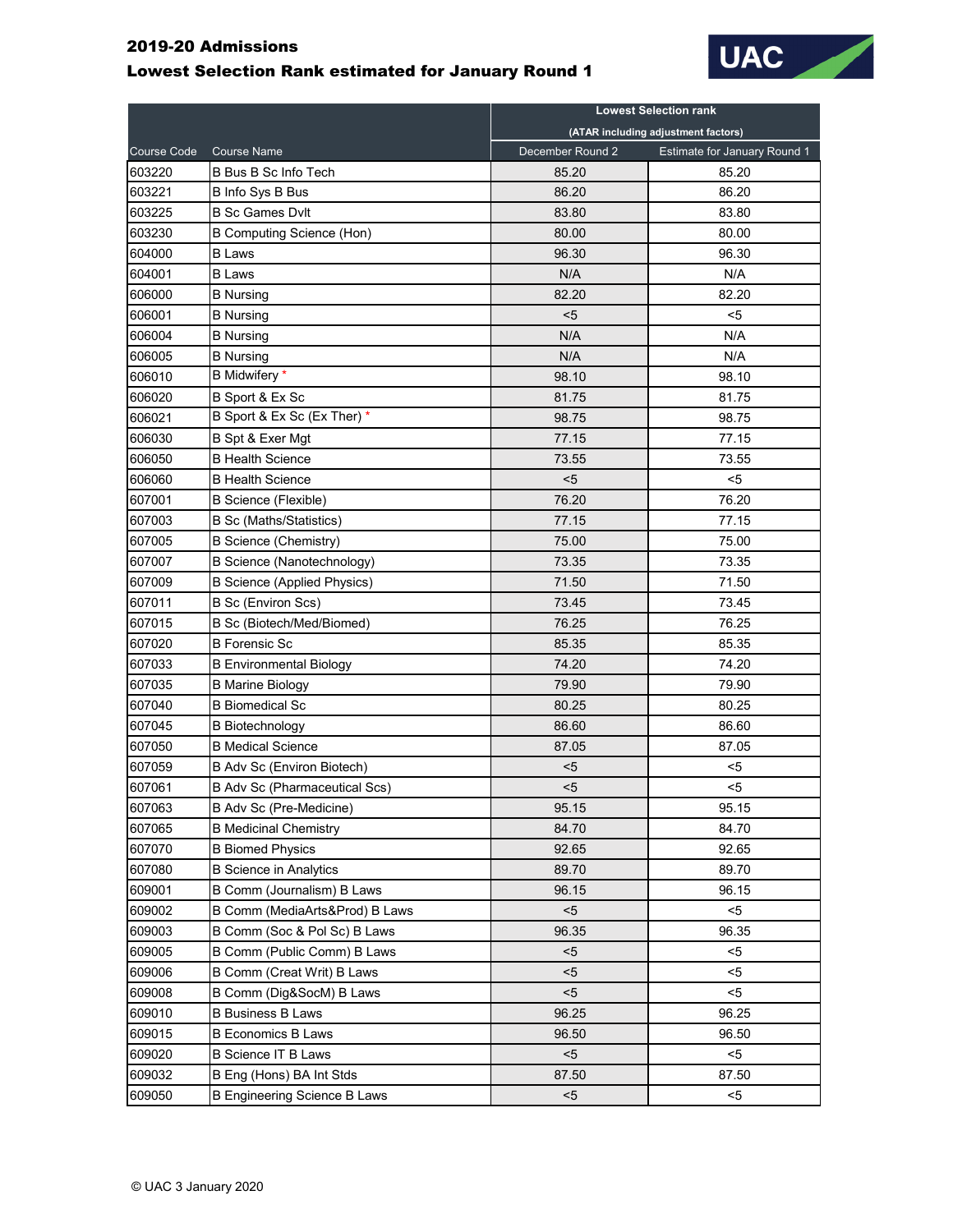## 2019-20 Admissions

## Lowest Selection Rank estimated for January Round 1

| Course Code | Course Name | Lowest Selection rank (ATAR including adjustment factors) | |
|---|---|---|---|
| | | December Round 2 | Estimate for January Round 1 |
| 603220 | B Bus B Sc Info Tech | 85.20 | 85.20 |
| 603221 | B Info Sys B Bus | 86.20 | 86.20 |
| 603225 | B Sc Games Dvlt | 83.80 | 83.80 |
| 603230 | B Computing Science (Hon) | 80.00 | 80.00 |
| 604000 | B Laws | 96.30 | 96.30 |
| 604001 | B Laws | N/A | N/A |
| 606000 | B Nursing | 82.20 | 82.20 |
| 606001 | B Nursing | <5 | <5 |
| 606004 | B Nursing | N/A | N/A |
| 606005 | B Nursing | N/A | N/A |
| 606010 | B Midwifery * | 98.10 | 98.10 |
| 606020 | B Sport & Ex Sc | 81.75 | 81.75 |
| 606021 | B Sport & Ex Sc (Ex Ther) * | 98.75 | 98.75 |
| 606030 | B Spt & Exer Mgt | 77.15 | 77.15 |
| 606050 | B Health Science | 73.55 | 73.55 |
| 606060 | B Health Science | <5 | <5 |
| 607001 | B Science (Flexible) | 76.20 | 76.20 |
| 607003 | B Sc (Maths/Statistics) | 77.15 | 77.15 |
| 607005 | B Science (Chemistry) | 75.00 | 75.00 |
| 607007 | B Science (Nanotechnology) | 73.35 | 73.35 |
| 607009 | B Science (Applied Physics) | 71.50 | 71.50 |
| 607011 | B Sc (Environ Scs) | 73.45 | 73.45 |
| 607015 | B Sc (Biotech/Med/Biomed) | 76.25 | 76.25 |
| 607020 | B Forensic Sc | 85.35 | 85.35 |
| 607033 | B Environmental Biology | 74.20 | 74.20 |
| 607035 | B Marine Biology | 79.90 | 79.90 |
| 607040 | B Biomedical Sc | 80.25 | 80.25 |
| 607045 | B Biotechnology | 86.60 | 86.60 |
| 607050 | B Medical Science | 87.05 | 87.05 |
| 607059 | B Adv Sc (Environ Biotech) | <5 | <5 |
| 607061 | B Adv Sc (Pharmaceutical Scs) | <5 | <5 |
| 607063 | B Adv Sc (Pre-Medicine) | 95.15 | 95.15 |
| 607065 | B Medicinal Chemistry | 84.70 | 84.70 |
| 607070 | B Biomed Physics | 92.65 | 92.65 |
| 607080 | B Science in Analytics | 89.70 | 89.70 |
| 609001 | B Comm (Journalism) B Laws | 96.15 | 96.15 |
| 609002 | B Comm (MediaArts&Prod) B Laws | <5 | <5 |
| 609003 | B Comm (Soc & Pol Sc) B Laws | 96.35 | 96.35 |
| 609005 | B Comm (Public Comm) B Laws | <5 | <5 |
| 609006 | B Comm (Creat Writ) B Laws | <5 | <5 |
| 609008 | B Comm (Dig&SocM) B Laws | <5 | <5 |
| 609010 | B Business B Laws | 96.25 | 96.25 |
| 609015 | B Economics B Laws | 96.50 | 96.50 |
| 609020 | B Science IT B Laws | <5 | <5 |
| 609032 | B Eng (Hons) BA Int Stds | 87.50 | 87.50 |
| 609050 | B Engineering Science B Laws | <5 | <5 |

© UAC 3 January 2020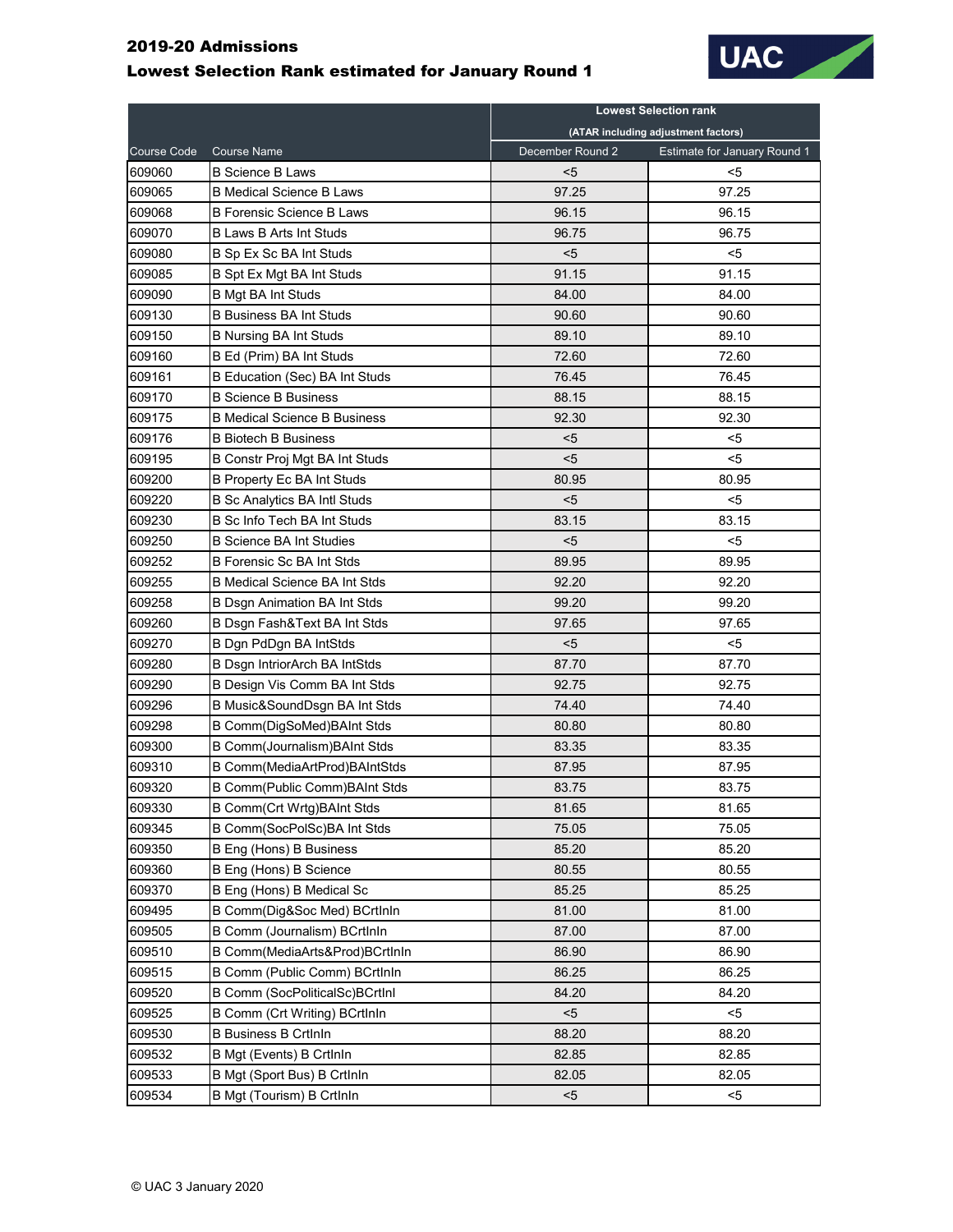## 2019-20 Admissions

## Lowest Selection Rank estimated for January Round 1

| | | Lowest Selection rank (ATAR including adjustment factors) | |
|---|---|---|---|
| Course Code | Course Name | December Round 2 | Estimate for January Round 1 |
| 609060 | B Science B Laws | <5 | <5 |
| 609065 | B Medical Science B Laws | 97.25 | 97.25 |
| 609068 | B Forensic Science B Laws | 96.15 | 96.15 |
| 609070 | B Laws B Arts Int Studs | 96.75 | 96.75 |
| 609080 | B Sp Ex Sc BA Int Studs | <5 | <5 |
| 609085 | B Spt Ex Mgt BA Int Studs | 91.15 | 91.15 |
| 609090 | B Mgt BA Int Studs | 84.00 | 84.00 |
| 609130 | B Business BA Int Studs | 90.60 | 90.60 |
| 609150 | B Nursing BA Int Studs | 89.10 | 89.10 |
| 609160 | B Ed (Prim) BA Int Studs | 72.60 | 72.60 |
| 609161 | B Education (Sec) BA Int Studs | 76.45 | 76.45 |
| 609170 | B Science B Business | 88.15 | 88.15 |
| 609175 | B Medical Science B Business | 92.30 | 92.30 |
| 609176 | B Biotech B Business | <5 | <5 |
| 609195 | B Constr Proj Mgt BA Int Studs | <5 | <5 |
| 609200 | B Property Ec BA Int Studs | 80.95 | 80.95 |
| 609220 | B Sc Analytics BA Intl Studs | <5 | <5 |
| 609230 | B Sc Info Tech BA Int Studs | 83.15 | 83.15 |
| 609250 | B Science BA Int Studies | <5 | <5 |
| 609252 | B Forensic Sc BA Int Stds | 89.95 | 89.95 |
| 609255 | B Medical Science BA Int Stds | 92.20 | 92.20 |
| 609258 | B Dsgn Animation BA Int Stds | 99.20 | 99.20 |
| 609260 | B Dsgn Fash&Text BA Int Stds | 97.65 | 97.65 |
| 609270 | B Dgn PdDgn BA IntStds | <5 | <5 |
| 609280 | B Dsgn IntriorArch BA IntStds | 87.70 | 87.70 |
| 609290 | B Design Vis Comm BA Int Stds | 92.75 | 92.75 |
| 609296 | B Music&SoundDsgn BA Int Stds | 74.40 | 74.40 |
| 609298 | B Comm(DigSoMed)BAInt Stds | 80.80 | 80.80 |
| 609300 | B Comm(Journalism)BAInt Stds | 83.35 | 83.35 |
| 609310 | B Comm(MediaArtProd)BAIntStds | 87.95 | 87.95 |
| 609320 | B Comm(Public Comm)BAInt Stds | 83.75 | 83.75 |
| 609330 | B Comm(Crt Wrtg)BAInt Stds | 81.65 | 81.65 |
| 609345 | B Comm(SocPolSc)BA Int Stds | 75.05 | 75.05 |
| 609350 | B Eng (Hons) B Business | 85.20 | 85.20 |
| 609360 | B Eng (Hons) B Science | 80.55 | 80.55 |
| 609370 | B Eng (Hons) B Medical Sc | 85.25 | 85.25 |
| 609495 | B Comm(Dig&Soc Med) BCrtInIn | 81.00 | 81.00 |
| 609505 | B Comm (Journalism) BCrtInIn | 87.00 | 87.00 |
| 609510 | B Comm(MediaArts&Prod)BCrtInIn | 86.90 | 86.90 |
| 609515 | B Comm (Public Comm) BCrtInIn | 86.25 | 86.25 |
| 609520 | B Comm (SocPoliticalSc)BCrtInl | 84.20 | 84.20 |
| 609525 | B Comm (Crt Writing) BCrtInIn | <5 | <5 |
| 609530 | B Business B CrtInIn | 88.20 | 88.20 |
| 609532 | B Mgt (Events) B CrtInIn | 82.85 | 82.85 |
| 609533 | B Mgt (Sport Bus) B CrtInIn | 82.05 | 82.05 |
| 609534 | B Mgt (Tourism) B CrtInIn | <5 | <5 |

© UAC 3 January 2020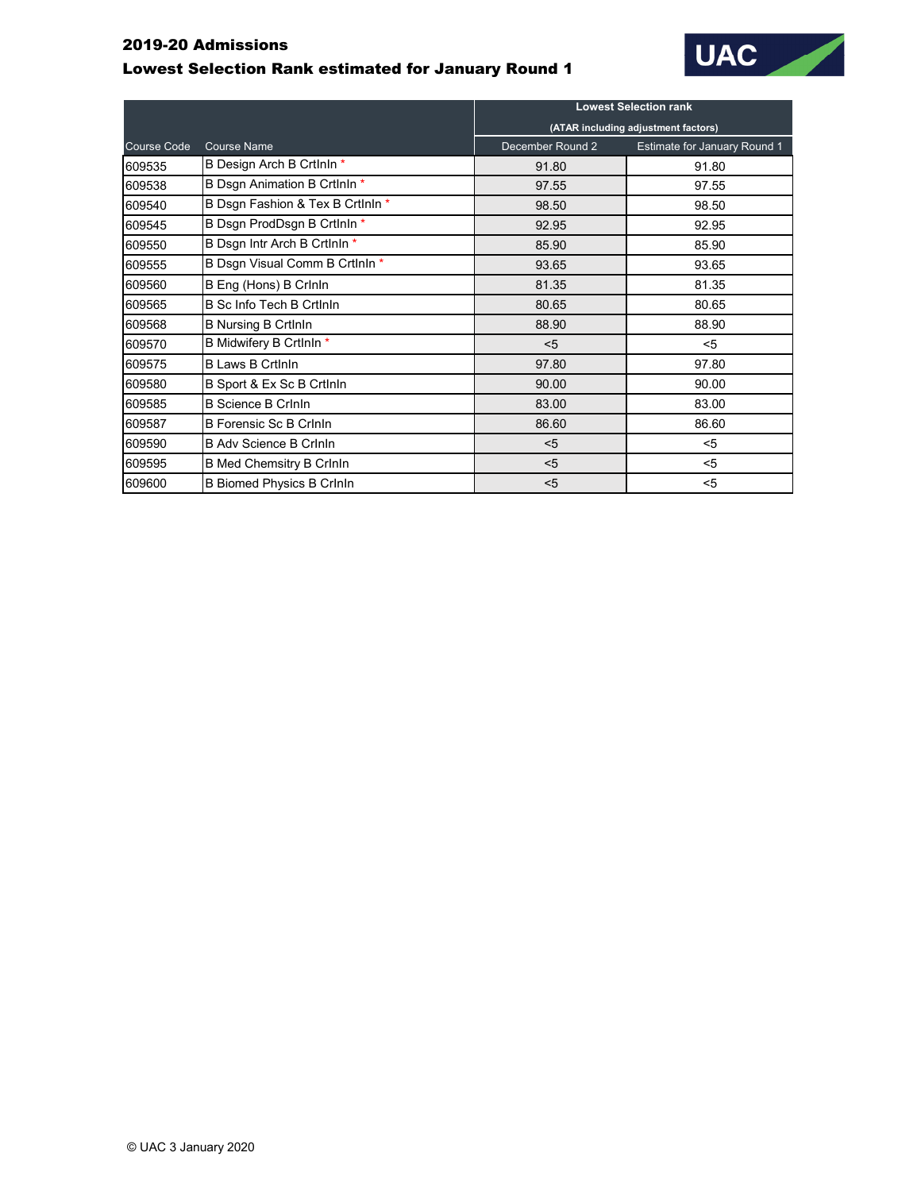## 2019-20 Admissions

## Lowest Selection Rank estimated for January Round 1

| Course Code | Course Name | Lowest Selection rank (ATAR including adjustment factors) | |
|---|---|---|---|
| | | December Round 2 | Estimate for January Round 1 |
| 609535 | B Design Arch B CrtInIn * | 91.80 | 91.80 |
| 609538 | B Dsgn Animation B CrtInIn * | 97.55 | 97.55 |
| 609540 | B Dsgn Fashion & Tex B CrtInIn * | 98.50 | 98.50 |
| 609545 | B Dsgn ProdDsgn B CrtInIn * | 92.95 | 92.95 |
| 609550 | B Dsgn Intr Arch B CrtInIn * | 85.90 | 85.90 |
| 609555 | B Dsgn Visual Comm B CrtInIn * | 93.65 | 93.65 |
| 609560 | B Eng (Hons) B CrInIn | 81.35 | 81.35 |
| 609565 | B Sc Info Tech B CrtInIn | 80.65 | 80.65 |
| 609568 | B Nursing B CrtInIn | 88.90 | 88.90 |
| 609570 | B Midwifery B CrtInIn * | <5 | <5 |
| 609575 | B Laws B CrtInIn | 97.80 | 97.80 |
| 609580 | B Sport & Ex Sc B CrtInIn | 90.00 | 90.00 |
| 609585 | B Science B CrInIn | 83.00 | 83.00 |
| 609587 | B Forensic Sc B CrInIn | 86.60 | 86.60 |
| 609590 | B Adv Science B CrInIn | <5 | <5 |
| 609595 | B Med Chemsitry B CrInIn | <5 | <5 |
| 609600 | B Biomed Physics B CrInIn | <5 | <5 |

© UAC 3 January 2020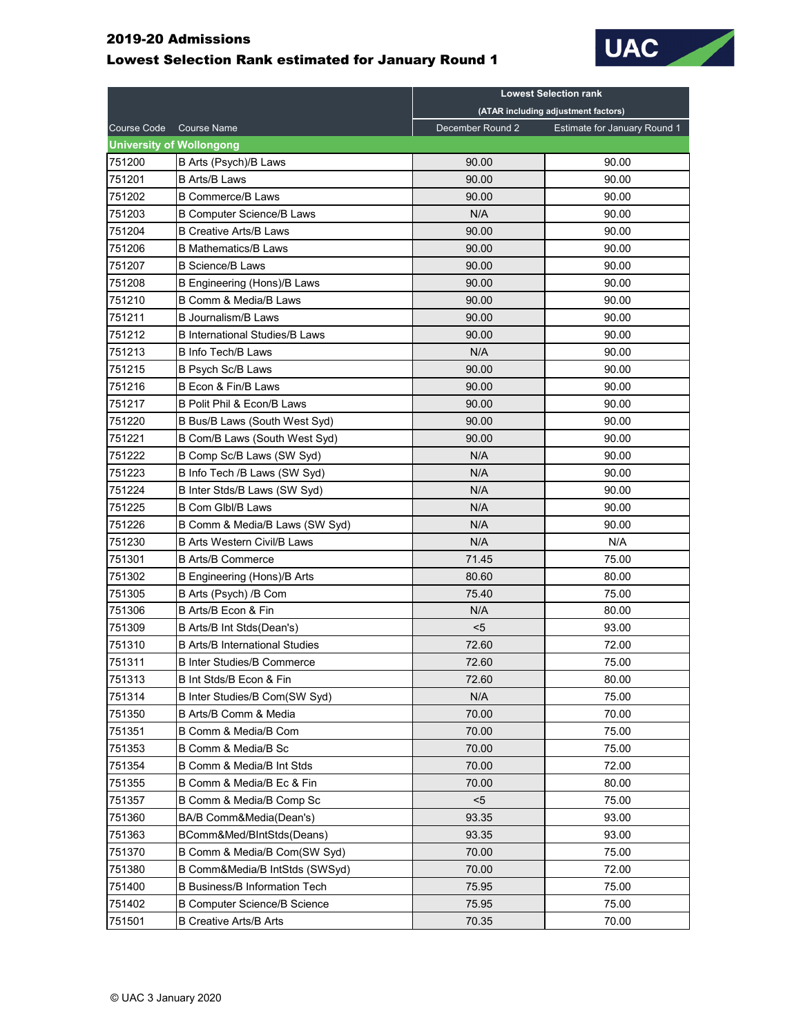## 2019-20 Admissions

## Lowest Selection Rank estimated for January Round 1

| | | Lowest Selection rank (ATAR including adjustment factors) | |
|---|---|---|---|
| Course Code | Course Name | December Round 2 | Estimate for January Round 1 |
| **University of Wollongong** | | | |
| 751200 | B Arts (Psych)/B Laws | 90.00 | 90.00 |
| 751201 | B Arts/B Laws | 90.00 | 90.00 |
| 751202 | B Commerce/B Laws | 90.00 | 90.00 |
| 751203 | B Computer Science/B Laws | N/A | 90.00 |
| 751204 | B Creative Arts/B Laws | 90.00 | 90.00 |
| 751206 | B Mathematics/B Laws | 90.00 | 90.00 |
| 751207 | B Science/B Laws | 90.00 | 90.00 |
| 751208 | B Engineering (Hons)/B Laws | 90.00 | 90.00 |
| 751210 | B Comm & Media/B Laws | 90.00 | 90.00 |
| 751211 | B Journalism/B Laws | 90.00 | 90.00 |
| 751212 | B International Studies/B Laws | 90.00 | 90.00 |
| 751213 | B Info Tech/B Laws | N/A | 90.00 |
| 751215 | B Psych Sc/B Laws | 90.00 | 90.00 |
| 751216 | B Econ & Fin/B Laws | 90.00 | 90.00 |
| 751217 | B Polit Phil & Econ/B Laws | 90.00 | 90.00 |
| 751220 | B Bus/B Laws (South West Syd) | 90.00 | 90.00 |
| 751221 | B Com/B Laws (South West Syd) | 90.00 | 90.00 |
| 751222 | B Comp Sc/B Laws (SW Syd) | N/A | 90.00 |
| 751223 | B Info Tech /B Laws (SW Syd) | N/A | 90.00 |
| 751224 | B Inter Stds/B Laws (SW Syd) | N/A | 90.00 |
| 751225 | B Com Glbl/B Laws | N/A | 90.00 |
| 751226 | B Comm & Media/B Laws (SW Syd) | N/A | 90.00 |
| 751230 | B Arts Western Civil/B Laws | N/A | N/A |
| 751301 | B Arts/B Commerce | 71.45 | 75.00 |
| 751302 | B Engineering (Hons)/B Arts | 80.60 | 80.00 |
| 751305 | B Arts (Psych) /B Com | 75.40 | 75.00 |
| 751306 | B Arts/B Econ & Fin | N/A | 80.00 |
| 751309 | B Arts/B Int Stds(Dean's) | <5 | 93.00 |
| 751310 | B Arts/B International Studies | 72.60 | 72.00 |
| 751311 | B Inter Studies/B Commerce | 72.60 | 75.00 |
| 751313 | B Int Stds/B Econ & Fin | 72.60 | 80.00 |
| 751314 | B Inter Studies/B Com(SW Syd) | N/A | 75.00 |
| 751350 | B Arts/B Comm & Media | 70.00 | 70.00 |
| 751351 | B Comm & Media/B Com | 70.00 | 75.00 |
| 751353 | B Comm & Media/B Sc | 70.00 | 75.00 |
| 751354 | B Comm & Media/B Int Stds | 70.00 | 72.00 |
| 751355 | B Comm & Media/B Ec & Fin | 70.00 | 80.00 |
| 751357 | B Comm & Media/B Comp Sc | <5 | 75.00 |
| 751360 | BA/B Comm&Media(Dean's) | 93.35 | 93.00 |
| 751363 | BComm&Med/BIntStds(Deans) | 93.35 | 93.00 |
| 751370 | B Comm & Media/B Com(SW Syd) | 70.00 | 75.00 |
| 751380 | B Comm&Media/B IntStds (SWSyd) | 70.00 | 72.00 |
| 751400 | B Business/B Information Tech | 75.95 | 75.00 |
| 751402 | B Computer Science/B Science | 75.95 | 75.00 |
| 751501 | B Creative Arts/B Arts | 70.35 | 70.00 |

© UAC 3 January 2020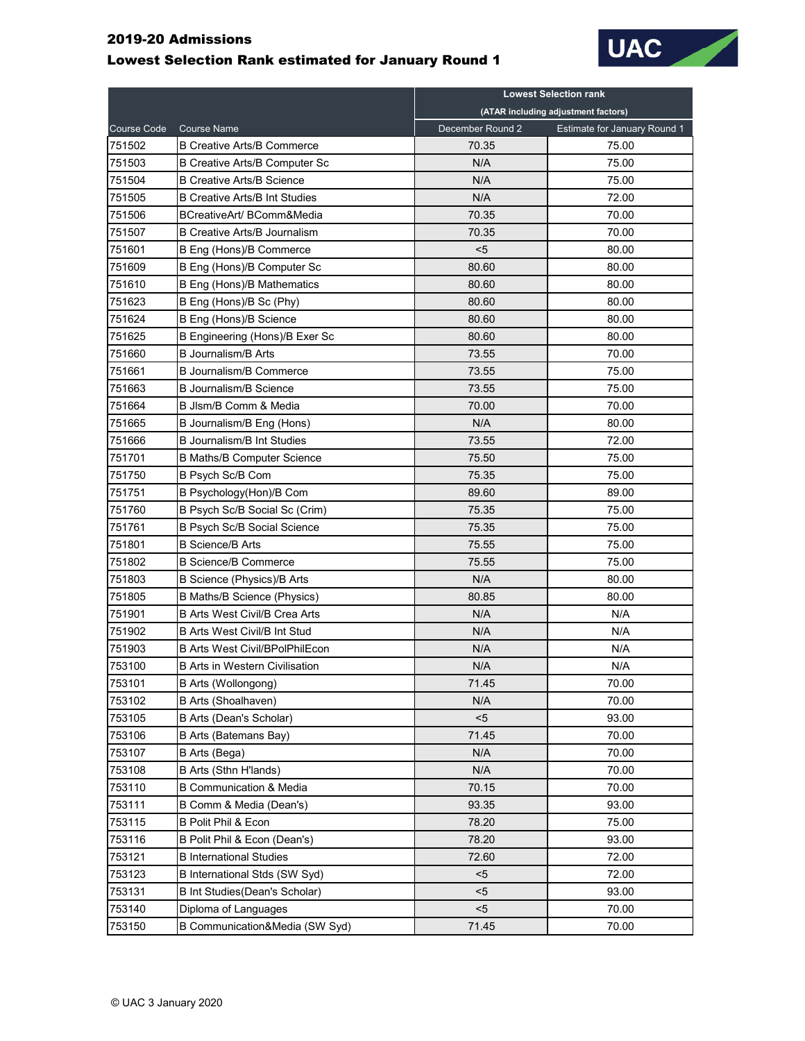## 2019-20 Admissions

## Lowest Selection Rank estimated for January Round 1

| | | Lowest Selection rank (ATAR including adjustment factors) | |
|---|---|---|---|
| Course Code | Course Name | December Round 2 | Estimate for January Round 1 |
| 751502 | B Creative Arts/B Commerce | 70.35 | 75.00 |
| 751503 | B Creative Arts/B Computer Sc | N/A | 75.00 |
| 751504 | B Creative Arts/B Science | N/A | 75.00 |
| 751505 | B Creative Arts/B Int Studies | N/A | 72.00 |
| 751506 | BCreativeArt/ BComm&Media | 70.35 | 70.00 |
| 751507 | B Creative Arts/B Journalism | 70.35 | 70.00 |
| 751601 | B Eng (Hons)/B Commerce | <5 | 80.00 |
| 751609 | B Eng (Hons)/B Computer Sc | 80.60 | 80.00 |
| 751610 | B Eng (Hons)/B Mathematics | 80.60 | 80.00 |
| 751623 | B Eng (Hons)/B Sc (Phy) | 80.60 | 80.00 |
| 751624 | B Eng (Hons)/B Science | 80.60 | 80.00 |
| 751625 | B Engineering (Hons)/B Exer Sc | 80.60 | 80.00 |
| 751660 | B Journalism/B Arts | 73.55 | 70.00 |
| 751661 | B Journalism/B Commerce | 73.55 | 75.00 |
| 751663 | B Journalism/B Science | 73.55 | 75.00 |
| 751664 | B Jlsm/B Comm & Media | 70.00 | 70.00 |
| 751665 | B Journalism/B Eng (Hons) | N/A | 80.00 |
| 751666 | B Journalism/B Int Studies | 73.55 | 72.00 |
| 751701 | B Maths/B Computer Science | 75.50 | 75.00 |
| 751750 | B Psych Sc/B Com | 75.35 | 75.00 |
| 751751 | B Psychology(Hon)/B Com | 89.60 | 89.00 |
| 751760 | B Psych Sc/B Social Sc (Crim) | 75.35 | 75.00 |
| 751761 | B Psych Sc/B Social Science | 75.35 | 75.00 |
| 751801 | B Science/B Arts | 75.55 | 75.00 |
| 751802 | B Science/B Commerce | 75.55 | 75.00 |
| 751803 | B Science (Physics)/B Arts | N/A | 80.00 |
| 751805 | B Maths/B Science (Physics) | 80.85 | 80.00 |
| 751901 | B Arts West Civil/B Crea Arts | N/A | N/A |
| 751902 | B Arts West Civil/B Int Stud | N/A | N/A |
| 751903 | B Arts West Civil/BPolPhilEcon | N/A | N/A |
| 753100 | B Arts in Western Civilisation | N/A | N/A |
| 753101 | B Arts (Wollongong) | 71.45 | 70.00 |
| 753102 | B Arts (Shoalhaven) | N/A | 70.00 |
| 753105 | B Arts (Dean's Scholar) | <5 | 93.00 |
| 753106 | B Arts (Batemans Bay) | 71.45 | 70.00 |
| 753107 | B Arts (Bega) | N/A | 70.00 |
| 753108 | B Arts (Sthn H'lands) | N/A | 70.00 |
| 753110 | B Communication & Media | 70.15 | 70.00 |
| 753111 | B Comm & Media (Dean's) | 93.35 | 93.00 |
| 753115 | B Polit Phil & Econ | 78.20 | 75.00 |
| 753116 | B Polit Phil & Econ (Dean's) | 78.20 | 93.00 |
| 753121 | B International Studies | 72.60 | 72.00 |
| 753123 | B International Stds (SW Syd) | <5 | 72.00 |
| 753131 | B Int Studies(Dean's Scholar) | <5 | 93.00 |
| 753140 | Diploma of Languages | <5 | 70.00 |
| 753150 | B Communication&Media (SW Syd) | 71.45 | 70.00 |

© UAC 3 January 2020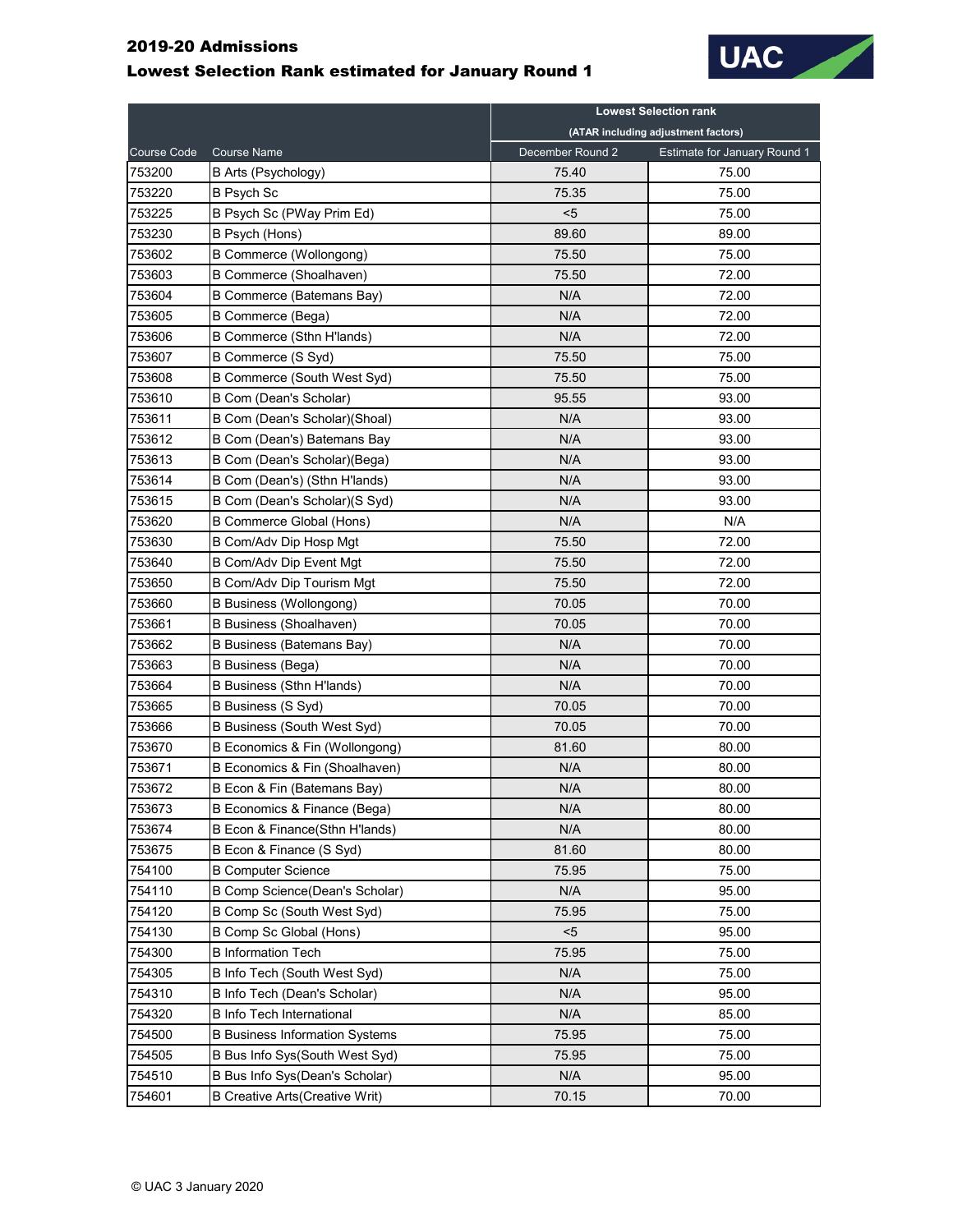## 2019-20 Admissions

## Lowest Selection Rank estimated for January Round 1

| | | Lowest Selection rank (ATAR including adjustment factors) | |
|---|---|---|---|
| Course Code | Course Name | December Round 2 | Estimate for January Round 1 |
| 753200 | B Arts (Psychology) | 75.40 | 75.00 |
| 753220 | B Psych Sc | 75.35 | 75.00 |
| 753225 | B Psych Sc (PWay Prim Ed) | <5 | 75.00 |
| 753230 | B Psych (Hons) | 89.60 | 89.00 |
| 753602 | B Commerce (Wollongong) | 75.50 | 75.00 |
| 753603 | B Commerce (Shoalhaven) | 75.50 | 72.00 |
| 753604 | B Commerce (Batemans Bay) | N/A | 72.00 |
| 753605 | B Commerce (Bega) | N/A | 72.00 |
| 753606 | B Commerce (Sthn H'lands) | N/A | 72.00 |
| 753607 | B Commerce (S Syd) | 75.50 | 75.00 |
| 753608 | B Commerce (South West Syd) | 75.50 | 75.00 |
| 753610 | B Com (Dean's Scholar) | 95.55 | 93.00 |
| 753611 | B Com (Dean's Scholar)(Shoal) | N/A | 93.00 |
| 753612 | B Com (Dean's) Batemans Bay | N/A | 93.00 |
| 753613 | B Com (Dean's Scholar)(Bega) | N/A | 93.00 |
| 753614 | B Com (Dean's) (Sthn H'lands) | N/A | 93.00 |
| 753615 | B Com (Dean's Scholar)(S Syd) | N/A | 93.00 |
| 753620 | B Commerce Global (Hons) | N/A | N/A |
| 753630 | B Com/Adv Dip Hosp Mgt | 75.50 | 72.00 |
| 753640 | B Com/Adv Dip Event Mgt | 75.50 | 72.00 |
| 753650 | B Com/Adv Dip Tourism Mgt | 75.50 | 72.00 |
| 753660 | B Business (Wollongong) | 70.05 | 70.00 |
| 753661 | B Business (Shoalhaven) | 70.05 | 70.00 |
| 753662 | B Business (Batemans Bay) | N/A | 70.00 |
| 753663 | B Business (Bega) | N/A | 70.00 |
| 753664 | B Business (Sthn H'lands) | N/A | 70.00 |
| 753665 | B Business (S Syd) | 70.05 | 70.00 |
| 753666 | B Business (South West Syd) | 70.05 | 70.00 |
| 753670 | B Economics & Fin (Wollongong) | 81.60 | 80.00 |
| 753671 | B Economics & Fin (Shoalhaven) | N/A | 80.00 |
| 753672 | B Econ & Fin (Batemans Bay) | N/A | 80.00 |
| 753673 | B Economics & Finance (Bega) | N/A | 80.00 |
| 753674 | B Econ & Finance(Sthn H'lands) | N/A | 80.00 |
| 753675 | B Econ & Finance (S Syd) | 81.60 | 80.00 |
| 754100 | B Computer Science | 75.95 | 75.00 |
| 754110 | B Comp Science(Dean's Scholar) | N/A | 95.00 |
| 754120 | B Comp Sc (South West Syd) | 75.95 | 75.00 |
| 754130 | B Comp Sc Global (Hons) | <5 | 95.00 |
| 754300 | B Information Tech | 75.95 | 75.00 |
| 754305 | B Info Tech (South West Syd) | N/A | 75.00 |
| 754310 | B Info Tech (Dean's Scholar) | N/A | 95.00 |
| 754320 | B Info Tech International | N/A | 85.00 |
| 754500 | B Business Information Systems | 75.95 | 75.00 |
| 754505 | B Bus Info Sys(South West Syd) | 75.95 | 75.00 |
| 754510 | B Bus Info Sys(Dean's Scholar) | N/A | 95.00 |
| 754601 | B Creative Arts(Creative Writ) | 70.15 | 70.00 |

© UAC 3 January 2020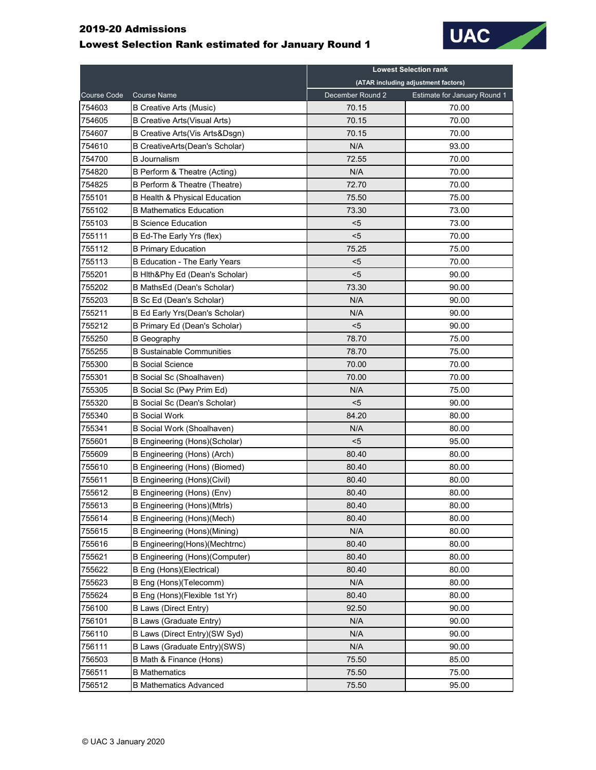## 2019-20 Admissions

## Lowest Selection Rank estimated for January Round 1

UAC

| | | Lowest Selection rank (ATAR including adjustment factors) | |
|---|---|---|---|
| Course Code | Course Name | December Round 2 | Estimate for January Round 1 |
| 754603 | B Creative Arts (Music) | 70.15 | 70.00 |
| 754605 | B Creative Arts(Visual Arts) | 70.15 | 70.00 |
| 754607 | B Creative Arts(Vis Arts&Dsgn) | 70.15 | 70.00 |
| 754610 | B CreativeArts(Dean's Scholar) | N/A | 93.00 |
| 754700 | B Journalism | 72.55 | 70.00 |
| 754820 | B Perform & Theatre (Acting) | N/A | 70.00 |
| 754825 | B Perform & Theatre (Theatre) | 72.70 | 70.00 |
| 755101 | B Health & Physical Education | 75.50 | 75.00 |
| 755102 | B Mathematics Education | 73.30 | 73.00 |
| 755103 | B Science Education | <5 | 73.00 |
| 755111 | B Ed-The Early Yrs (flex) | <5 | 70.00 |
| 755112 | B Primary Education | 75.25 | 75.00 |
| 755113 | B Education - The Early Years | <5 | 70.00 |
| 755201 | B Hlth&Phy Ed (Dean's Scholar) | <5 | 90.00 |
| 755202 | B MathsEd (Dean's Scholar) | 73.30 | 90.00 |
| 755203 | B Sc Ed (Dean's Scholar) | N/A | 90.00 |
| 755211 | B Ed Early Yrs(Dean's Scholar) | N/A | 90.00 |
| 755212 | B Primary Ed (Dean's Scholar) | <5 | 90.00 |
| 755250 | B Geography | 78.70 | 75.00 |
| 755255 | B Sustainable Communities | 78.70 | 75.00 |
| 755300 | B Social Science | 70.00 | 70.00 |
| 755301 | B Social Sc (Shoalhaven) | 70.00 | 70.00 |
| 755305 | B Social Sc (Pwy Prim Ed) | N/A | 75.00 |
| 755320 | B Social Sc (Dean's Scholar) | <5 | 90.00 |
| 755340 | B Social Work | 84.20 | 80.00 |
| 755341 | B Social Work (Shoalhaven) | N/A | 80.00 |
| 755601 | B Engineering (Hons)(Scholar) | <5 | 95.00 |
| 755609 | B Engineering (Hons) (Arch) | 80.40 | 80.00 |
| 755610 | B Engineering (Hons) (Biomed) | 80.40 | 80.00 |
| 755611 | B Engineering (Hons)(Civil) | 80.40 | 80.00 |
| 755612 | B Engineering (Hons) (Env) | 80.40 | 80.00 |
| 755613 | B Engineering (Hons)(Mtrls) | 80.40 | 80.00 |
| 755614 | B Engineering (Hons)(Mech) | 80.40 | 80.00 |
| 755615 | B Engineering (Hons)(Mining) | N/A | 80.00 |
| 755616 | B Engineering(Hons)(Mechtrnc) | 80.40 | 80.00 |
| 755621 | B Engineering (Hons)(Computer) | 80.40 | 80.00 |
| 755622 | B Eng (Hons)(Electrical) | 80.40 | 80.00 |
| 755623 | B Eng (Hons)(Telecomm) | N/A | 80.00 |
| 755624 | B Eng (Hons)(Flexible 1st Yr) | 80.40 | 80.00 |
| 756100 | B Laws (Direct Entry) | 92.50 | 90.00 |
| 756101 | B Laws (Graduate Entry) | N/A | 90.00 |
| 756110 | B Laws (Direct Entry)(SW Syd) | N/A | 90.00 |
| 756111 | B Laws (Graduate Entry)(SWS) | N/A | 90.00 |
| 756503 | B Math & Finance (Hons) | 75.50 | 85.00 |
| 756511 | B Mathematics | 75.50 | 75.00 |
| 756512 | B Mathematics Advanced | 75.50 | 95.00 |

© UAC 3 January 2020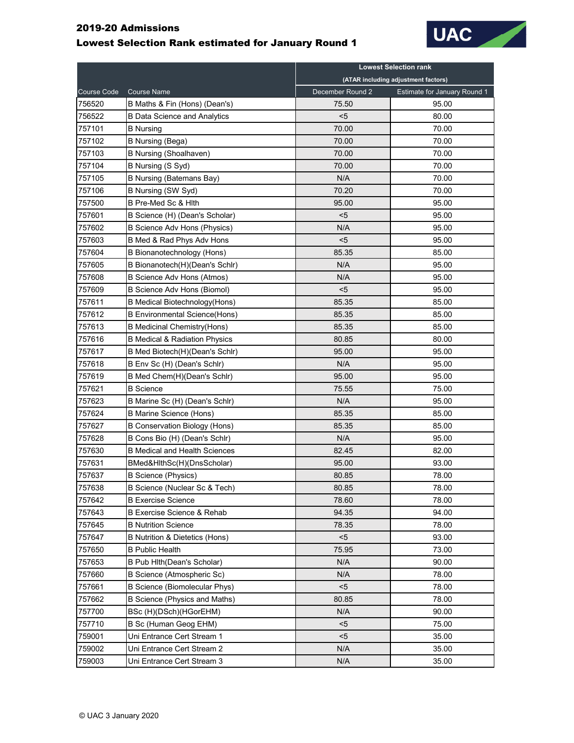## 2019-20 Admissions

## Lowest Selection Rank estimated for January Round 1

| | | Lowest Selection rank (ATAR including adjustment factors) | |
|---|---|---|---|
| Course Code | Course Name | December Round 2 | Estimate for January Round 1 |
| 756520 | B Maths & Fin (Hons) (Dean's) | 75.50 | 95.00 |
| 756522 | B Data Science and Analytics | <5 | 80.00 |
| 757101 | B Nursing | 70.00 | 70.00 |
| 757102 | B Nursing (Bega) | 70.00 | 70.00 |
| 757103 | B Nursing (Shoalhaven) | 70.00 | 70.00 |
| 757104 | B Nursing (S Syd) | 70.00 | 70.00 |
| 757105 | B Nursing (Batemans Bay) | N/A | 70.00 |
| 757106 | B Nursing (SW Syd) | 70.20 | 70.00 |
| 757500 | B Pre-Med Sc & Hlth | 95.00 | 95.00 |
| 757601 | B Science (H) (Dean's Scholar) | <5 | 95.00 |
| 757602 | B Science Adv Hons (Physics) | N/A | 95.00 |
| 757603 | B Med & Rad Phys Adv Hons | <5 | 95.00 |
| 757604 | B Bionanotechnology (Hons) | 85.35 | 85.00 |
| 757605 | B Bionanotech(H)(Dean's Schlr) | N/A | 95.00 |
| 757608 | B Science Adv Hons (Atmos) | N/A | 95.00 |
| 757609 | B Science Adv Hons (Biomol) | <5 | 95.00 |
| 757611 | B Medical Biotechnology(Hons) | 85.35 | 85.00 |
| 757612 | B Environmental Science(Hons) | 85.35 | 85.00 |
| 757613 | B Medicinal Chemistry(Hons) | 85.35 | 85.00 |
| 757616 | B Medical & Radiation Physics | 80.85 | 80.00 |
| 757617 | B Med Biotech(H)(Dean's Schlr) | 95.00 | 95.00 |
| 757618 | B Env Sc (H) (Dean's Schlr) | N/A | 95.00 |
| 757619 | B Med Chem(H)(Dean's Schlr) | 95.00 | 95.00 |
| 757621 | B Science | 75.55 | 75.00 |
| 757623 | B Marine Sc (H) (Dean's Schlr) | N/A | 95.00 |
| 757624 | B Marine Science (Hons) | 85.35 | 85.00 |
| 757627 | B Conservation Biology (Hons) | 85.35 | 85.00 |
| 757628 | B Cons Bio (H) (Dean's Schlr) | N/A | 95.00 |
| 757630 | B Medical and Health Sciences | 82.45 | 82.00 |
| 757631 | BMed&HlthSc(H)(DnsScholar) | 95.00 | 93.00 |
| 757637 | B Science (Physics) | 80.85 | 78.00 |
| 757638 | B Science (Nuclear Sc & Tech) | 80.85 | 78.00 |
| 757642 | B Exercise Science | 78.60 | 78.00 |
| 757643 | B Exercise Science & Rehab | 94.35 | 94.00 |
| 757645 | B Nutrition Science | 78.35 | 78.00 |
| 757647 | B Nutrition & Dietetics (Hons) | <5 | 93.00 |
| 757650 | B Public Health | 75.95 | 73.00 |
| 757653 | B Pub Hlth(Dean's Scholar) | N/A | 90.00 |
| 757660 | B Science (Atmospheric Sc) | N/A | 78.00 |
| 757661 | B Science (Biomolecular Phys) | <5 | 78.00 |
| 757662 | B Science (Physics and Maths) | 80.85 | 78.00 |
| 757700 | BSc (H)(DSch)(HGorEHM) | N/A | 90.00 |
| 757710 | B Sc (Human Geog EHM) | <5 | 75.00 |
| 759001 | Uni Entrance Cert Stream 1 | <5 | 35.00 |
| 759002 | Uni Entrance Cert Stream 2 | N/A | 35.00 |
| 759003 | Uni Entrance Cert Stream 3 | N/A | 35.00 |

© UAC 3 January 2020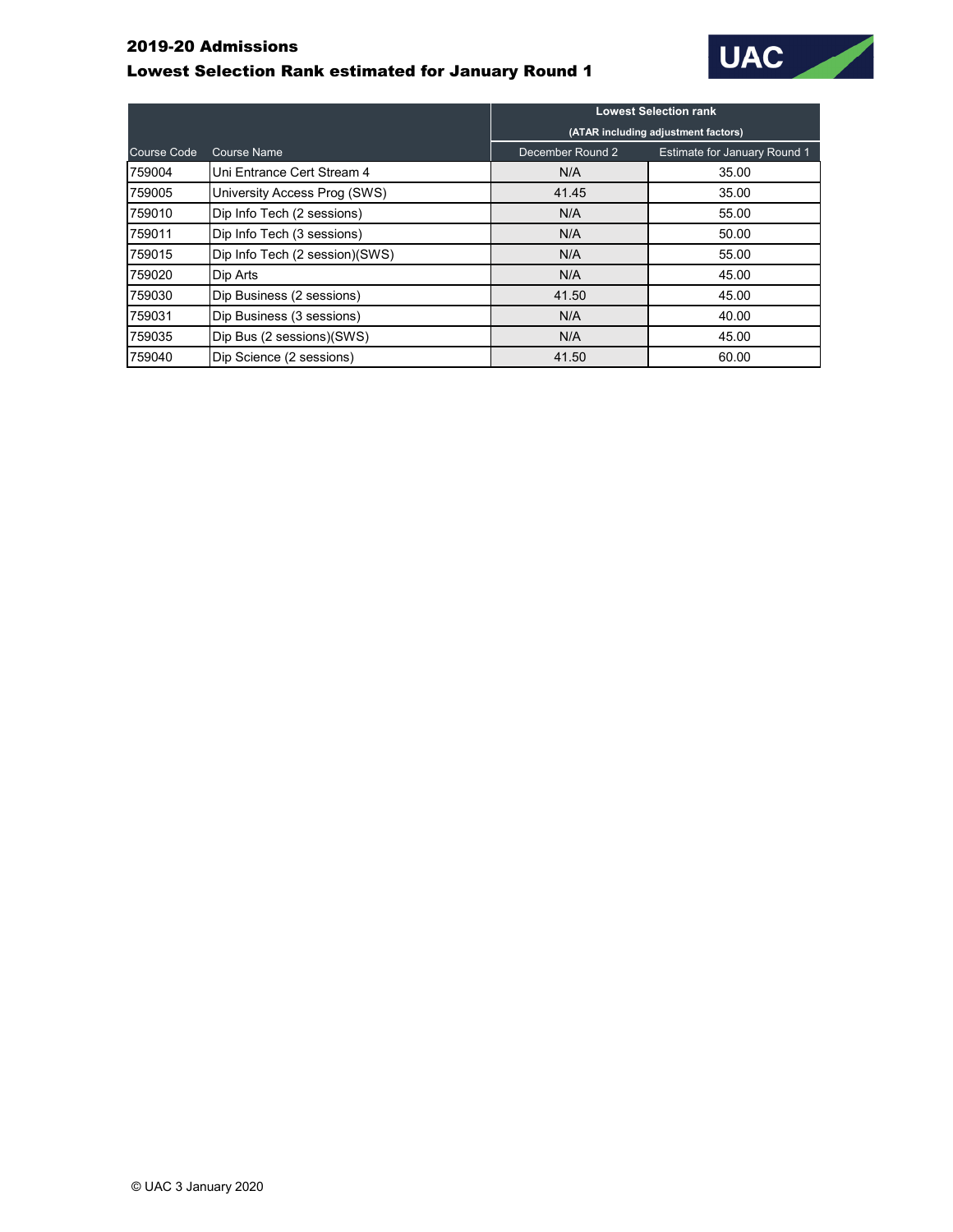## 2019-20 Admissions

## Lowest Selection Rank estimated for January Round 1

| | | Lowest Selection rank (ATAR including adjustment factors) | |
|---|---|---|---|
| Course Code | Course Name | December Round 2 | Estimate for January Round 1 |
| 759004 | Uni Entrance Cert Stream 4 | N/A | 35.00 |
| 759005 | University Access Prog (SWS) | 41.45 | 35.00 |
| 759010 | Dip Info Tech (2 sessions) | N/A | 55.00 |
| 759011 | Dip Info Tech (3 sessions) | N/A | 50.00 |
| 759015 | Dip Info Tech (2 session)(SWS) | N/A | 55.00 |
| 759020 | Dip Arts | N/A | 45.00 |
| 759030 | Dip Business (2 sessions) | 41.50 | 45.00 |
| 759031 | Dip Business (3 sessions) | N/A | 40.00 |
| 759035 | Dip Bus (2 sessions)(SWS) | N/A | 45.00 |
| 759040 | Dip Science (2 sessions) | 41.50 | 60.00 |

© UAC 3 January 2020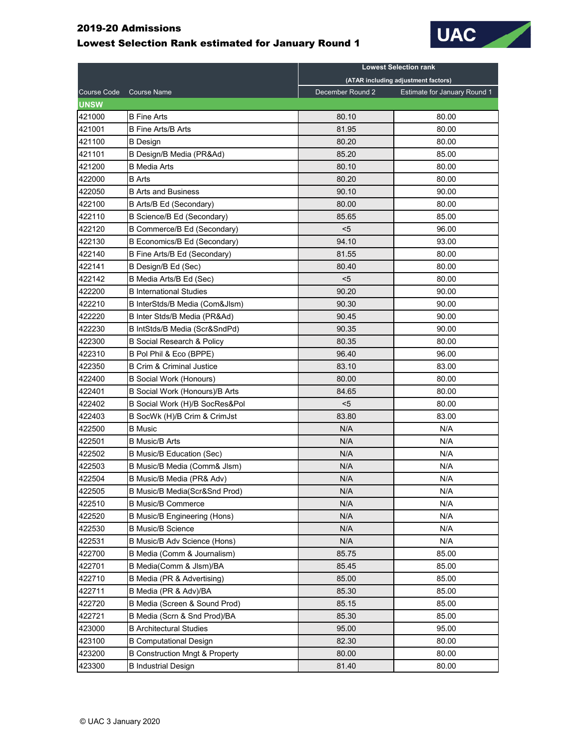## 2019-20 Admissions

## Lowest Selection Rank estimated for January Round 1

UAC

| | | Lowest Selection rank (ATAR including adjustment factors) | |
|---|---|---|---|
| Course Code | Course Name | December Round 2 | Estimate for January Round 1 |
| **UNSW** | | | |
| 421000 | B Fine Arts | 80.10 | 80.00 |
| 421001 | B Fine Arts/B Arts | 81.95 | 80.00 |
| 421100 | B Design | 80.20 | 80.00 |
| 421101 | B Design/B Media (PR&Ad) | 85.20 | 85.00 |
| 421200 | B Media Arts | 80.10 | 80.00 |
| 422000 | B Arts | 80.20 | 80.00 |
| 422050 | B Arts and Business | 90.10 | 90.00 |
| 422100 | B Arts/B Ed (Secondary) | 80.00 | 80.00 |
| 422110 | B Science/B Ed (Secondary) | 85.65 | 85.00 |
| 422120 | B Commerce/B Ed (Secondary) | <5 | 96.00 |
| 422130 | B Economics/B Ed (Secondary) | 94.10 | 93.00 |
| 422140 | B Fine Arts/B Ed (Secondary) | 81.55 | 80.00 |
| 422141 | B Design/B Ed (Sec) | 80.40 | 80.00 |
| 422142 | B Media Arts/B Ed (Sec) | <5 | 80.00 |
| 422200 | B International Studies | 90.20 | 90.00 |
| 422210 | B InterStds/B Media (Com&Jlsm) | 90.30 | 90.00 |
| 422220 | B Inter Stds/B Media (PR&Ad) | 90.45 | 90.00 |
| 422230 | B IntStds/B Media (Scr&SndPd) | 90.35 | 90.00 |
| 422300 | B Social Research & Policy | 80.35 | 80.00 |
| 422310 | B Pol Phil & Eco (BPPE) | 96.40 | 96.00 |
| 422350 | B Crim & Criminal Justice | 83.10 | 83.00 |
| 422400 | B Social Work (Honours) | 80.00 | 80.00 |
| 422401 | B Social Work (Honours)/B Arts | 84.65 | 80.00 |
| 422402 | B Social Work (H)/B SocRes&Pol | <5 | 80.00 |
| 422403 | B SocWk (H)/B Crim & CrimJst | 83.80 | 83.00 |
| 422500 | B Music | N/A | N/A |
| 422501 | B Music/B Arts | N/A | N/A |
| 422502 | B Music/B Education (Sec) | N/A | N/A |
| 422503 | B Music/B Media (Comm& Jlsm) | N/A | N/A |
| 422504 | B Music/B Media (PR& Adv) | N/A | N/A |
| 422505 | B Music/B Media(Scr&Snd Prod) | N/A | N/A |
| 422510 | B Music/B Commerce | N/A | N/A |
| 422520 | B Music/B Engineering (Hons) | N/A | N/A |
| 422530 | B Music/B Science | N/A | N/A |
| 422531 | B Music/B Adv Science (Hons) | N/A | N/A |
| 422700 | B Media (Comm & Journalism) | 85.75 | 85.00 |
| 422701 | B Media(Comm & Jlsm)/BA | 85.45 | 85.00 |
| 422710 | B Media (PR & Advertising) | 85.00 | 85.00 |
| 422711 | B Media (PR & Adv)/BA | 85.30 | 85.00 |
| 422720 | B Media (Screen & Sound Prod) | 85.15 | 85.00 |
| 422721 | B Media (Scrn & Snd Prod)/BA | 85.30 | 85.00 |
| 423000 | B Architectural Studies | 95.00 | 95.00 |
| 423100 | B Computational Design | 82.30 | 80.00 |
| 423200 | B Construction Mngt & Property | 80.00 | 80.00 |
| 423300 | B Industrial Design | 81.40 | 80.00 |

© UAC 3 January 2020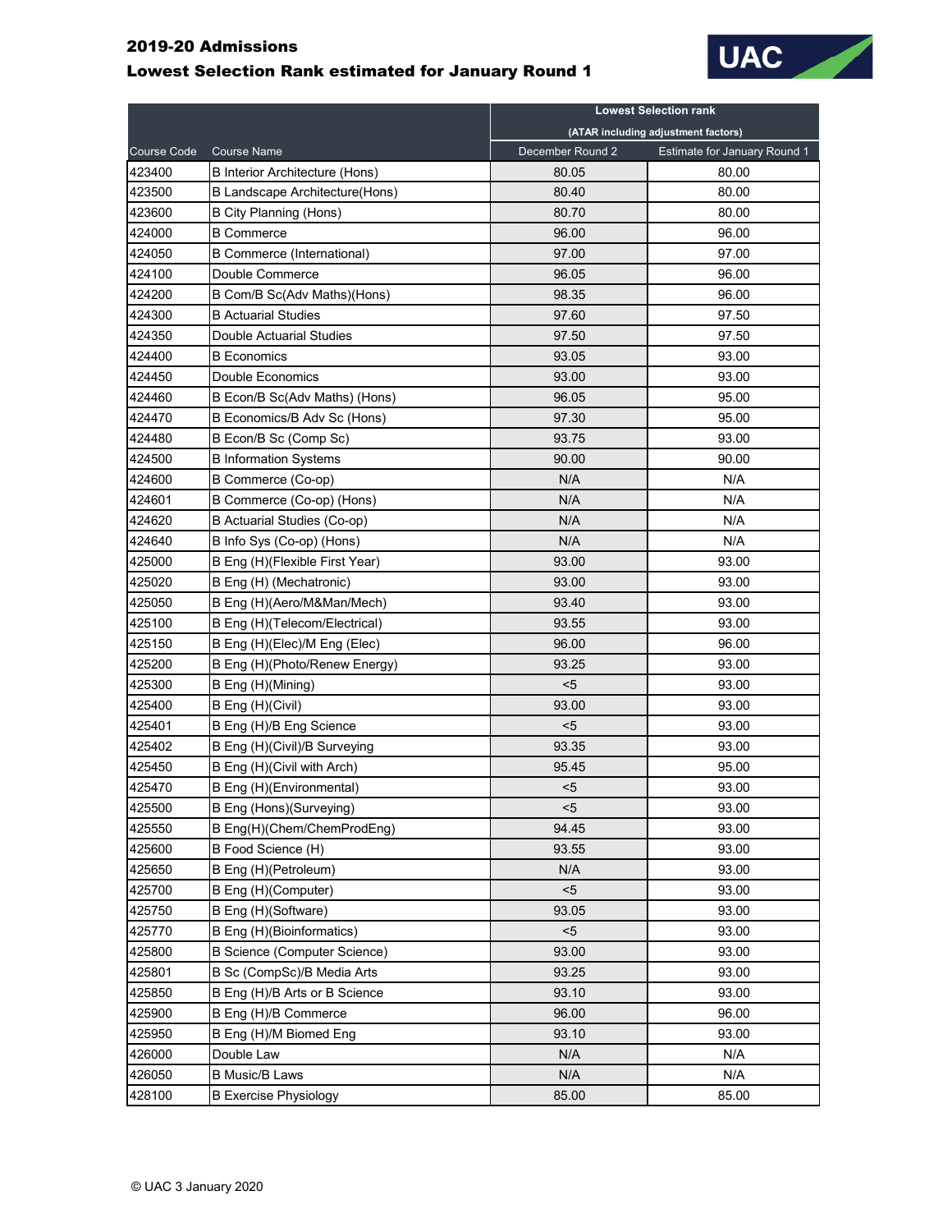## 2019-20 Admissions

## Lowest Selection Rank estimated for January Round 1

| Course Code | Course Name | Lowest Selection rank (ATAR including adjustment factors) December Round 2 | Estimate for January Round 1 |
|---|---|---|---|
| 423400 | B Interior Architecture (Hons) | 80.05 | 80.00 |
| 423500 | B Landscape Architecture(Hons) | 80.40 | 80.00 |
| 423600 | B City Planning (Hons) | 80.70 | 80.00 |
| 424000 | B Commerce | 96.00 | 96.00 |
| 424050 | B Commerce (International) | 97.00 | 97.00 |
| 424100 | Double Commerce | 96.05 | 96.00 |
| 424200 | B Com/B Sc(Adv Maths)(Hons) | 98.35 | 96.00 |
| 424300 | B Actuarial Studies | 97.60 | 97.50 |
| 424350 | Double Actuarial Studies | 97.50 | 97.50 |
| 424400 | B Economics | 93.05 | 93.00 |
| 424450 | Double Economics | 93.00 | 93.00 |
| 424460 | B Econ/B Sc(Adv Maths) (Hons) | 96.05 | 95.00 |
| 424470 | B Economics/B Adv Sc (Hons) | 97.30 | 95.00 |
| 424480 | B Econ/B Sc (Comp Sc) | 93.75 | 93.00 |
| 424500 | B Information Systems | 90.00 | 90.00 |
| 424600 | B Commerce (Co-op) | N/A | N/A |
| 424601 | B Commerce (Co-op) (Hons) | N/A | N/A |
| 424620 | B Actuarial Studies (Co-op) | N/A | N/A |
| 424640 | B Info Sys (Co-op) (Hons) | N/A | N/A |
| 425000 | B Eng (H)(Flexible First Year) | 93.00 | 93.00 |
| 425020 | B Eng (H) (Mechatronic) | 93.00 | 93.00 |
| 425050 | B Eng (H)(Aero/M&Man/Mech) | 93.40 | 93.00 |
| 425100 | B Eng (H)(Telecom/Electrical) | 93.55 | 93.00 |
| 425150 | B Eng (H)(Elec)/M Eng (Elec) | 96.00 | 96.00 |
| 425200 | B Eng (H)(Photo/Renew Energy) | 93.25 | 93.00 |
| 425300 | B Eng (H)(Mining) | <5 | 93.00 |
| 425400 | B Eng (H)(Civil) | 93.00 | 93.00 |
| 425401 | B Eng (H)/B Eng Science | <5 | 93.00 |
| 425402 | B Eng (H)(Civil)/B Surveying | 93.35 | 93.00 |
| 425450 | B Eng (H)(Civil with Arch) | 95.45 | 95.00 |
| 425470 | B Eng (H)(Environmental) | <5 | 93.00 |
| 425500 | B Eng (Hons)(Surveying) | <5 | 93.00 |
| 425550 | B Eng(H)(Chem/ChemProdEng) | 94.45 | 93.00 |
| 425600 | B Food Science (H) | 93.55 | 93.00 |
| 425650 | B Eng (H)(Petroleum) | N/A | 93.00 |
| 425700 | B Eng (H)(Computer) | <5 | 93.00 |
| 425750 | B Eng (H)(Software) | 93.05 | 93.00 |
| 425770 | B Eng (H)(Bioinformatics) | <5 | 93.00 |
| 425800 | B Science (Computer Science) | 93.00 | 93.00 |
| 425801 | B Sc (CompSc)/B Media Arts | 93.25 | 93.00 |
| 425850 | B Eng (H)/B Arts or B Science | 93.10 | 93.00 |
| 425900 | B Eng (H)/B Commerce | 96.00 | 96.00 |
| 425950 | B Eng (H)/M Biomed Eng | 93.10 | 93.00 |
| 426000 | Double Law | N/A | N/A |
| 426050 | B Music/B Laws | N/A | N/A |
| 428100 | B Exercise Physiology | 85.00 | 85.00 |

© UAC 3 January 2020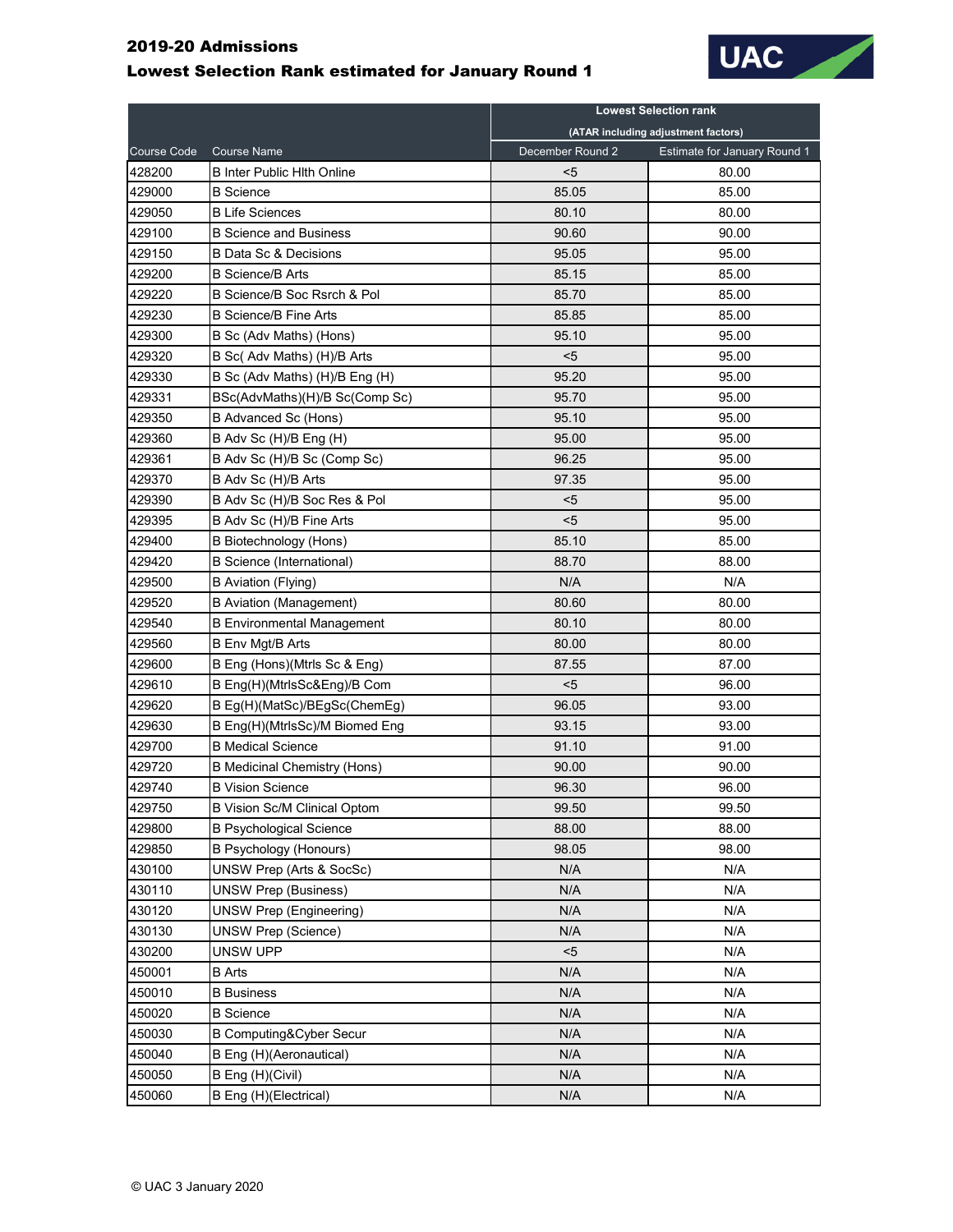## 2019-20 Admissions

## Lowest Selection Rank estimated for January Round 1

| | | Lowest Selection rank (ATAR including adjustment factors) | |
|---|---|---|---|
| Course Code | Course Name | December Round 2 | Estimate for January Round 1 |
| 428200 | B Inter Public Hlth Online | <5 | 80.00 |
| 429000 | B Science | 85.05 | 85.00 |
| 429050 | B Life Sciences | 80.10 | 80.00 |
| 429100 | B Science and Business | 90.60 | 90.00 |
| 429150 | B Data Sc & Decisions | 95.05 | 95.00 |
| 429200 | B Science/B Arts | 85.15 | 85.00 |
| 429220 | B Science/B Soc Rsrch & Pol | 85.70 | 85.00 |
| 429230 | B Science/B Fine Arts | 85.85 | 85.00 |
| 429300 | B Sc (Adv Maths) (Hons) | 95.10 | 95.00 |
| 429320 | B Sc( Adv Maths) (H)/B Arts | <5 | 95.00 |
| 429330 | B Sc (Adv Maths) (H)/B Eng (H) | 95.20 | 95.00 |
| 429331 | BSc(AdvMaths)(H)/B Sc(Comp Sc) | 95.70 | 95.00 |
| 429350 | B Advanced Sc (Hons) | 95.10 | 95.00 |
| 429360 | B Adv Sc (H)/B Eng (H) | 95.00 | 95.00 |
| 429361 | B Adv Sc (H)/B Sc (Comp Sc) | 96.25 | 95.00 |
| 429370 | B Adv Sc (H)/B Arts | 97.35 | 95.00 |
| 429390 | B Adv Sc (H)/B Soc Res & Pol | <5 | 95.00 |
| 429395 | B Adv Sc (H)/B Fine Arts | <5 | 95.00 |
| 429400 | B Biotechnology (Hons) | 85.10 | 85.00 |
| 429420 | B Science (International) | 88.70 | 88.00 |
| 429500 | B Aviation (Flying) | N/A | N/A |
| 429520 | B Aviation (Management) | 80.60 | 80.00 |
| 429540 | B Environmental Management | 80.10 | 80.00 |
| 429560 | B Env Mgt/B Arts | 80.00 | 80.00 |
| 429600 | B Eng (Hons)(Mtrls Sc & Eng) | 87.55 | 87.00 |
| 429610 | B Eng(H)(MtrlsSc&Eng)/B Com | <5 | 96.00 |
| 429620 | B Eg(H)(MatSc)/BEgSc(ChemEg) | 96.05 | 93.00 |
| 429630 | B Eng(H)(MtrlsSc)/M Biomed Eng | 93.15 | 93.00 |
| 429700 | B Medical Science | 91.10 | 91.00 |
| 429720 | B Medicinal Chemistry (Hons) | 90.00 | 90.00 |
| 429740 | B Vision Science | 96.30 | 96.00 |
| 429750 | B Vision Sc/M Clinical Optom | 99.50 | 99.50 |
| 429800 | B Psychological Science | 88.00 | 88.00 |
| 429850 | B Psychology (Honours) | 98.05 | 98.00 |
| 430100 | UNSW Prep (Arts & SocSc) | N/A | N/A |
| 430110 | UNSW Prep (Business) | N/A | N/A |
| 430120 | UNSW Prep (Engineering) | N/A | N/A |
| 430130 | UNSW Prep (Science) | N/A | N/A |
| 430200 | UNSW UPP | <5 | N/A |
| 450001 | B Arts | N/A | N/A |
| 450010 | B Business | N/A | N/A |
| 450020 | B Science | N/A | N/A |
| 450030 | B Computing&Cyber Secur | N/A | N/A |
| 450040 | B Eng (H)(Aeronautical) | N/A | N/A |
| 450050 | B Eng (H)(Civil) | N/A | N/A |
| 450060 | B Eng (H)(Electrical) | N/A | N/A |

© UAC 3 January 2020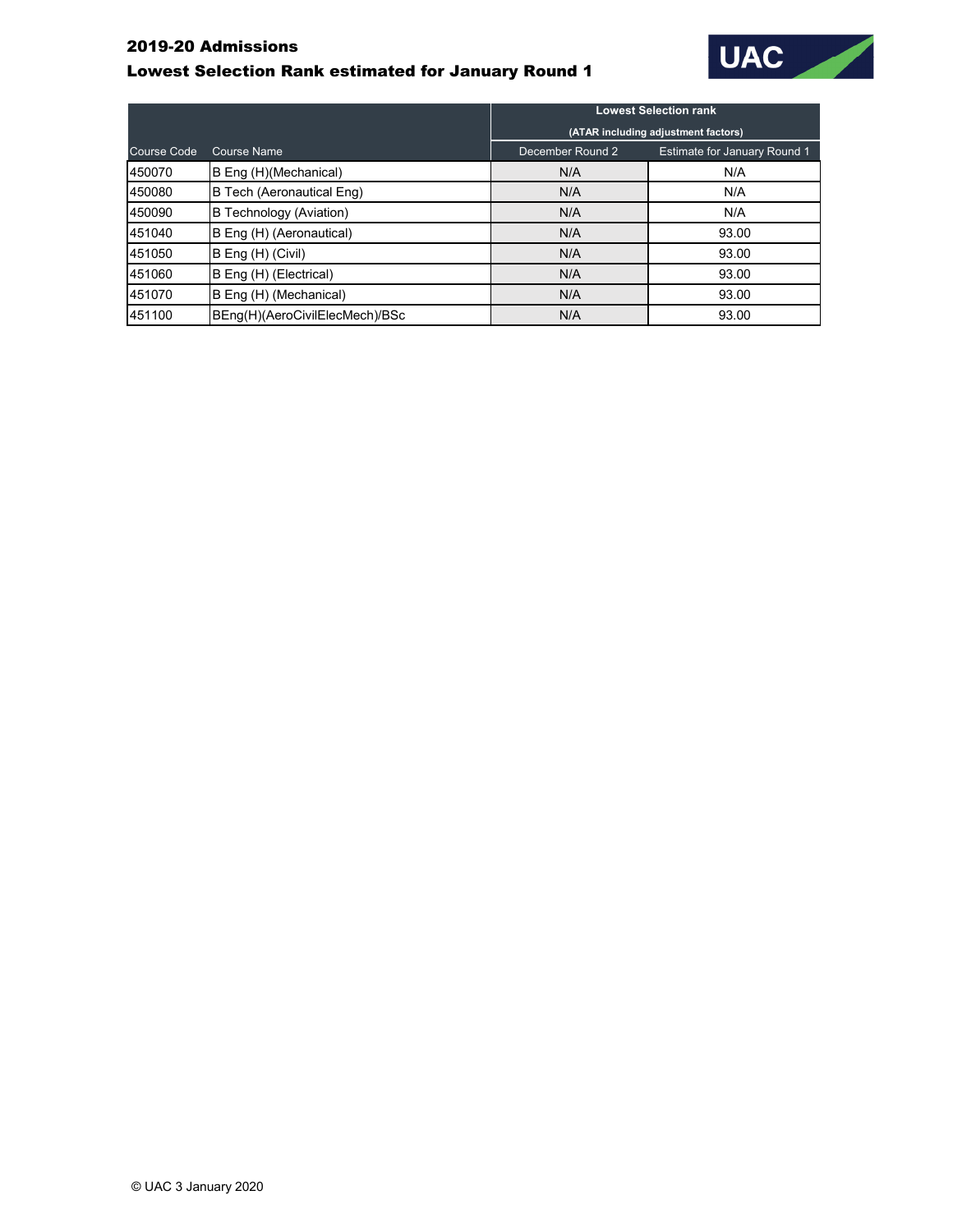## 2019-20 Admissions
## Lowest Selection Rank estimated for January Round 1

| | | Lowest Selection rank (ATAR including adjustment factors) | |
|---|---|---|---|
| Course Code | Course Name | December Round 2 | Estimate for January Round 1 |
| 450070 | B Eng (H)(Mechanical) | N/A | N/A |
| 450080 | B Tech (Aeronautical Eng) | N/A | N/A |
| 450090 | B Technology (Aviation) | N/A | N/A |
| 451040 | B Eng (H) (Aeronautical) | N/A | 93.00 |
| 451050 | B Eng (H) (Civil) | N/A | 93.00 |
| 451060 | B Eng (H) (Electrical) | N/A | 93.00 |
| 451070 | B Eng (H) (Mechanical) | N/A | 93.00 |
| 451100 | BEng(H)(AeroCivilElecMech)/BSc | N/A | 93.00 |

© UAC 3 January 2020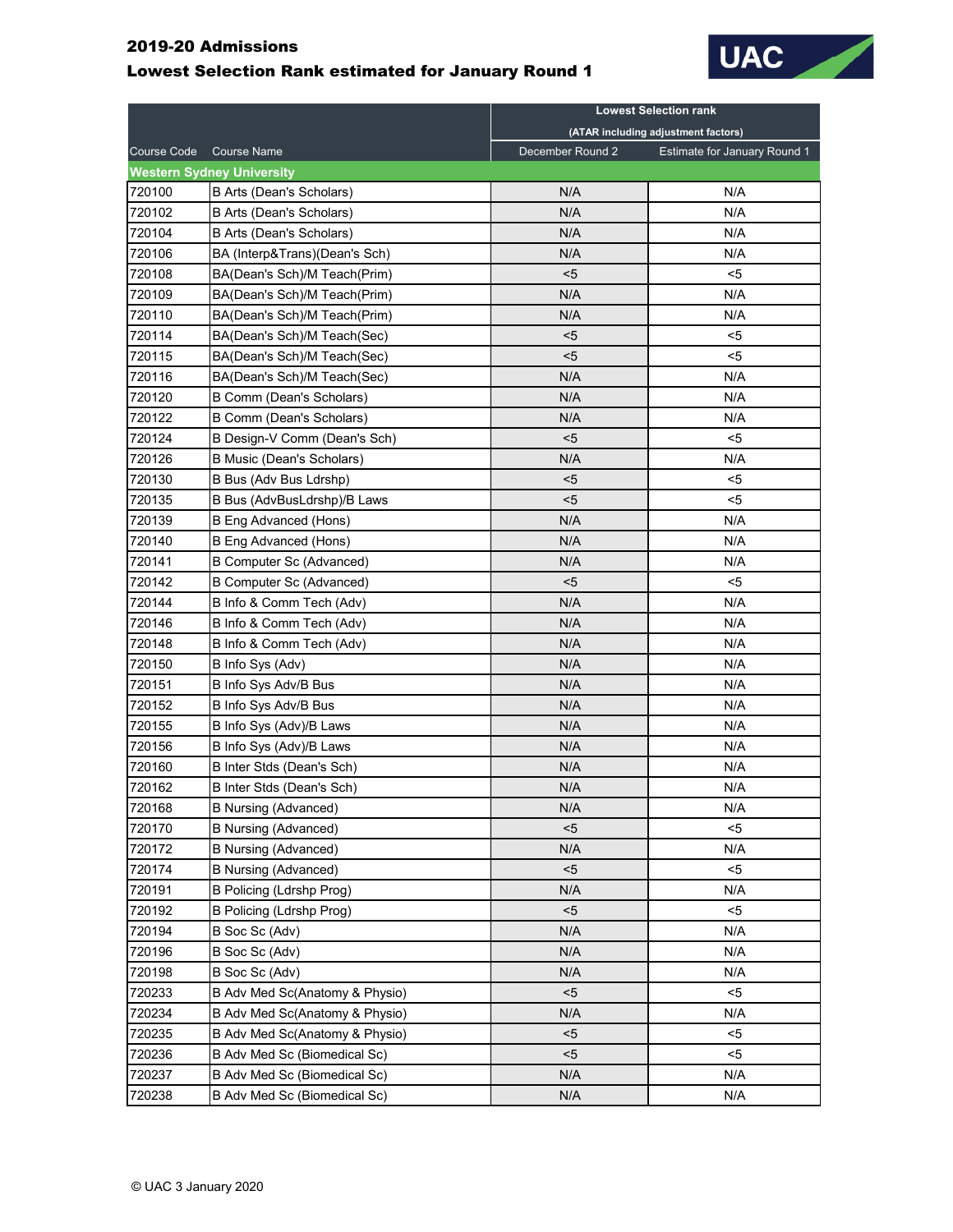## 2019-20 Admissions

## Lowest Selection Rank estimated for January Round 1

| Course Code | Course Name | Lowest Selection rank (ATAR including adjustment factors) | |
|---|---|---|---|
| | | December Round 2 | Estimate for January Round 1 |
| **Western Sydney University** | | | |
| 720100 | B Arts (Dean's Scholars) | N/A | N/A |
| 720102 | B Arts (Dean's Scholars) | N/A | N/A |
| 720104 | B Arts (Dean's Scholars) | N/A | N/A |
| 720106 | BA (Interp&Trans)(Dean's Sch) | N/A | N/A |
| 720108 | BA(Dean's Sch)/M Teach(Prim) | <5 | <5 |
| 720109 | BA(Dean's Sch)/M Teach(Prim) | N/A | N/A |
| 720110 | BA(Dean's Sch)/M Teach(Prim) | N/A | N/A |
| 720114 | BA(Dean's Sch)/M Teach(Sec) | <5 | <5 |
| 720115 | BA(Dean's Sch)/M Teach(Sec) | <5 | <5 |
| 720116 | BA(Dean's Sch)/M Teach(Sec) | N/A | N/A |
| 720120 | B Comm (Dean's Scholars) | N/A | N/A |
| 720122 | B Comm (Dean's Scholars) | N/A | N/A |
| 720124 | B Design-V Comm (Dean's Sch) | <5 | <5 |
| 720126 | B Music (Dean's Scholars) | N/A | N/A |
| 720130 | B Bus (Adv Bus Ldrshp) | <5 | <5 |
| 720135 | B Bus (AdvBusLdrshp)/B Laws | <5 | <5 |
| 720139 | B Eng Advanced (Hons) | N/A | N/A |
| 720140 | B Eng Advanced (Hons) | N/A | N/A |
| 720141 | B Computer Sc (Advanced) | N/A | N/A |
| 720142 | B Computer Sc (Advanced) | <5 | <5 |
| 720144 | B Info & Comm Tech (Adv) | N/A | N/A |
| 720146 | B Info & Comm Tech (Adv) | N/A | N/A |
| 720148 | B Info & Comm Tech (Adv) | N/A | N/A |
| 720150 | B Info Sys (Adv) | N/A | N/A |
| 720151 | B Info Sys Adv/B Bus | N/A | N/A |
| 720152 | B Info Sys Adv/B Bus | N/A | N/A |
| 720155 | B Info Sys (Adv)/B Laws | N/A | N/A |
| 720156 | B Info Sys (Adv)/B Laws | N/A | N/A |
| 720160 | B Inter Stds (Dean's Sch) | N/A | N/A |
| 720162 | B Inter Stds (Dean's Sch) | N/A | N/A |
| 720168 | B Nursing (Advanced) | N/A | N/A |
| 720170 | B Nursing (Advanced) | <5 | <5 |
| 720172 | B Nursing (Advanced) | N/A | N/A |
| 720174 | B Nursing (Advanced) | <5 | <5 |
| 720191 | B Policing (Ldrshp Prog) | N/A | N/A |
| 720192 | B Policing (Ldrshp Prog) | <5 | <5 |
| 720194 | B Soc Sc (Adv) | N/A | N/A |
| 720196 | B Soc Sc (Adv) | N/A | N/A |
| 720198 | B Soc Sc (Adv) | N/A | N/A |
| 720233 | B Adv Med Sc(Anatomy & Physio) | <5 | <5 |
| 720234 | B Adv Med Sc(Anatomy & Physio) | N/A | N/A |
| 720235 | B Adv Med Sc(Anatomy & Physio) | <5 | <5 |
| 720236 | B Adv Med Sc (Biomedical Sc) | <5 | <5 |
| 720237 | B Adv Med Sc (Biomedical Sc) | N/A | N/A |
| 720238 | B Adv Med Sc (Biomedical Sc) | N/A | N/A |

© UAC 3 January 2020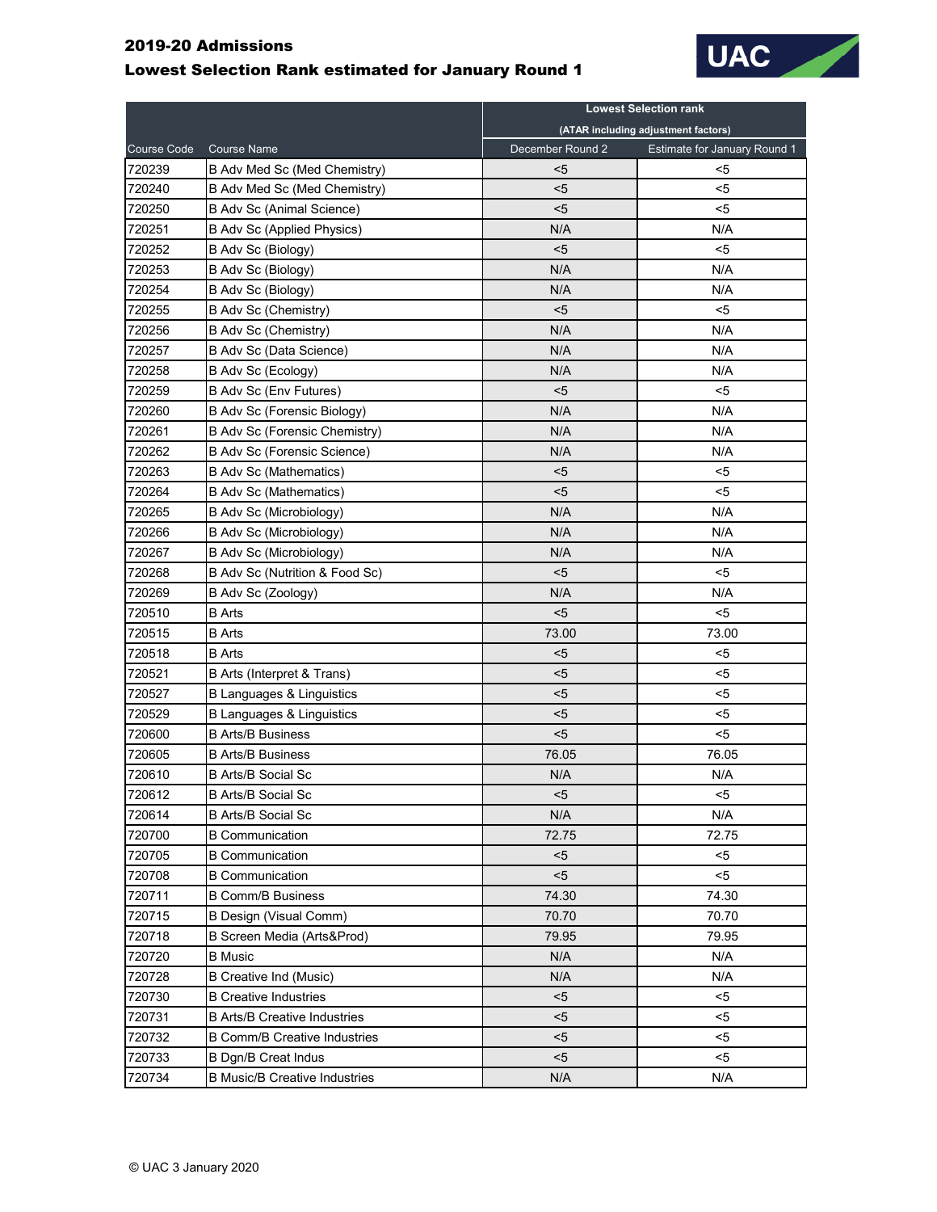## 2019-20 Admissions

## Lowest Selection Rank estimated for January Round 1

| | | Lowest Selection rank (ATAR including adjustment factors) | |
|---|---|---|---|
| Course Code | Course Name | December Round 2 | Estimate for January Round 1 |
| 720239 | B Adv Med Sc (Med Chemistry) | <5 | <5 |
| 720240 | B Adv Med Sc (Med Chemistry) | <5 | <5 |
| 720250 | B Adv Sc (Animal Science) | <5 | <5 |
| 720251 | B Adv Sc (Applied Physics) | N/A | N/A |
| 720252 | B Adv Sc (Biology) | <5 | <5 |
| 720253 | B Adv Sc (Biology) | N/A | N/A |
| 720254 | B Adv Sc (Biology) | N/A | N/A |
| 720255 | B Adv Sc (Chemistry) | <5 | <5 |
| 720256 | B Adv Sc (Chemistry) | N/A | N/A |
| 720257 | B Adv Sc (Data Science) | N/A | N/A |
| 720258 | B Adv Sc (Ecology) | N/A | N/A |
| 720259 | B Adv Sc (Env Futures) | <5 | <5 |
| 720260 | B Adv Sc (Forensic Biology) | N/A | N/A |
| 720261 | B Adv Sc (Forensic Chemistry) | N/A | N/A |
| 720262 | B Adv Sc (Forensic Science) | N/A | N/A |
| 720263 | B Adv Sc (Mathematics) | <5 | <5 |
| 720264 | B Adv Sc (Mathematics) | <5 | <5 |
| 720265 | B Adv Sc (Microbiology) | N/A | N/A |
| 720266 | B Adv Sc (Microbiology) | N/A | N/A |
| 720267 | B Adv Sc (Microbiology) | N/A | N/A |
| 720268 | B Adv Sc (Nutrition & Food Sc) | <5 | <5 |
| 720269 | B Adv Sc (Zoology) | N/A | N/A |
| 720510 | B Arts | <5 | <5 |
| 720515 | B Arts | 73.00 | 73.00 |
| 720518 | B Arts | <5 | <5 |
| 720521 | B Arts (Interpret & Trans) | <5 | <5 |
| 720527 | B Languages & Linguistics | <5 | <5 |
| 720529 | B Languages & Linguistics | <5 | <5 |
| 720600 | B Arts/B Business | <5 | <5 |
| 720605 | B Arts/B Business | 76.05 | 76.05 |
| 720610 | B Arts/B Social Sc | N/A | N/A |
| 720612 | B Arts/B Social Sc | <5 | <5 |
| 720614 | B Arts/B Social Sc | N/A | N/A |
| 720700 | B Communication | 72.75 | 72.75 |
| 720705 | B Communication | <5 | <5 |
| 720708 | B Communication | <5 | <5 |
| 720711 | B Comm/B Business | 74.30 | 74.30 |
| 720715 | B Design (Visual Comm) | 70.70 | 70.70 |
| 720718 | B Screen Media (Arts&Prod) | 79.95 | 79.95 |
| 720720 | B Music | N/A | N/A |
| 720728 | B Creative Ind (Music) | N/A | N/A |
| 720730 | B Creative Industries | <5 | <5 |
| 720731 | B Arts/B Creative Industries | <5 | <5 |
| 720732 | B Comm/B Creative Industries | <5 | <5 |
| 720733 | B Dgn/B Creat Indus | <5 | <5 |
| 720734 | B Music/B Creative Industries | N/A | N/A |

© UAC 3 January 2020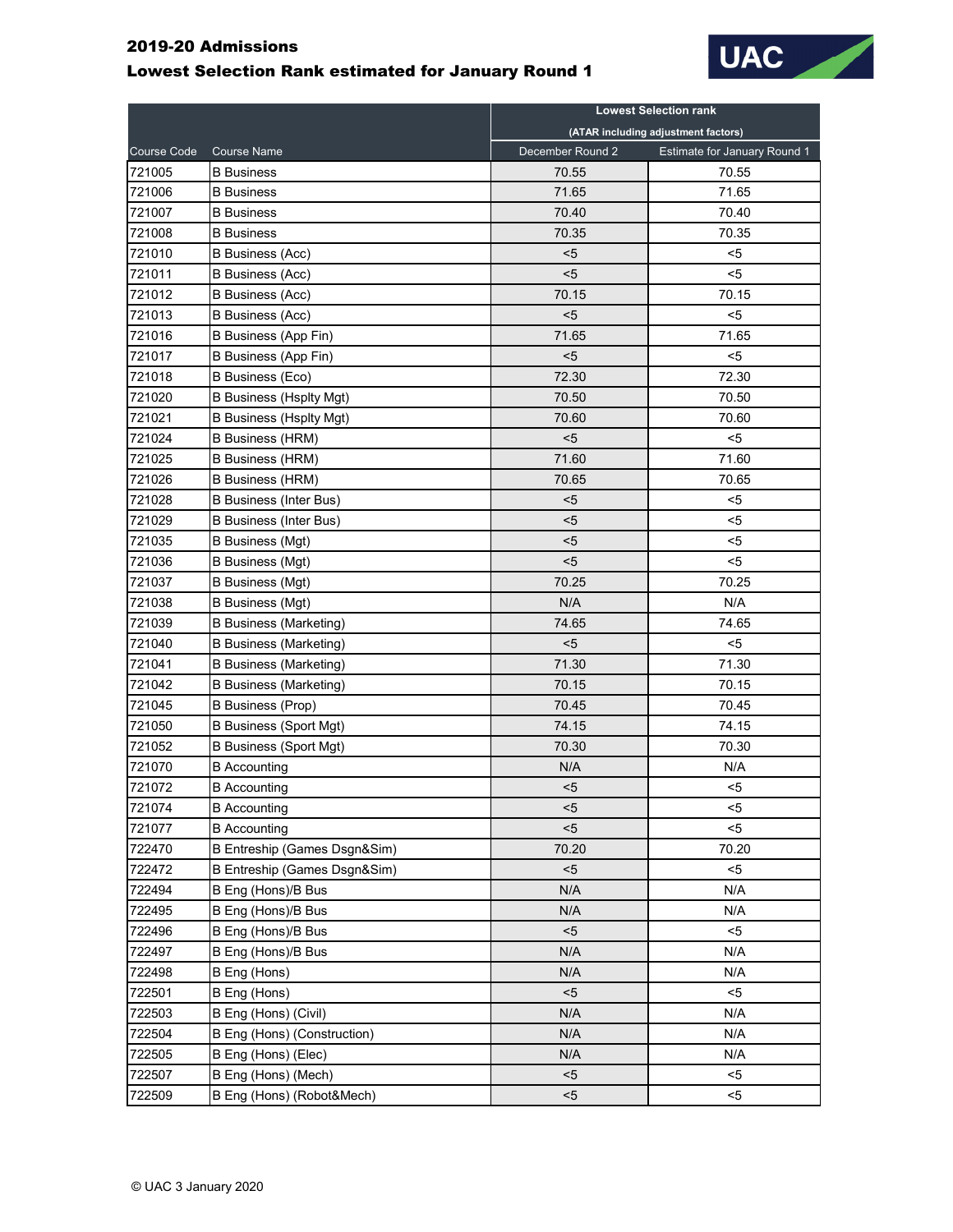## 2019-20 Admissions

## Lowest Selection Rank estimated for January Round 1

| | | Lowest Selection rank (ATAR including adjustment factors) | |
|---|---|---|---|
| Course Code | Course Name | December Round 2 | Estimate for January Round 1 |
| 721005 | B Business | 70.55 | 70.55 |
| 721006 | B Business | 71.65 | 71.65 |
| 721007 | B Business | 70.40 | 70.40 |
| 721008 | B Business | 70.35 | 70.35 |
| 721010 | B Business (Acc) | <5 | <5 |
| 721011 | B Business (Acc) | <5 | <5 |
| 721012 | B Business (Acc) | 70.15 | 70.15 |
| 721013 | B Business (Acc) | <5 | <5 |
| 721016 | B Business (App Fin) | 71.65 | 71.65 |
| 721017 | B Business (App Fin) | <5 | <5 |
| 721018 | B Business (Eco) | 72.30 | 72.30 |
| 721020 | B Business (Hsplty Mgt) | 70.50 | 70.50 |
| 721021 | B Business (Hsplty Mgt) | 70.60 | 70.60 |
| 721024 | B Business (HRM) | <5 | <5 |
| 721025 | B Business (HRM) | 71.60 | 71.60 |
| 721026 | B Business (HRM) | 70.65 | 70.65 |
| 721028 | B Business (Inter Bus) | <5 | <5 |
| 721029 | B Business (Inter Bus) | <5 | <5 |
| 721035 | B Business (Mgt) | <5 | <5 |
| 721036 | B Business (Mgt) | <5 | <5 |
| 721037 | B Business (Mgt) | 70.25 | 70.25 |
| 721038 | B Business (Mgt) | N/A | N/A |
| 721039 | B Business (Marketing) | 74.65 | 74.65 |
| 721040 | B Business (Marketing) | <5 | <5 |
| 721041 | B Business (Marketing) | 71.30 | 71.30 |
| 721042 | B Business (Marketing) | 70.15 | 70.15 |
| 721045 | B Business (Prop) | 70.45 | 70.45 |
| 721050 | B Business (Sport Mgt) | 74.15 | 74.15 |
| 721052 | B Business (Sport Mgt) | 70.30 | 70.30 |
| 721070 | B Accounting | N/A | N/A |
| 721072 | B Accounting | <5 | <5 |
| 721074 | B Accounting | <5 | <5 |
| 721077 | B Accounting | <5 | <5 |
| 722470 | B Entreship (Games Dsgn&Sim) | 70.20 | 70.20 |
| 722472 | B Entreship (Games Dsgn&Sim) | <5 | <5 |
| 722494 | B Eng (Hons)/B Bus | N/A | N/A |
| 722495 | B Eng (Hons)/B Bus | N/A | N/A |
| 722496 | B Eng (Hons)/B Bus | <5 | <5 |
| 722497 | B Eng (Hons)/B Bus | N/A | N/A |
| 722498 | B Eng (Hons) | N/A | N/A |
| 722501 | B Eng (Hons) | <5 | <5 |
| 722503 | B Eng (Hons) (Civil) | N/A | N/A |
| 722504 | B Eng (Hons) (Construction) | N/A | N/A |
| 722505 | B Eng (Hons) (Elec) | N/A | N/A |
| 722507 | B Eng (Hons) (Mech) | <5 | <5 |
| 722509 | B Eng (Hons) (Robot&Mech) | <5 | <5 |

© UAC 3 January 2020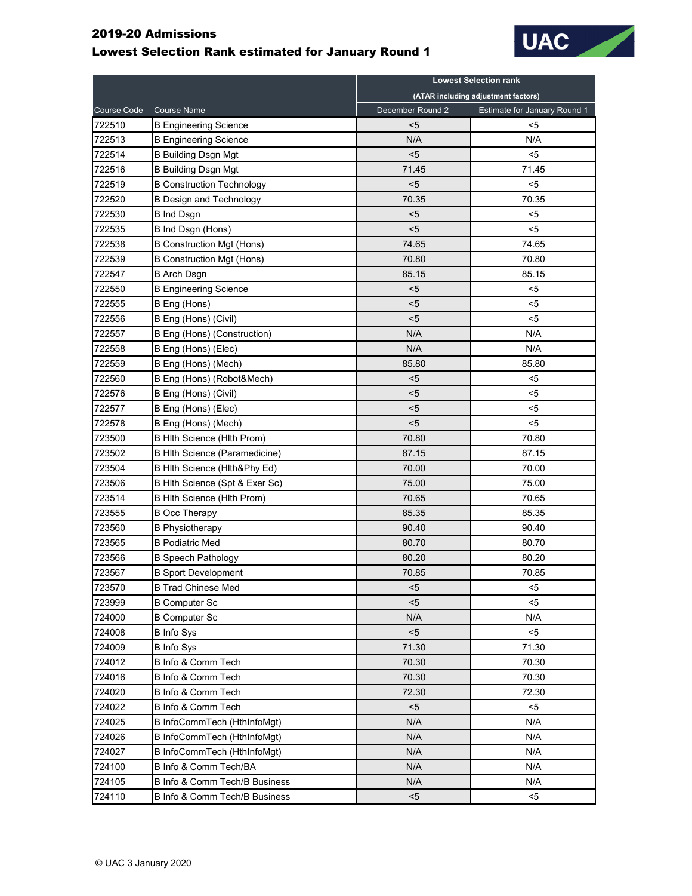**2019-20 Admissions**

**Lowest Selection Rank estimated for January Round 1**

| | | Lowest Selection rank (ATAR including adjustment factors) | |
|---|---|---|---|
| Course Code | Course Name | December Round 2 | Estimate for January Round 1 |
| 722510 | B Engineering Science | <5 | <5 |
| 722513 | B Engineering Science | N/A | N/A |
| 722514 | B Building Dsgn Mgt | <5 | <5 |
| 722516 | B Building Dsgn Mgt | 71.45 | 71.45 |
| 722519 | B Construction Technology | <5 | <5 |
| 722520 | B Design and Technology | 70.35 | 70.35 |
| 722530 | B Ind Dsgn | <5 | <5 |
| 722535 | B Ind Dsgn (Hons) | <5 | <5 |
| 722538 | B Construction Mgt (Hons) | 74.65 | 74.65 |
| 722539 | B Construction Mgt (Hons) | 70.80 | 70.80 |
| 722547 | B Arch Dsgn | 85.15 | 85.15 |
| 722550 | B Engineering Science | <5 | <5 |
| 722555 | B Eng (Hons) | <5 | <5 |
| 722556 | B Eng (Hons) (Civil) | <5 | <5 |
| 722557 | B Eng (Hons) (Construction) | N/A | N/A |
| 722558 | B Eng (Hons) (Elec) | N/A | N/A |
| 722559 | B Eng (Hons) (Mech) | 85.80 | 85.80 |
| 722560 | B Eng (Hons) (Robot&Mech) | <5 | <5 |
| 722576 | B Eng (Hons) (Civil) | <5 | <5 |
| 722577 | B Eng (Hons) (Elec) | <5 | <5 |
| 722578 | B Eng (Hons) (Mech) | <5 | <5 |
| 723500 | B Hlth Science (Hlth Prom) | 70.80 | 70.80 |
| 723502 | B Hlth Science (Paramedicine) | 87.15 | 87.15 |
| 723504 | B Hlth Science (Hlth&Phy Ed) | 70.00 | 70.00 |
| 723506 | B Hlth Science (Spt & Exer Sc) | 75.00 | 75.00 |
| 723514 | B Hlth Science (Hlth Prom) | 70.65 | 70.65 |
| 723555 | B Occ Therapy | 85.35 | 85.35 |
| 723560 | B Physiotherapy | 90.40 | 90.40 |
| 723565 | B Podiatric Med | 80.70 | 80.70 |
| 723566 | B Speech Pathology | 80.20 | 80.20 |
| 723567 | B Sport Development | 70.85 | 70.85 |
| 723570 | B Trad Chinese Med | <5 | <5 |
| 723999 | B Computer Sc | <5 | <5 |
| 724000 | B Computer Sc | N/A | N/A |
| 724008 | B Info Sys | <5 | <5 |
| 724009 | B Info Sys | 71.30 | 71.30 |
| 724012 | B Info & Comm Tech | 70.30 | 70.30 |
| 724016 | B Info & Comm Tech | 70.30 | 70.30 |
| 724020 | B Info & Comm Tech | 72.30 | 72.30 |
| 724022 | B Info & Comm Tech | <5 | <5 |
| 724025 | B InfoCommTech (HthInfoMgt) | N/A | N/A |
| 724026 | B InfoCommTech (HthInfoMgt) | N/A | N/A |
| 724027 | B InfoCommTech (HthInfoMgt) | N/A | N/A |
| 724100 | B Info & Comm Tech/BA | N/A | N/A |
| 724105 | B Info & Comm Tech/B Business | N/A | N/A |
| 724110 | B Info & Comm Tech/B Business | <5 | <5 |

© UAC 3 January 2020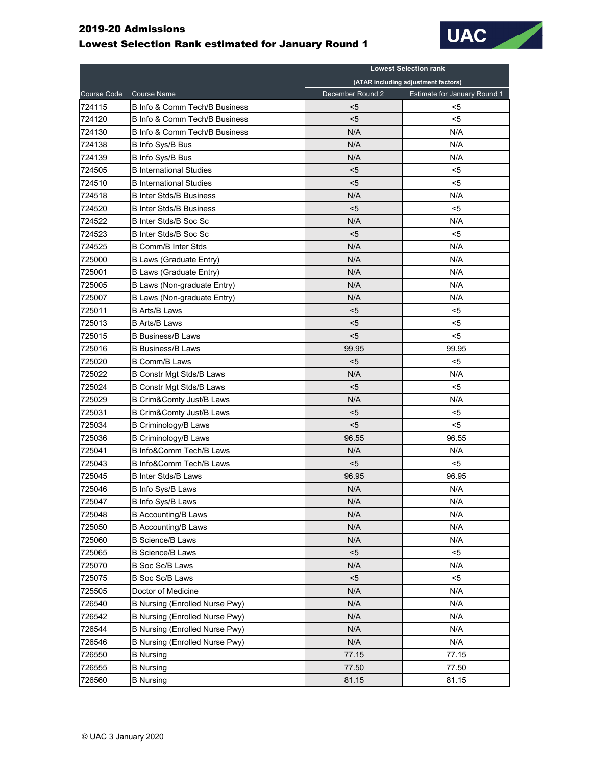## 2019-20 Admissions

## Lowest Selection Rank estimated for January Round 1

| | | Lowest Selection rank (ATAR including adjustment factors) | |
|---|---|---|---|
| Course Code | Course Name | December Round 2 | Estimate for January Round 1 |
| 724115 | B Info & Comm Tech/B Business | <5 | <5 |
| 724120 | B Info & Comm Tech/B Business | <5 | <5 |
| 724130 | B Info & Comm Tech/B Business | N/A | N/A |
| 724138 | B Info Sys/B Bus | N/A | N/A |
| 724139 | B Info Sys/B Bus | N/A | N/A |
| 724505 | B International Studies | <5 | <5 |
| 724510 | B International Studies | <5 | <5 |
| 724518 | B Inter Stds/B Business | N/A | N/A |
| 724520 | B Inter Stds/B Business | <5 | <5 |
| 724522 | B Inter Stds/B Soc Sc | N/A | N/A |
| 724523 | B Inter Stds/B Soc Sc | <5 | <5 |
| 724525 | B Comm/B Inter Stds | N/A | N/A |
| 725000 | B Laws (Graduate Entry) | N/A | N/A |
| 725001 | B Laws (Graduate Entry) | N/A | N/A |
| 725005 | B Laws (Non-graduate Entry) | N/A | N/A |
| 725007 | B Laws (Non-graduate Entry) | N/A | N/A |
| 725011 | B Arts/B Laws | <5 | <5 |
| 725013 | B Arts/B Laws | <5 | <5 |
| 725015 | B Business/B Laws | <5 | <5 |
| 725016 | B Business/B Laws | 99.95 | 99.95 |
| 725020 | B Comm/B Laws | <5 | <5 |
| 725022 | B Constr Mgt Stds/B Laws | N/A | N/A |
| 725024 | B Constr Mgt Stds/B Laws | <5 | <5 |
| 725029 | B Crim&Comty Just/B Laws | N/A | N/A |
| 725031 | B Crim&Comty Just/B Laws | <5 | <5 |
| 725034 | B Criminology/B Laws | <5 | <5 |
| 725036 | B Criminology/B Laws | 96.55 | 96.55 |
| 725041 | B Info&Comm Tech/B Laws | N/A | N/A |
| 725043 | B Info&Comm Tech/B Laws | <5 | <5 |
| 725045 | B Inter Stds/B Laws | 96.95 | 96.95 |
| 725046 | B Info Sys/B Laws | N/A | N/A |
| 725047 | B Info Sys/B Laws | N/A | N/A |
| 725048 | B Accounting/B Laws | N/A | N/A |
| 725050 | B Accounting/B Laws | N/A | N/A |
| 725060 | B Science/B Laws | N/A | N/A |
| 725065 | B Science/B Laws | <5 | <5 |
| 725070 | B Soc Sc/B Laws | N/A | N/A |
| 725075 | B Soc Sc/B Laws | <5 | <5 |
| 725505 | Doctor of Medicine | N/A | N/A |
| 726540 | B Nursing (Enrolled Nurse Pwy) | N/A | N/A |
| 726542 | B Nursing (Enrolled Nurse Pwy) | N/A | N/A |
| 726544 | B Nursing (Enrolled Nurse Pwy) | N/A | N/A |
| 726546 | B Nursing (Enrolled Nurse Pwy) | N/A | N/A |
| 726550 | B Nursing | 77.15 | 77.15 |
| 726555 | B Nursing | 77.50 | 77.50 |
| 726560 | B Nursing | 81.15 | 81.15 |

© UAC 3 January 2020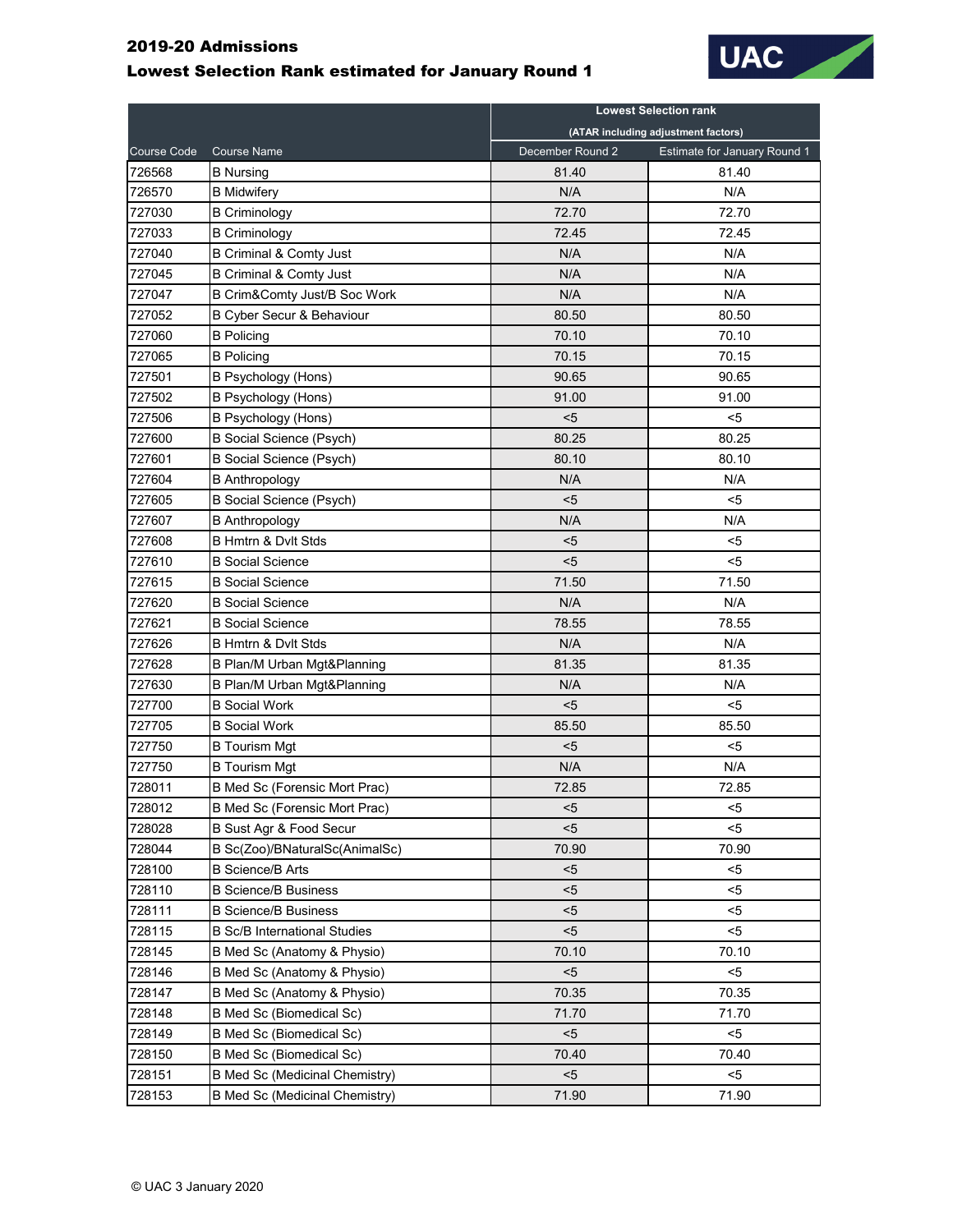## 2019-20 Admissions

## Lowest Selection Rank estimated for January Round 1

| | | Lowest Selection rank (ATAR including adjustment factors) | |
|---|---|---|---|
| Course Code | Course Name | December Round 2 | Estimate for January Round 1 |
| 726568 | B Nursing | 81.40 | 81.40 |
| 726570 | B Midwifery | N/A | N/A |
| 727030 | B Criminology | 72.70 | 72.70 |
| 727033 | B Criminology | 72.45 | 72.45 |
| 727040 | B Criminal & Comty Just | N/A | N/A |
| 727045 | B Criminal & Comty Just | N/A | N/A |
| 727047 | B Crim&Comty Just/B Soc Work | N/A | N/A |
| 727052 | B Cyber Secur & Behaviour | 80.50 | 80.50 |
| 727060 | B Policing | 70.10 | 70.10 |
| 727065 | B Policing | 70.15 | 70.15 |
| 727501 | B Psychology (Hons) | 90.65 | 90.65 |
| 727502 | B Psychology (Hons) | 91.00 | 91.00 |
| 727506 | B Psychology (Hons) | <5 | <5 |
| 727600 | B Social Science (Psych) | 80.25 | 80.25 |
| 727601 | B Social Science (Psych) | 80.10 | 80.10 |
| 727604 | B Anthropology | N/A | N/A |
| 727605 | B Social Science (Psych) | <5 | <5 |
| 727607 | B Anthropology | N/A | N/A |
| 727608 | B Hmtrn & Dvlt Stds | <5 | <5 |
| 727610 | B Social Science | <5 | <5 |
| 727615 | B Social Science | 71.50 | 71.50 |
| 727620 | B Social Science | N/A | N/A |
| 727621 | B Social Science | 78.55 | 78.55 |
| 727626 | B Hmtrn & Dvlt Stds | N/A | N/A |
| 727628 | B Plan/M Urban Mgt&Planning | 81.35 | 81.35 |
| 727630 | B Plan/M Urban Mgt&Planning | N/A | N/A |
| 727700 | B Social Work | <5 | <5 |
| 727705 | B Social Work | 85.50 | 85.50 |
| 727750 | B Tourism Mgt | <5 | <5 |
| 727750 | B Tourism Mgt | N/A | N/A |
| 728011 | B Med Sc (Forensic Mort Prac) | 72.85 | 72.85 |
| 728012 | B Med Sc (Forensic Mort Prac) | <5 | <5 |
| 728028 | B Sust Agr & Food Secur | <5 | <5 |
| 728044 | B Sc(Zoo)/BNaturalSc(AnimalSc) | 70.90 | 70.90 |
| 728100 | B Science/B Arts | <5 | <5 |
| 728110 | B Science/B Business | <5 | <5 |
| 728111 | B Science/B Business | <5 | <5 |
| 728115 | B Sc/B International Studies | <5 | <5 |
| 728145 | B Med Sc (Anatomy & Physio) | 70.10 | 70.10 |
| 728146 | B Med Sc (Anatomy & Physio) | <5 | <5 |
| 728147 | B Med Sc (Anatomy & Physio) | 70.35 | 70.35 |
| 728148 | B Med Sc (Biomedical Sc) | 71.70 | 71.70 |
| 728149 | B Med Sc (Biomedical Sc) | <5 | <5 |
| 728150 | B Med Sc (Biomedical Sc) | 70.40 | 70.40 |
| 728151 | B Med Sc (Medicinal Chemistry) | <5 | <5 |
| 728153 | B Med Sc (Medicinal Chemistry) | 71.90 | 71.90 |

© UAC 3 January 2020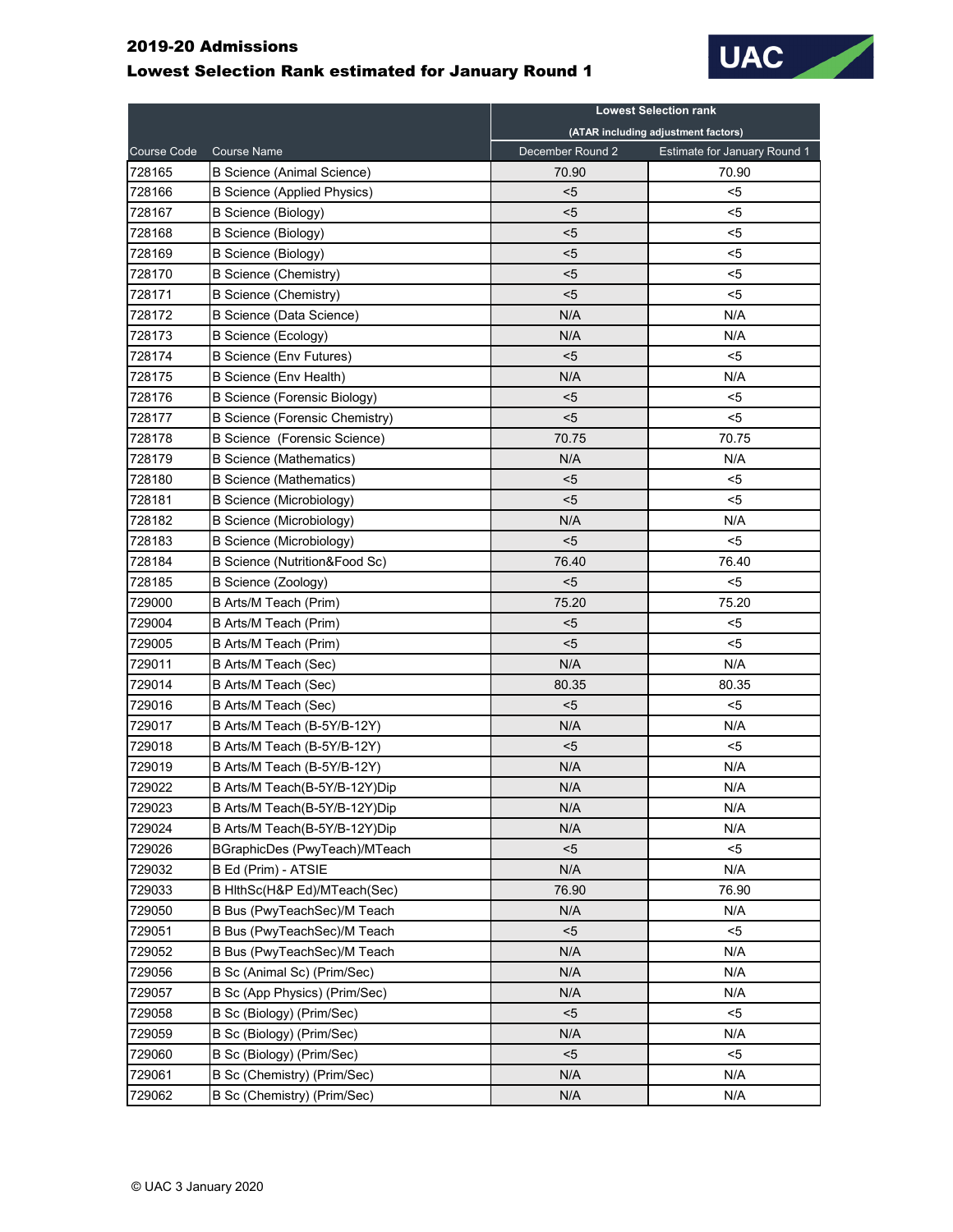## 2019-20 Admissions

## Lowest Selection Rank estimated for January Round 1

| | | Lowest Selection rank (ATAR including adjustment factors) | |
|---|---|---|---|
| Course Code | Course Name | December Round 2 | Estimate for January Round 1 |
| 728165 | B Science (Animal Science) | 70.90 | 70.90 |
| 728166 | B Science (Applied Physics) | <5 | <5 |
| 728167 | B Science (Biology) | <5 | <5 |
| 728168 | B Science (Biology) | <5 | <5 |
| 728169 | B Science (Biology) | <5 | <5 |
| 728170 | B Science (Chemistry) | <5 | <5 |
| 728171 | B Science (Chemistry) | <5 | <5 |
| 728172 | B Science (Data Science) | N/A | N/A |
| 728173 | B Science (Ecology) | N/A | N/A |
| 728174 | B Science (Env Futures) | <5 | <5 |
| 728175 | B Science (Env Health) | N/A | N/A |
| 728176 | B Science (Forensic Biology) | <5 | <5 |
| 728177 | B Science (Forensic Chemistry) | <5 | <5 |
| 728178 | B Science  (Forensic Science) | 70.75 | 70.75 |
| 728179 | B Science (Mathematics) | N/A | N/A |
| 728180 | B Science (Mathematics) | <5 | <5 |
| 728181 | B Science (Microbiology) | <5 | <5 |
| 728182 | B Science (Microbiology) | N/A | N/A |
| 728183 | B Science (Microbiology) | <5 | <5 |
| 728184 | B Science (Nutrition&Food Sc) | 76.40 | 76.40 |
| 728185 | B Science (Zoology) | <5 | <5 |
| 729000 | B Arts/M Teach (Prim) | 75.20 | 75.20 |
| 729004 | B Arts/M Teach (Prim) | <5 | <5 |
| 729005 | B Arts/M Teach (Prim) | <5 | <5 |
| 729011 | B Arts/M Teach (Sec) | N/A | N/A |
| 729014 | B Arts/M Teach (Sec) | 80.35 | 80.35 |
| 729016 | B Arts/M Teach (Sec) | <5 | <5 |
| 729017 | B Arts/M Teach (B-5Y/B-12Y) | N/A | N/A |
| 729018 | B Arts/M Teach (B-5Y/B-12Y) | <5 | <5 |
| 729019 | B Arts/M Teach (B-5Y/B-12Y) | N/A | N/A |
| 729022 | B Arts/M Teach(B-5Y/B-12Y)Dip | N/A | N/A |
| 729023 | B Arts/M Teach(B-5Y/B-12Y)Dip | N/A | N/A |
| 729024 | B Arts/M Teach(B-5Y/B-12Y)Dip | N/A | N/A |
| 729026 | BGraphicDes (PwyTeach)/MTeach | <5 | <5 |
| 729032 | B Ed (Prim) - ATSIE | N/A | N/A |
| 729033 | B HlthSc(H&P Ed)/MTeach(Sec) | 76.90 | 76.90 |
| 729050 | B Bus (PwyTeachSec)/M Teach | N/A | N/A |
| 729051 | B Bus (PwyTeachSec)/M Teach | <5 | <5 |
| 729052 | B Bus (PwyTeachSec)/M Teach | N/A | N/A |
| 729056 | B Sc (Animal Sc) (Prim/Sec) | N/A | N/A |
| 729057 | B Sc (App Physics) (Prim/Sec) | N/A | N/A |
| 729058 | B Sc (Biology) (Prim/Sec) | <5 | <5 |
| 729059 | B Sc (Biology) (Prim/Sec) | N/A | N/A |
| 729060 | B Sc (Biology) (Prim/Sec) | <5 | <5 |
| 729061 | B Sc (Chemistry) (Prim/Sec) | N/A | N/A |
| 729062 | B Sc (Chemistry) (Prim/Sec) | N/A | N/A |

© UAC 3 January 2020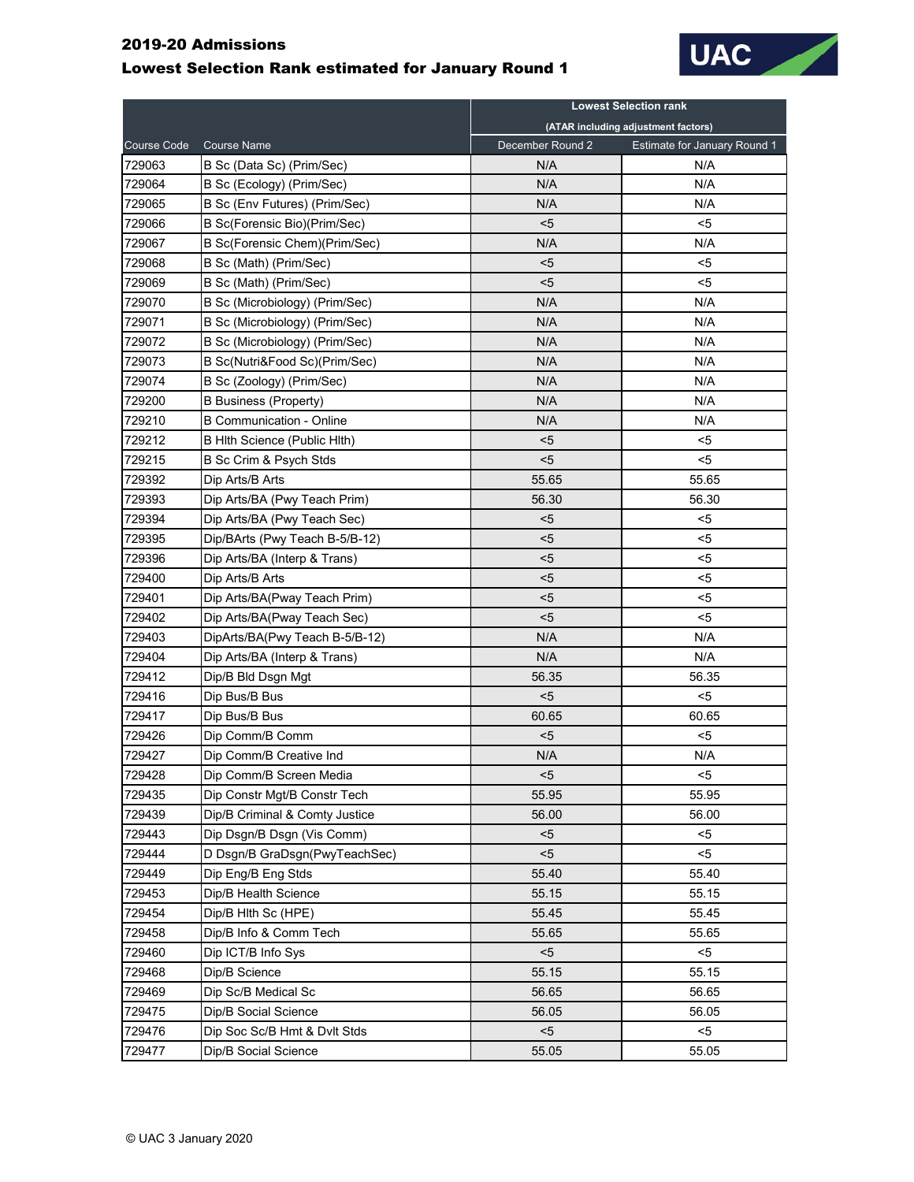## 2019-20 Admissions
## Lowest Selection Rank estimated for January Round 1

| | | Lowest Selection rank (ATAR including adjustment factors) | |
|---|---|---|---|
| Course Code | Course Name | December Round 2 | Estimate for January Round 1 |
| 729063 | B Sc (Data Sc) (Prim/Sec) | N/A | N/A |
| 729064 | B Sc (Ecology) (Prim/Sec) | N/A | N/A |
| 729065 | B Sc (Env Futures) (Prim/Sec) | N/A | N/A |
| 729066 | B Sc(Forensic Bio)(Prim/Sec) | <5 | <5 |
| 729067 | B Sc(Forensic Chem)(Prim/Sec) | N/A | N/A |
| 729068 | B Sc (Math) (Prim/Sec) | <5 | <5 |
| 729069 | B Sc (Math) (Prim/Sec) | <5 | <5 |
| 729070 | B Sc (Microbiology) (Prim/Sec) | N/A | N/A |
| 729071 | B Sc (Microbiology) (Prim/Sec) | N/A | N/A |
| 729072 | B Sc (Microbiology) (Prim/Sec) | N/A | N/A |
| 729073 | B Sc(Nutri&Food Sc)(Prim/Sec) | N/A | N/A |
| 729074 | B Sc (Zoology) (Prim/Sec) | N/A | N/A |
| 729200 | B Business (Property) | N/A | N/A |
| 729210 | B Communication - Online | N/A | N/A |
| 729212 | B Hlth Science (Public Hlth) | <5 | <5 |
| 729215 | B Sc Crim & Psych Stds | <5 | <5 |
| 729392 | Dip Arts/B Arts | 55.65 | 55.65 |
| 729393 | Dip Arts/BA (Pwy Teach Prim) | 56.30 | 56.30 |
| 729394 | Dip Arts/BA (Pwy Teach Sec) | <5 | <5 |
| 729395 | Dip/BArts (Pwy Teach B-5/B-12) | <5 | <5 |
| 729396 | Dip Arts/BA (Interp & Trans) | <5 | <5 |
| 729400 | Dip Arts/B Arts | <5 | <5 |
| 729401 | Dip Arts/BA(Pway Teach Prim) | <5 | <5 |
| 729402 | Dip Arts/BA(Pway Teach Sec) | <5 | <5 |
| 729403 | DipArts/BA(Pwy Teach B-5/B-12) | N/A | N/A |
| 729404 | Dip Arts/BA (Interp & Trans) | N/A | N/A |
| 729412 | Dip/B Bld Dsgn Mgt | 56.35 | 56.35 |
| 729416 | Dip Bus/B Bus | <5 | <5 |
| 729417 | Dip Bus/B Bus | 60.65 | 60.65 |
| 729426 | Dip Comm/B Comm | <5 | <5 |
| 729427 | Dip Comm/B Creative Ind | N/A | N/A |
| 729428 | Dip Comm/B Screen Media | <5 | <5 |
| 729435 | Dip Constr Mgt/B Constr Tech | 55.95 | 55.95 |
| 729439 | Dip/B Criminal & Comty Justice | 56.00 | 56.00 |
| 729443 | Dip Dsgn/B Dsgn (Vis Comm) | <5 | <5 |
| 729444 | D Dsgn/B GraDsgn(PwyTeachSec) | <5 | <5 |
| 729449 | Dip Eng/B Eng Stds | 55.40 | 55.40 |
| 729453 | Dip/B Health Science | 55.15 | 55.15 |
| 729454 | Dip/B Hlth Sc (HPE) | 55.45 | 55.45 |
| 729458 | Dip/B Info & Comm Tech | 55.65 | 55.65 |
| 729460 | Dip ICT/B Info Sys | <5 | <5 |
| 729468 | Dip/B Science | 55.15 | 55.15 |
| 729469 | Dip Sc/B Medical Sc | 56.65 | 56.65 |
| 729475 | Dip/B Social Science | 56.05 | 56.05 |
| 729476 | Dip Soc Sc/B Hmt & Dvlt Stds | <5 | <5 |
| 729477 | Dip/B Social Science | 55.05 | 55.05 |

© UAC 3 January 2020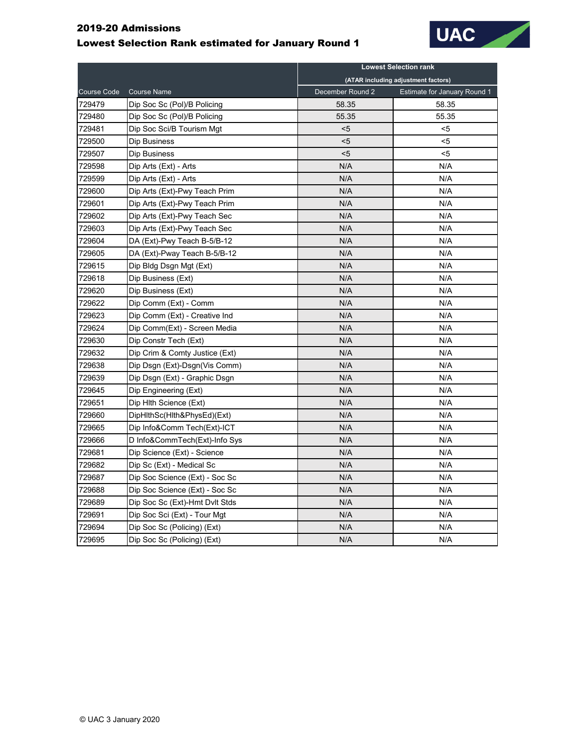## 2019-20 Admissions

## Lowest Selection Rank estimated for January Round 1

| | | Lowest Selection rank (ATAR including adjustment factors) | |
|---|---|---|---|
| Course Code | Course Name | December Round 2 | Estimate for January Round 1 |
| 729479 | Dip Soc Sc (Pol)/B Policing | 58.35 | 58.35 |
| 729480 | Dip Soc Sc (Pol)/B Policing | 55.35 | 55.35 |
| 729481 | Dip Soc Sci/B Tourism Mgt | <5 | <5 |
| 729500 | Dip Business | <5 | <5 |
| 729507 | Dip Business | <5 | <5 |
| 729598 | Dip Arts (Ext) - Arts | N/A | N/A |
| 729599 | Dip Arts (Ext) - Arts | N/A | N/A |
| 729600 | Dip Arts (Ext)-Pwy Teach Prim | N/A | N/A |
| 729601 | Dip Arts (Ext)-Pwy Teach Prim | N/A | N/A |
| 729602 | Dip Arts (Ext)-Pwy Teach Sec | N/A | N/A |
| 729603 | Dip Arts (Ext)-Pwy Teach Sec | N/A | N/A |
| 729604 | DA (Ext)-Pwy Teach B-5/B-12 | N/A | N/A |
| 729605 | DA (Ext)-Pway Teach B-5/B-12 | N/A | N/A |
| 729615 | Dip Bldg Dsgn Mgt (Ext) | N/A | N/A |
| 729618 | Dip Business (Ext) | N/A | N/A |
| 729620 | Dip Business (Ext) | N/A | N/A |
| 729622 | Dip Comm (Ext) - Comm | N/A | N/A |
| 729623 | Dip Comm (Ext) - Creative Ind | N/A | N/A |
| 729624 | Dip Comm(Ext) - Screen Media | N/A | N/A |
| 729630 | Dip Constr Tech (Ext) | N/A | N/A |
| 729632 | Dip Crim & Comty Justice (Ext) | N/A | N/A |
| 729638 | Dip Dsgn (Ext)-Dsgn(Vis Comm) | N/A | N/A |
| 729639 | Dip Dsgn (Ext) - Graphic Dsgn | N/A | N/A |
| 729645 | Dip Engineering (Ext) | N/A | N/A |
| 729651 | Dip Hlth Science (Ext) | N/A | N/A |
| 729660 | DipHlthSc(Hlth&PhysEd)(Ext) | N/A | N/A |
| 729665 | Dip Info&Comm Tech(Ext)-ICT | N/A | N/A |
| 729666 | D Info&CommTech(Ext)-Info Sys | N/A | N/A |
| 729681 | Dip Science (Ext) - Science | N/A | N/A |
| 729682 | Dip Sc (Ext) - Medical Sc | N/A | N/A |
| 729687 | Dip Soc Science (Ext) - Soc Sc | N/A | N/A |
| 729688 | Dip Soc Science (Ext) - Soc Sc | N/A | N/A |
| 729689 | Dip Soc Sc (Ext)-Hmt Dvlt Stds | N/A | N/A |
| 729691 | Dip Soc Sci (Ext) - Tour Mgt | N/A | N/A |
| 729694 | Dip Soc Sc (Policing) (Ext) | N/A | N/A |
| 729695 | Dip Soc Sc (Policing) (Ext) | N/A | N/A |

© UAC 3 January 2020